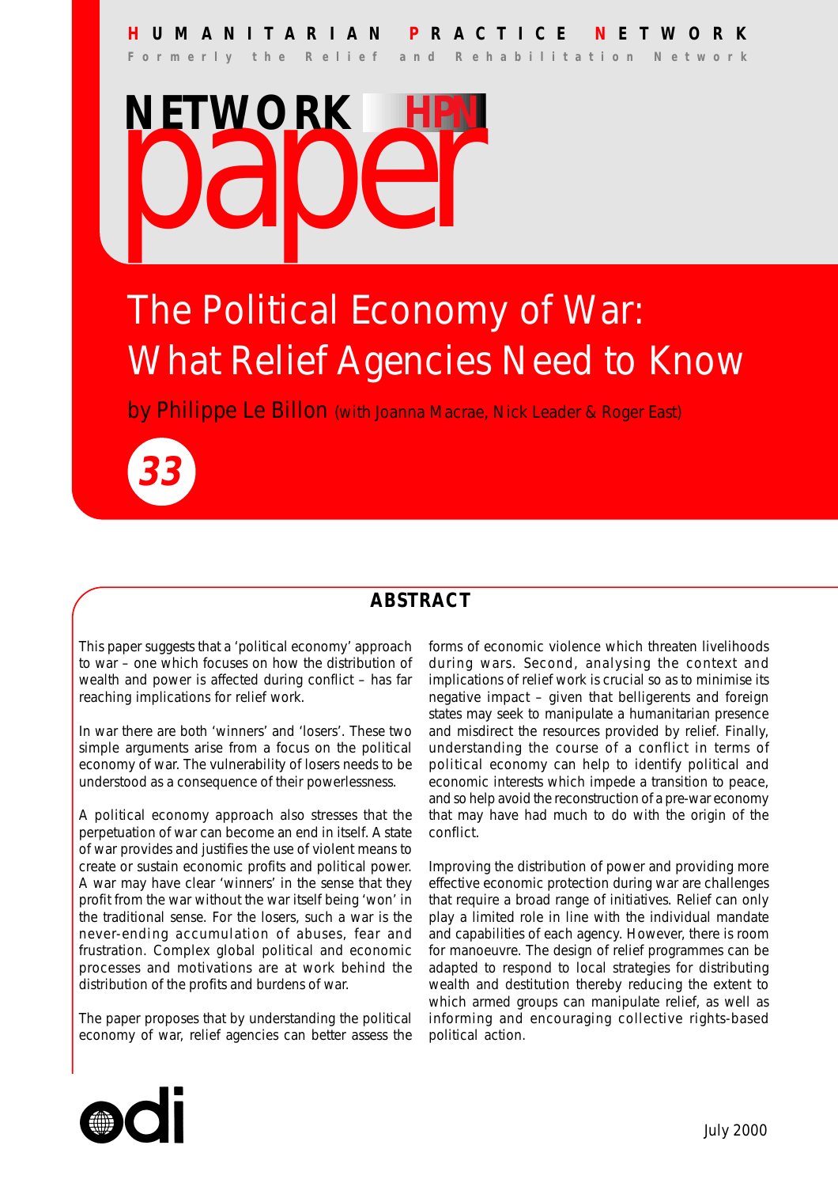HUMANITARIAN PRACTICE NETWORK

Formerly the Relief and Rehabilitation Network

NETWORK HPN paper

# The Political Economy of War: What Relief Agencies Need to Know

by Philippe Le Billon (with Joanna Macrae, Nick Leader & Roger East)

33

## ABSTRACT

This paper suggests that a 'political economy' approach to war – one which focuses on how the distribution of wealth and power is affected during conflict – has far reaching implications for relief work.

In war there are both 'winners' and 'losers'. These two simple arguments arise from a focus on the political economy of war. The vulnerability of losers needs to be understood as a consequence of their powerlessness.

A political economy approach also stresses that the perpetuation of war can become an end in itself. A state of war provides and justifies the use of violent means to create or sustain economic profits and political power. A war may have clear 'winners' in the sense that they profit from the war without the war itself being 'won' in the traditional sense. For the losers, such a war is the never-ending accumulation of abuses, fear and frustration. Complex global political and economic processes and motivations are at work behind the distribution of the profits and burdens of war.

The paper proposes that by understanding the political economy of war, relief agencies can better assess the forms of economic violence which threaten livelihoods during wars. Second, analysing the context and implications of relief work is crucial so as to minimise its negative impact – given that belligerents and foreign states may seek to manipulate a humanitarian presence and misdirect the resources provided by relief. Finally, understanding the course of a conflict in terms of political economy can help to identify political and economic interests which impede a transition to peace, and so help avoid the reconstruction of a pre-war economy that may have had much to do with the origin of the conflict.

Improving the distribution of power and providing more effective economic protection during war are challenges that require a broad range of initiatives. Relief can only play a limited role in line with the individual mandate and capabilities of each agency. However, there is room for manoeuvre. The design of relief programmes can be adapted to respond to local strategies for distributing wealth and destitution thereby reducing the extent to which armed groups can manipulate relief, as well as informing and encouraging collective rights-based political action.

odi

July 2000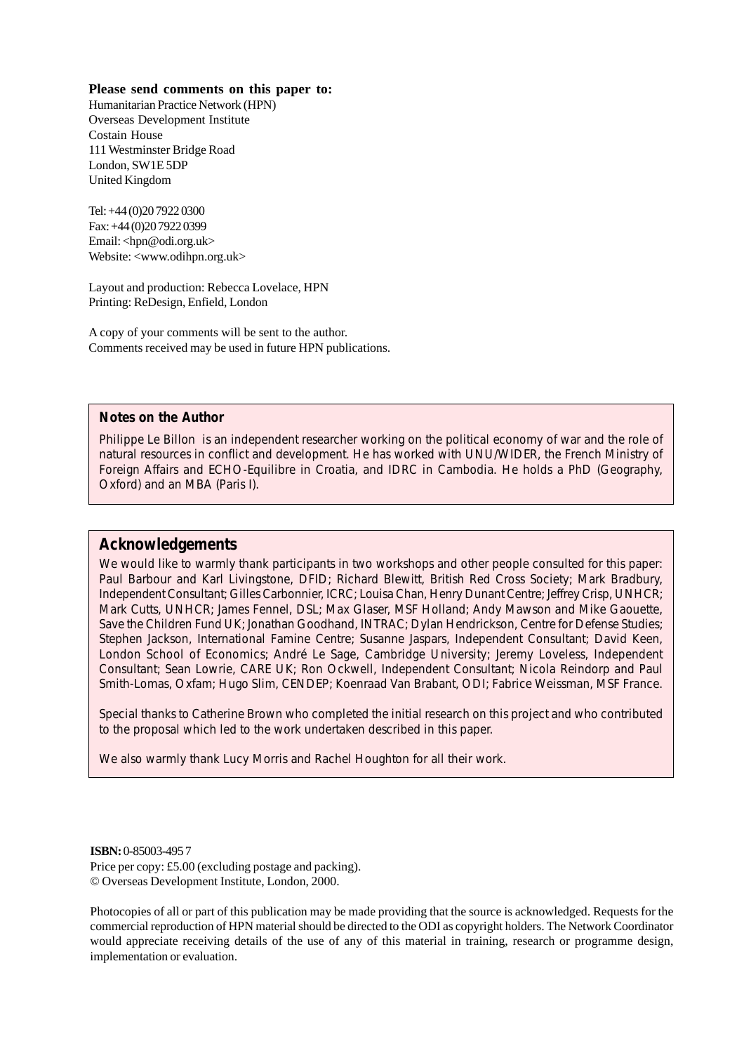**Please send comments on this paper to:**

Humanitarian Practice Network (HPN)
Overseas Development Institute
Costain House
111 Westminster Bridge Road
London, SW1E 5DP
United Kingdom

Tel: +44 (0)20 7922 0300
Fax: +44 (0)20 7922 0399
Email: <hpn@odi.org.uk>
Website: <www.odihpn.org.uk>

Layout and production: Rebecca Lovelace, HPN
Printing: ReDesign, Enfield, London

A copy of your comments will be sent to the author.
Comments received may be used in future HPN publications.

### Notes on the Author

Philippe Le Billon is an independent researcher working on the political economy of war and the role of natural resources in conflict and development. He has worked with UNU/WIDER, the French Ministry of Foreign Affairs and ECHO-Equilibre in Croatia, and IDRC in Cambodia. He holds a PhD (Geography, Oxford) and an MBA (Paris I).

## Acknowledgements

We would like to warmly thank participants in two workshops and other people consulted for this paper: Paul Barbour and Karl Livingstone, DFID; Richard Blewitt, British Red Cross Society; Mark Bradbury, Independent Consultant; Gilles Carbonnier, ICRC; Louisa Chan, Henry Dunant Centre; Jeffrey Crisp, UNHCR; Mark Cutts, UNHCR; James Fennel, DSL; Max Glaser, MSF Holland; Andy Mawson and Mike Gaouette, Save the Children Fund UK; Jonathan Goodhand, INTRAC; Dylan Hendrickson, Centre for Defense Studies; Stephen Jackson, International Famine Centre; Susanne Jaspars, Independent Consultant; David Keen, London School of Economics; André Le Sage, Cambridge University; Jeremy Loveless, Independent Consultant; Sean Lowrie, CARE UK; Ron Ockwell, Independent Consultant; Nicola Reindorp and Paul Smith-Lomas, Oxfam; Hugo Slim, CENDEP; Koenraad Van Brabant, ODI; Fabrice Weissman, MSF France.

Special thanks to Catherine Brown who completed the initial research on this project and who contributed to the proposal which led to the work undertaken described in this paper.

We also warmly thank Lucy Morris and Rachel Houghton for all their work.

**ISBN:** 0-85003-495 7
Price per copy: £5.00 (excluding postage and packing).
© Overseas Development Institute, London, 2000.

Photocopies of all or part of this publication may be made providing that the source is acknowledged. Requests for the commercial reproduction of HPN material should be directed to the ODI as copyright holders. The Network Coordinator would appreciate receiving details of the use of any of this material in training, research or programme design, implementation or evaluation.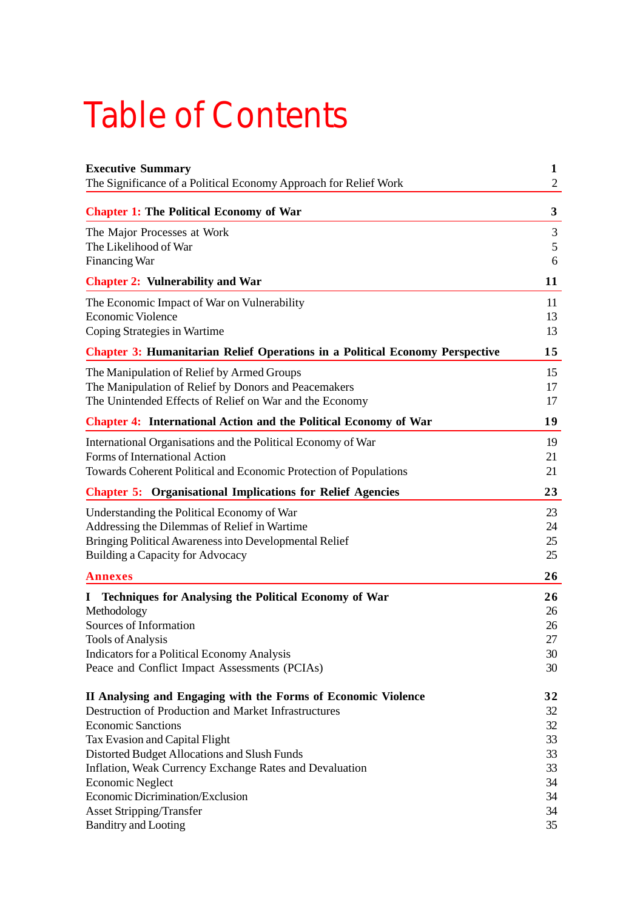# Table of Contents

| | |
|---|---|
| **Executive Summary** | **1** |
| The Significance of a Political Economy Approach for Relief Work | 2 |
| **Chapter 1: The Political Economy of War** | **3** |
| The Major Processes at Work | 3 |
| The Likelihood of War | 5 |
| Financing War | 6 |
| **Chapter 2: Vulnerability and War** | **11** |
| The Economic Impact of War on Vulnerability | 11 |
| Economic Violence | 13 |
| Coping Strategies in Wartime | 13 |
| **Chapter 3: Humanitarian Relief Operations in a Political Economy Perspective** | **15** |
| The Manipulation of Relief by Armed Groups | 15 |
| The Manipulation of Relief by Donors and Peacemakers | 17 |
| The Unintended Effects of Relief on War and the Economy | 17 |
| **Chapter 4: International Action and the Political Economy of War** | **19** |
| International Organisations and the Political Economy of War | 19 |
| Forms of International Action | 21 |
| Towards Coherent Political and Economic Protection of Populations | 21 |
| **Chapter 5: Organisational Implications for Relief Agencies** | **23** |
| Understanding the Political Economy of War | 23 |
| Addressing the Dilemmas of Relief in Wartime | 24 |
| Bringing Political Awareness into Developmental Relief | 25 |
| Building a Capacity for Advocacy | 25 |
| **Annexes** | **26** |
| **I Techniques for Analysing the Political Economy of War** | **26** |
| Methodology | 26 |
| Sources of Information | 26 |
| Tools of Analysis | 27 |
| Indicators for a Political Economy Analysis | 30 |
| Peace and Conflict Impact Assessments (PCIAs) | 30 |
| **II Analysing and Engaging with the Forms of Economic Violence** | **32** |
| Destruction of Production and Market Infrastructures | 32 |
| Economic Sanctions | 32 |
| Tax Evasion and Capital Flight | 33 |
| Distorted Budget Allocations and Slush Funds | 33 |
| Inflation, Weak Currency Exchange Rates and Devaluation | 33 |
| Economic Neglect | 34 |
| Economic Dicrimination/Exclusion | 34 |
| Asset Stripping/Transfer | 34 |
| Banditry and Looting | 35 |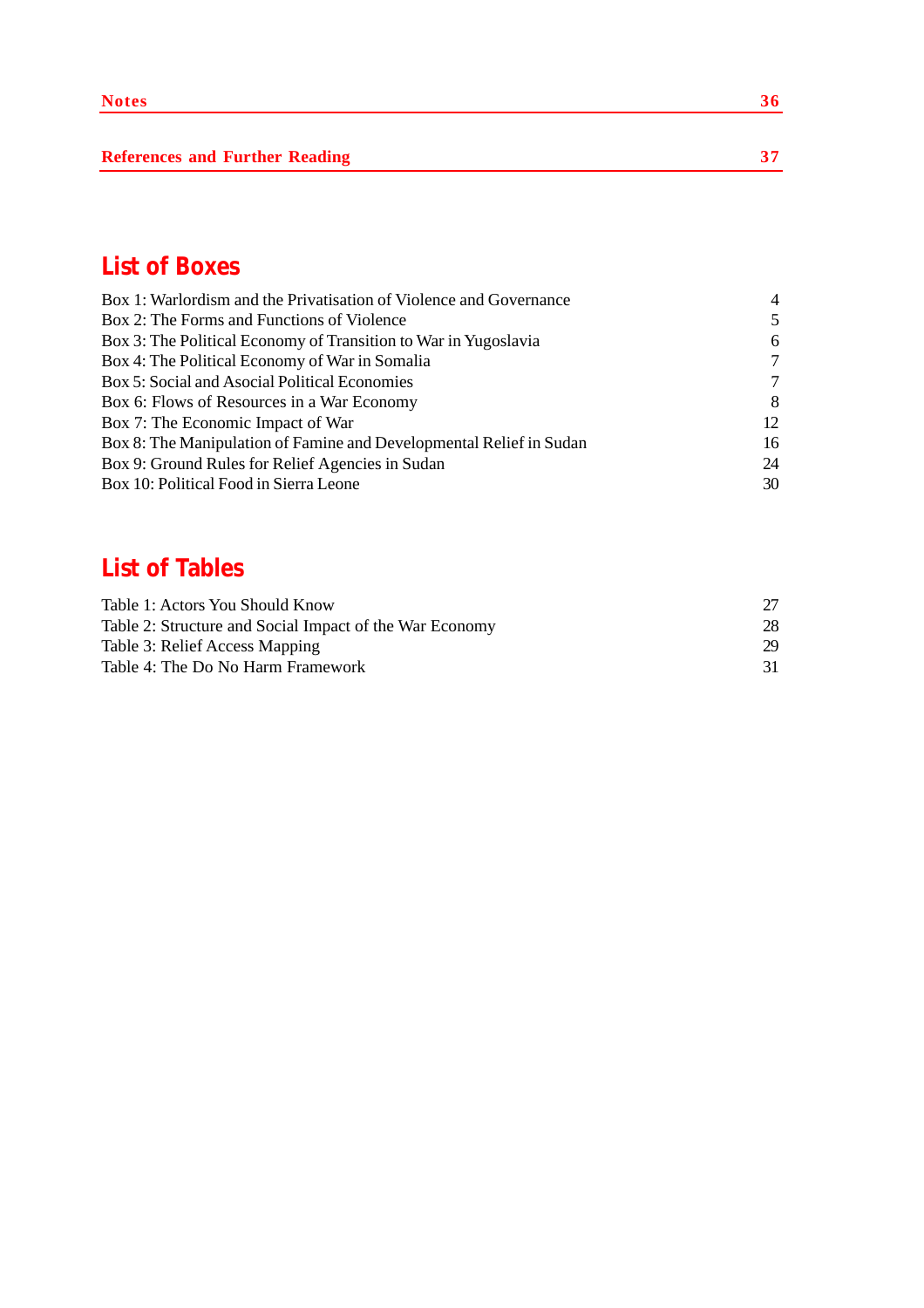**Notes** 36

**References and Further Reading** 37

## List of Boxes

| | |
|---|---|
| Box 1: Warlordism and the Privatisation of Violence and Governance | 4 |
| Box 2: The Forms and Functions of Violence | 5 |
| Box 3: The Political Economy of Transition to War in Yugoslavia | 6 |
| Box 4: The Political Economy of War in Somalia | 7 |
| Box 5: Social and Asocial Political Economies | 7 |
| Box 6: Flows of Resources in a War Economy | 8 |
| Box 7: The Economic Impact of War | 12 |
| Box 8: The Manipulation of Famine and Developmental Relief in Sudan | 16 |
| Box 9: Ground Rules for Relief Agencies in Sudan | 24 |
| Box 10: Political Food in Sierra Leone | 30 |

## List of Tables

| | |
|---|---|
| Table 1: Actors You Should Know | 27 |
| Table 2: Structure and Social Impact of the War Economy | 28 |
| Table 3: Relief Access Mapping | 29 |
| Table 4: The Do No Harm Framework | 31 |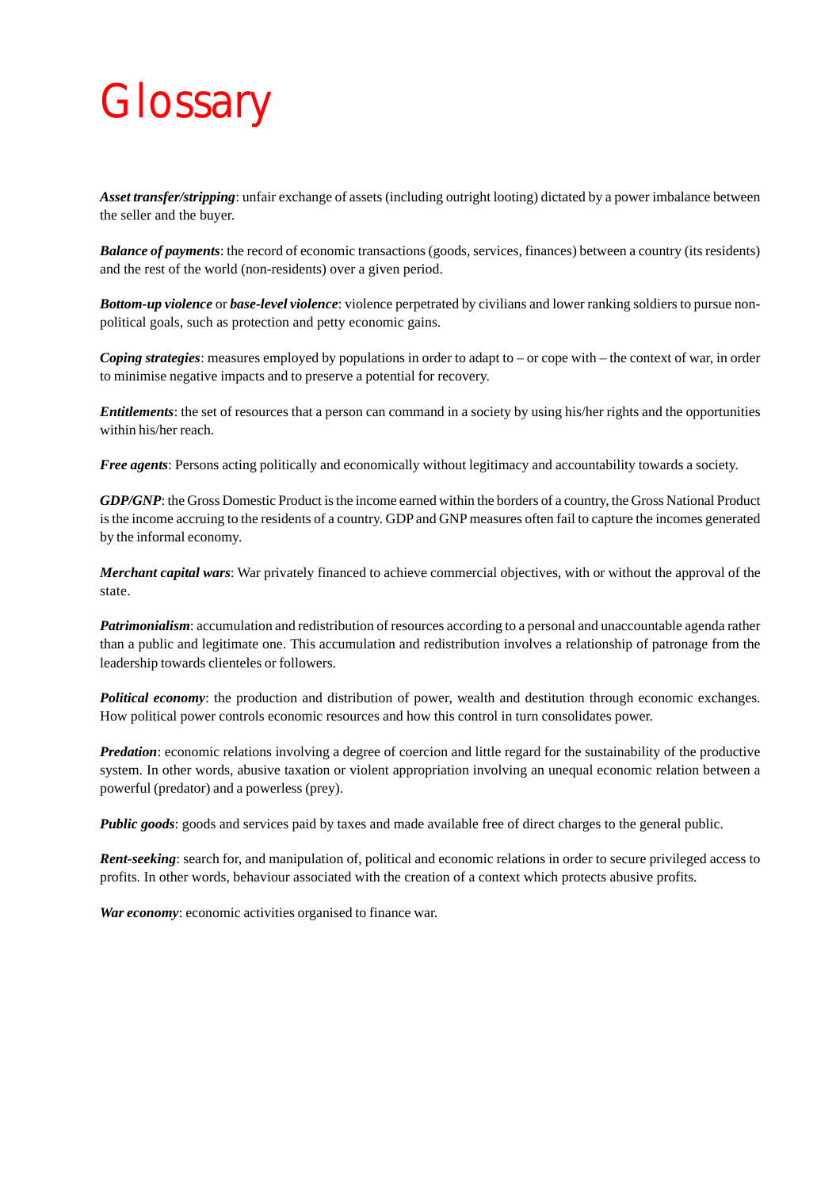# Glossary

***Asset transfer/stripping***: unfair exchange of assets (including outright looting) dictated by a power imbalance between the seller and the buyer.

***Balance of payments***: the record of economic transactions (goods, services, finances) between a country (its residents) and the rest of the world (non-residents) over a given period.

***Bottom-up violence*** or ***base-level violence***: violence perpetrated by civilians and lower ranking soldiers to pursue non-political goals, such as protection and petty economic gains.

***Coping strategies***: measures employed by populations in order to adapt to – or cope with – the context of war, in order to minimise negative impacts and to preserve a potential for recovery.

***Entitlements***: the set of resources that a person can command in a society by using his/her rights and the opportunities within his/her reach.

***Free agents***: Persons acting politically and economically without legitimacy and accountability towards a society.

***GDP/GNP***: the Gross Domestic Product is the income earned within the borders of a country, the Gross National Product is the income accruing to the residents of a country. GDP and GNP measures often fail to capture the incomes generated by the informal economy.

***Merchant capital wars***: War privately financed to achieve commercial objectives, with or without the approval of the state.

***Patrimonialism***: accumulation and redistribution of resources according to a personal and unaccountable agenda rather than a public and legitimate one. This accumulation and redistribution involves a relationship of patronage from the leadership towards clienteles or followers.

***Political economy***: the production and distribution of power, wealth and destitution through economic exchanges. How political power controls economic resources and how this control in turn consolidates power.

***Predation***: economic relations involving a degree of coercion and little regard for the sustainability of the productive system. In other words, abusive taxation or violent appropriation involving an unequal economic relation between a powerful (predator) and a powerless (prey).

***Public goods***: goods and services paid by taxes and made available free of direct charges to the general public.

***Rent-seeking***: search for, and manipulation of, political and economic relations in order to secure privileged access to profits. In other words, behaviour associated with the creation of a context which protects abusive profits.

***War economy***: economic activities organised to finance war.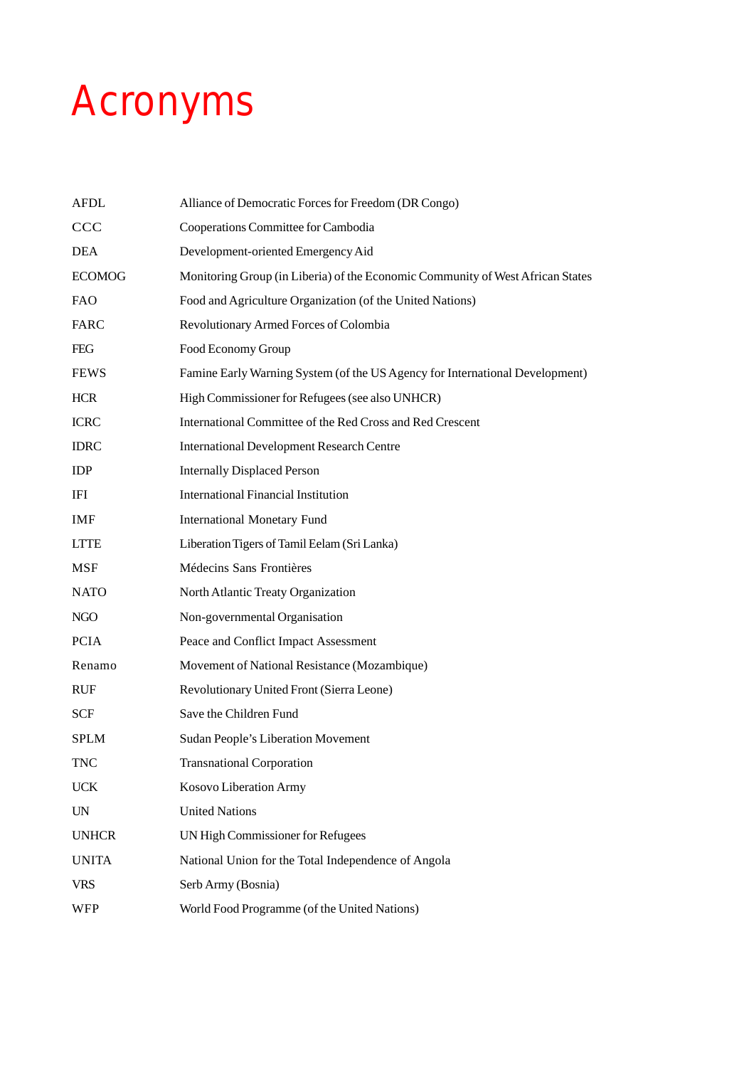# Acronyms

| | |
|---|---|
| AFDL | Alliance of Democratic Forces for Freedom (DR Congo) |
| CCC | Cooperations Committee for Cambodia |
| DEA | Development-oriented Emergency Aid |
| ECOMOG | Monitoring Group (in Liberia) of the Economic Community of West African States |
| FAO | Food and Agriculture Organization (of the United Nations) |
| FARC | Revolutionary Armed Forces of Colombia |
| FEG | Food Economy Group |
| FEWS | Famine Early Warning System (of the US Agency for International Development) |
| HCR | High Commissioner for Refugees (see also UNHCR) |
| ICRC | International Committee of the Red Cross and Red Crescent |
| IDRC | International Development Research Centre |
| IDP | Internally Displaced Person |
| IFI | International Financial Institution |
| IMF | International Monetary Fund |
| LTTE | Liberation Tigers of Tamil Eelam (Sri Lanka) |
| MSF | Médecins Sans Frontières |
| NATO | North Atlantic Treaty Organization |
| NGO | Non-governmental Organisation |
| PCIA | Peace and Conflict Impact Assessment |
| Renamo | Movement of National Resistance (Mozambique) |
| RUF | Revolutionary United Front (Sierra Leone) |
| SCF | Save the Children Fund |
| SPLM | Sudan People's Liberation Movement |
| TNC | Transnational Corporation |
| UCK | Kosovo Liberation Army |
| UN | United Nations |
| UNHCR | UN High Commissioner for Refugees |
| UNITA | National Union for the Total Independence of Angola |
| VRS | Serb Army (Bosnia) |
| WFP | World Food Programme (of the United Nations) |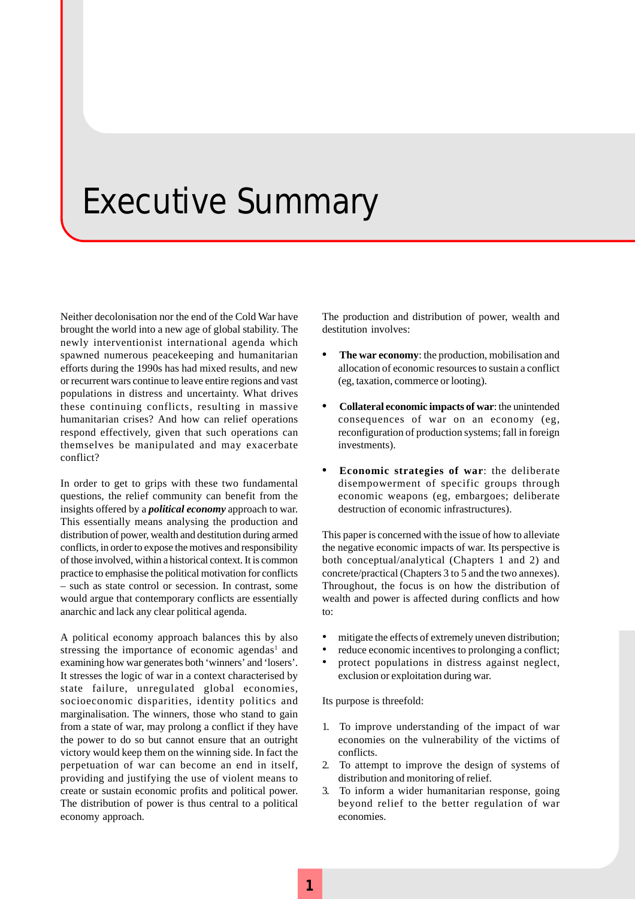# Executive Summary

Neither decolonisation nor the end of the Cold War have brought the world into a new age of global stability. The newly interventionist international agenda which spawned numerous peacekeeping and humanitarian efforts during the 1990s has had mixed results, and new or recurrent wars continue to leave entire regions and vast populations in distress and uncertainty. What drives these continuing conflicts, resulting in massive humanitarian crises? And how can relief operations respond effectively, given that such operations can themselves be manipulated and may exacerbate conflict?

In order to get to grips with these two fundamental questions, the relief community can benefit from the insights offered by a ***political economy*** approach to war. This essentially means analysing the production and distribution of power, wealth and destitution during armed conflicts, in order to expose the motives and responsibility of those involved, within a historical context. It is common practice to emphasise the political motivation for conflicts – such as state control or secession. In contrast, some would argue that contemporary conflicts are essentially anarchic and lack any clear political agenda.

A political economy approach balances this by also stressing the importance of economic agendas[1] and examining how war generates both 'winners' and 'losers'. It stresses the logic of war in a context characterised by state failure, unregulated global economies, socioeconomic disparities, identity politics and marginalisation. The winners, those who stand to gain from a state of war, may prolong a conflict if they have the power to do so but cannot ensure that an outright victory would keep them on the winning side. In fact the perpetuation of war can become an end in itself, providing and justifying the use of violent means to create or sustain economic profits and political power. The distribution of power is thus central to a political economy approach.

The production and distribution of power, wealth and destitution involves:

- **The war economy**: the production, mobilisation and allocation of economic resources to sustain a conflict (eg, taxation, commerce or looting).
- **Collateral economic impacts of war**: the unintended consequences of war on an economy (eg, reconfiguration of production systems; fall in foreign investments).
- **Economic strategies of war**: the deliberate disempowerment of specific groups through economic weapons (eg, embargoes; deliberate destruction of economic infrastructures).

This paper is concerned with the issue of how to alleviate the negative economic impacts of war. Its perspective is both conceptual/analytical (Chapters 1 and 2) and concrete/practical (Chapters 3 to 5 and the two annexes). Throughout, the focus is on how the distribution of wealth and power is affected during conflicts and how to:

- mitigate the effects of extremely uneven distribution;
- reduce economic incentives to prolonging a conflict;
- protect populations in distress against neglect, exclusion or exploitation during war.

Its purpose is threefold:

1. To improve understanding of the impact of war economies on the vulnerability of the victims of conflicts.
2. To attempt to improve the design of systems of distribution and monitoring of relief.
3. To inform a wider humanitarian response, going beyond relief to the better regulation of war economies.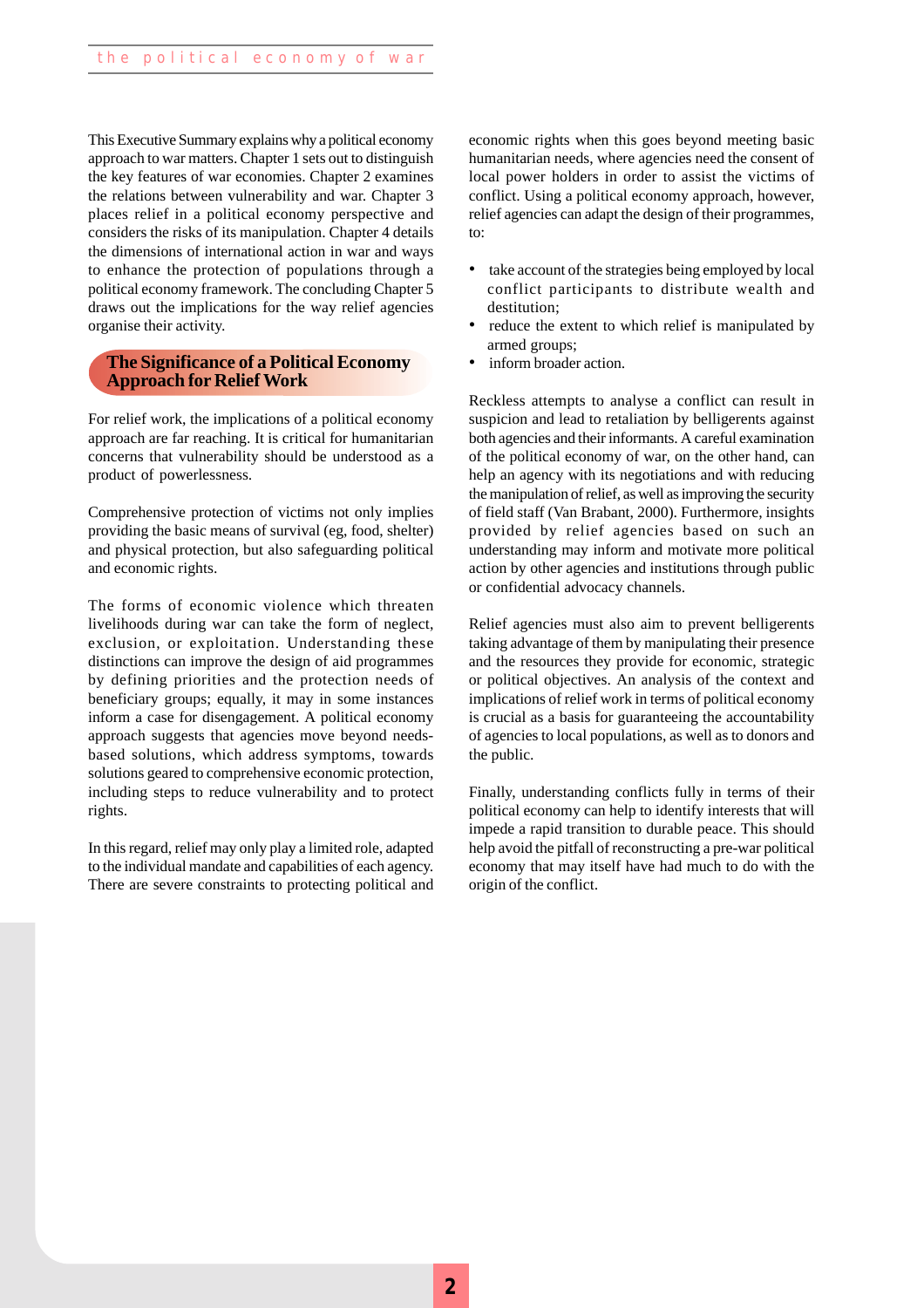This Executive Summary explains why a political economy approach to war matters. Chapter 1 sets out to distinguish the key features of war economies. Chapter 2 examines the relations between vulnerability and war. Chapter 3 places relief in a political economy perspective and considers the risks of its manipulation. Chapter 4 details the dimensions of international action in war and ways to enhance the protection of populations through a political economy framework. The concluding Chapter 5 draws out the implications for the way relief agencies organise their activity.

## The Significance of a Political Economy Approach for Relief Work

For relief work, the implications of a political economy approach are far reaching. It is critical for humanitarian concerns that vulnerability should be understood as a product of powerlessness.

Comprehensive protection of victims not only implies providing the basic means of survival (eg, food, shelter) and physical protection, but also safeguarding political and economic rights.

The forms of economic violence which threaten livelihoods during war can take the form of neglect, exclusion, or exploitation. Understanding these distinctions can improve the design of aid programmes by defining priorities and the protection needs of beneficiary groups; equally, it may in some instances inform a case for disengagement. A political economy approach suggests that agencies move beyond needs-based solutions, which address symptoms, towards solutions geared to comprehensive economic protection, including steps to reduce vulnerability and to protect rights.

In this regard, relief may only play a limited role, adapted to the individual mandate and capabilities of each agency. There are severe constraints to protecting political and economic rights when this goes beyond meeting basic humanitarian needs, where agencies need the consent of local power holders in order to assist the victims of conflict. Using a political economy approach, however, relief agencies can adapt the design of their programmes, to:

- take account of the strategies being employed by local conflict participants to distribute wealth and destitution;
- reduce the extent to which relief is manipulated by armed groups;
- inform broader action.

Reckless attempts to analyse a conflict can result in suspicion and lead to retaliation by belligerents against both agencies and their informants. A careful examination of the political economy of war, on the other hand, can help an agency with its negotiations and with reducing the manipulation of relief, as well as improving the security of field staff (Van Brabant, 2000). Furthermore, insights provided by relief agencies based on such an understanding may inform and motivate more political action by other agencies and institutions through public or confidential advocacy channels.

Relief agencies must also aim to prevent belligerents taking advantage of them by manipulating their presence and the resources they provide for economic, strategic or political objectives. An analysis of the context and implications of relief work in terms of political economy is crucial as a basis for guaranteeing the accountability of agencies to local populations, as well as to donors and the public.

Finally, understanding conflicts fully in terms of their political economy can help to identify interests that will impede a rapid transition to durable peace. This should help avoid the pitfall of reconstructing a pre-war political economy that may itself have had much to do with the origin of the conflict.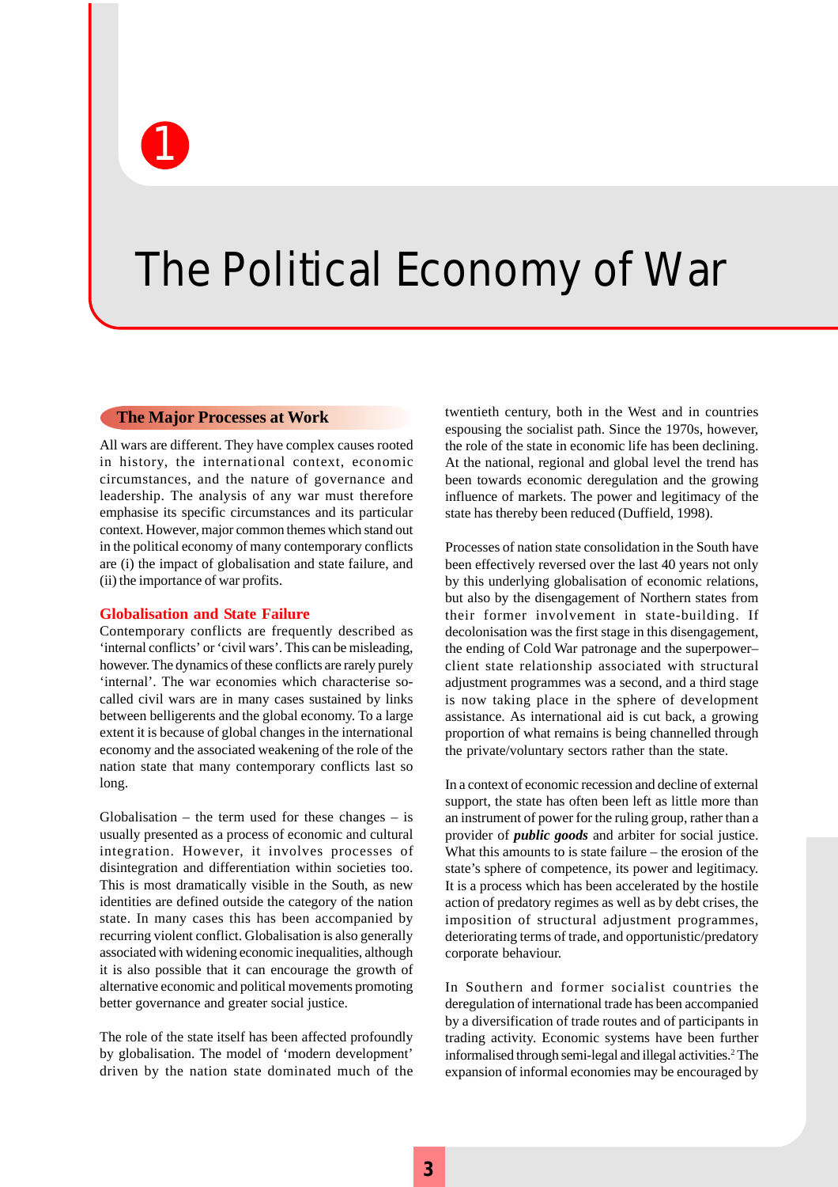# 1 The Political Economy of War

## The Major Processes at Work

All wars are different. They have complex causes rooted in history, the international context, economic circumstances, and the nature of governance and leadership. The analysis of any war must therefore emphasise its specific circumstances and its particular context. However, major common themes which stand out in the political economy of many contemporary conflicts are (i) the impact of globalisation and state failure, and (ii) the importance of war profits.

### Globalisation and State Failure

Contemporary conflicts are frequently described as 'internal conflicts' or 'civil wars'. This can be misleading, however. The dynamics of these conflicts are rarely purely 'internal'. The war economies which characterise so-called civil wars are in many cases sustained by links between belligerents and the global economy. To a large extent it is because of global changes in the international economy and the associated weakening of the role of the nation state that many contemporary conflicts last so long.

Globalisation – the term used for these changes – is usually presented as a process of economic and cultural integration. However, it involves processes of disintegration and differentiation within societies too. This is most dramatically visible in the South, as new identities are defined outside the category of the nation state. In many cases this has been accompanied by recurring violent conflict. Globalisation is also generally associated with widening economic inequalities, although it is also possible that it can encourage the growth of alternative economic and political movements promoting better governance and greater social justice.

The role of the state itself has been affected profoundly by globalisation. The model of 'modern development' driven by the nation state dominated much of the twentieth century, both in the West and in countries espousing the socialist path. Since the 1970s, however, the role of the state in economic life has been declining. At the national, regional and global level the trend has been towards economic deregulation and the growing influence of markets. The power and legitimacy of the state has thereby been reduced (Duffield, 1998).

Processes of nation state consolidation in the South have been effectively reversed over the last 40 years not only by this underlying globalisation of economic relations, but also by the disengagement of Northern states from their former involvement in state-building. If decolonisation was the first stage in this disengagement, the ending of Cold War patronage and the superpower–client state relationship associated with structural adjustment programmes was a second, and a third stage is now taking place in the sphere of development assistance. As international aid is cut back, a growing proportion of what remains is being channelled through the private/voluntary sectors rather than the state.

In a context of economic recession and decline of external support, the state has often been left as little more than an instrument of power for the ruling group, rather than a provider of ***public goods*** and arbiter for social justice. What this amounts to is state failure – the erosion of the state's sphere of competence, its power and legitimacy. It is a process which has been accelerated by the hostile action of predatory regimes as well as by debt crises, the imposition of structural adjustment programmes, deteriorating terms of trade, and opportunistic/predatory corporate behaviour.

In Southern and former socialist countries the deregulation of international trade has been accompanied by a diversification of trade routes and of participants in trading activity. Economic systems have been further informalised through semi-legal and illegal activities.[2] The expansion of informal economies may be encouraged by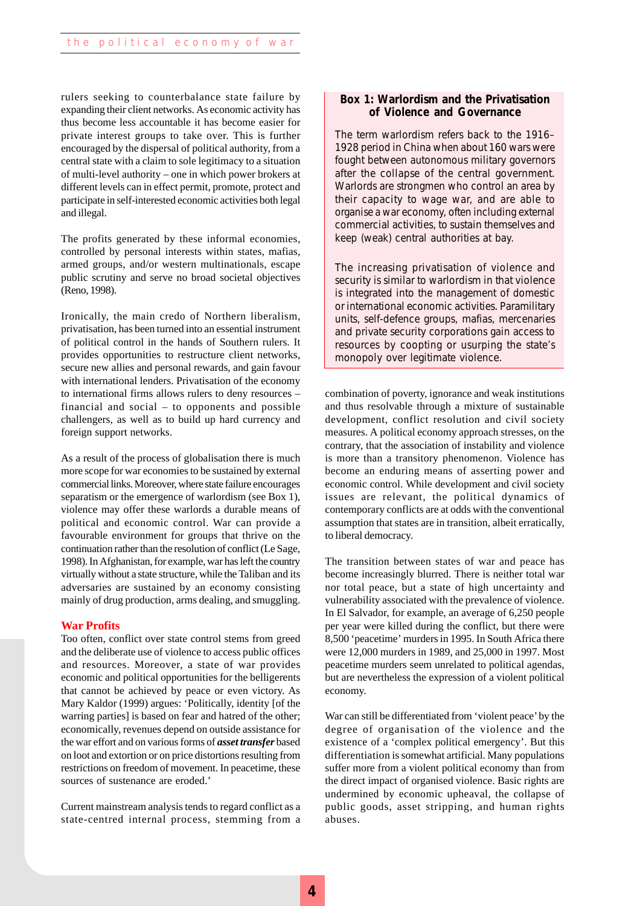rulers seeking to counterbalance state failure by expanding their client networks. As economic activity has thus become less accountable it has become easier for private interest groups to take over. This is further encouraged by the dispersal of political authority, from a central state with a claim to sole legitimacy to a situation of multi-level authority – one in which power brokers at different levels can in effect permit, promote, protect and participate in self-interested economic activities both legal and illegal.

The profits generated by these informal economies, controlled by personal interests within states, mafias, armed groups, and/or western multinationals, escape public scrutiny and serve no broad societal objectives (Reno, 1998).

Ironically, the main credo of Northern liberalism, privatisation, has been turned into an essential instrument of political control in the hands of Southern rulers. It provides opportunities to restructure client networks, secure new allies and personal rewards, and gain favour with international lenders. Privatisation of the economy to international firms allows rulers to deny resources – financial and social – to opponents and possible challengers, as well as to build up hard currency and foreign support networks.

As a result of the process of globalisation there is much more scope for war economies to be sustained by external commercial links. Moreover, where state failure encourages separatism or the emergence of warlordism (see Box 1), violence may offer these warlords a durable means of political and economic control. War can provide a favourable environment for groups that thrive on the continuation rather than the resolution of conflict (Le Sage, 1998). In Afghanistan, for example, war has left the country virtually without a state structure, while the Taliban and its adversaries are sustained by an economy consisting mainly of drug production, arms dealing, and smuggling.

## War Profits

Too often, conflict over state control stems from greed and the deliberate use of violence to access public offices and resources. Moreover, a state of war provides economic and political opportunities for the belligerents that cannot be achieved by peace or even victory. As Mary Kaldor (1999) argues: 'Politically, identity [of the warring parties] is based on fear and hatred of the other; economically, revenues depend on outside assistance for the war effort and on various forms of ***asset transfer*** based on loot and extortion or on price distortions resulting from restrictions on freedom of movement. In peacetime, these sources of sustenance are eroded.'

Current mainstream analysis tends to regard conflict as a state-centred internal process, stemming from a combination of poverty, ignorance and weak institutions and thus resolvable through a mixture of sustainable development, conflict resolution and civil society measures. A political economy approach stresses, on the contrary, that the association of instability and violence is more than a transitory phenomenon. Violence has become an enduring means of asserting power and economic control. While development and civil society issues are relevant, the political dynamics of contemporary conflicts are at odds with the conventional assumption that states are in transition, albeit erratically, to liberal democracy.

> **Box 1: Warlordism and the Privatisation of Violence and Governance**
>
> The term warlordism refers back to the 1916–1928 period in China when about 160 wars were fought between autonomous military governors after the collapse of the central government. Warlords are strongmen who control an area by their capacity to wage war, and are able to organise a war economy, often including external commercial activities, to sustain themselves and keep (weak) central authorities at bay.
>
> The increasing privatisation of violence and security is similar to warlordism in that violence is integrated into the management of domestic or international economic activities. Paramilitary units, self-defence groups, mafias, mercenaries and private security corporations gain access to resources by coopting or usurping the state's monopoly over legitimate violence.

The transition between states of war and peace has become increasingly blurred. There is neither total war nor total peace, but a state of high uncertainty and vulnerability associated with the prevalence of violence. In El Salvador, for example, an average of 6,250 people per year were killed during the conflict, but there were 8,500 'peacetime' murders in 1995. In South Africa there were 12,000 murders in 1989, and 25,000 in 1997. Most peacetime murders seem unrelated to political agendas, but are nevertheless the expression of a violent political economy.

War can still be differentiated from 'violent peace' by the degree of organisation of the violence and the existence of a 'complex political emergency'. But this differentiation is somewhat artificial. Many populations suffer more from a violent political economy than from the direct impact of organised violence. Basic rights are undermined by economic upheaval, the collapse of public goods, asset stripping, and human rights abuses.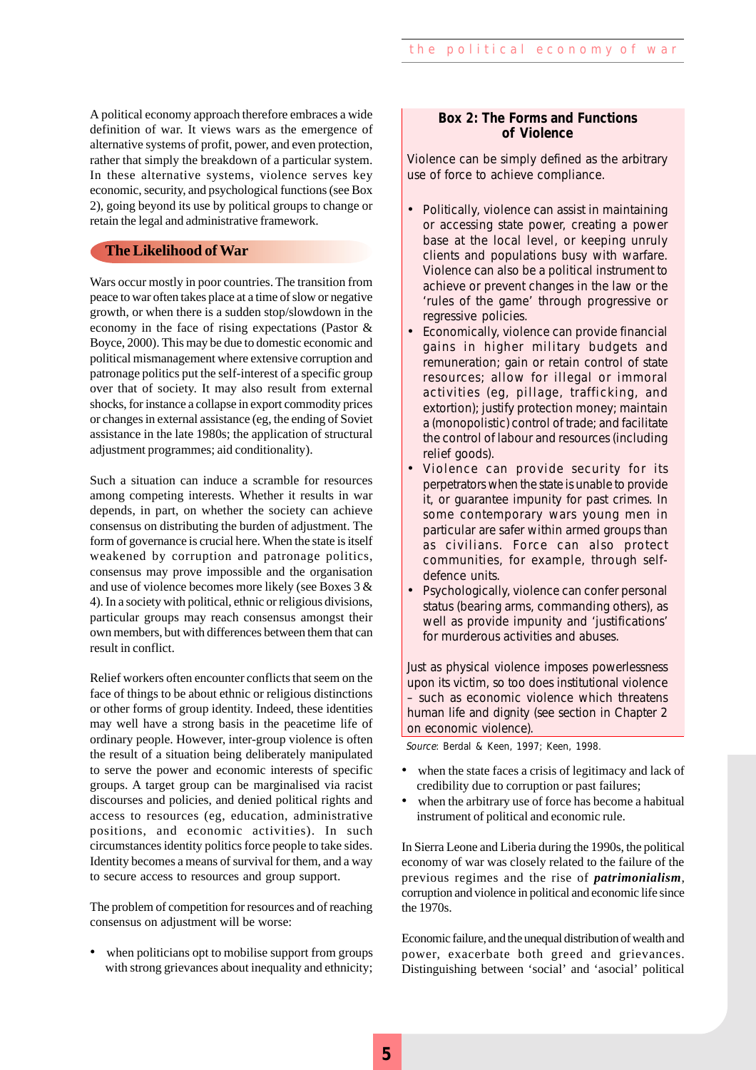A political economy approach therefore embraces a wide definition of war. It views wars as the emergence of alternative systems of profit, power, and even protection, rather that simply the breakdown of a particular system. In these alternative systems, violence serves key economic, security, and psychological functions (see Box 2), going beyond its use by political groups to change or retain the legal and administrative framework.

## The Likelihood of War

Wars occur mostly in poor countries. The transition from peace to war often takes place at a time of slow or negative growth, or when there is a sudden stop/slowdown in the economy in the face of rising expectations (Pastor & Boyce, 2000). This may be due to domestic economic and political mismanagement where extensive corruption and patronage politics put the self-interest of a specific group over that of society. It may also result from external shocks, for instance a collapse in export commodity prices or changes in external assistance (eg, the ending of Soviet assistance in the late 1980s; the application of structural adjustment programmes; aid conditionality).

Such a situation can induce a scramble for resources among competing interests. Whether it results in war depends, in part, on whether the society can achieve consensus on distributing the burden of adjustment. The form of governance is crucial here. When the state is itself weakened by corruption and patronage politics, consensus may prove impossible and the organisation and use of violence becomes more likely (see Boxes 3 & 4). In a society with political, ethnic or religious divisions, particular groups may reach consensus amongst their own members, but with differences between them that can result in conflict.

Relief workers often encounter conflicts that seem on the face of things to be about ethnic or religious distinctions or other forms of group identity. Indeed, these identities may well have a strong basis in the peacetime life of ordinary people. However, inter-group violence is often the result of a situation being deliberately manipulated to serve the power and economic interests of specific groups. A target group can be marginalised via racist discourses and policies, and denied political rights and access to resources (eg, education, administrative positions, and economic activities). In such circumstances identity politics force people to take sides. Identity becomes a means of survival for them, and a way to secure access to resources and group support.

The problem of competition for resources and of reaching consensus on adjustment will be worse:

- when politicians opt to mobilise support from groups with strong grievances about inequality and ethnicity;
- when the state faces a crisis of legitimacy and lack of credibility due to corruption or past failures;
- when the arbitrary use of force has become a habitual instrument of political and economic rule.

In Sierra Leone and Liberia during the 1990s, the political economy of war was closely related to the failure of the previous regimes and the rise of ***patrimonialism***, corruption and violence in political and economic life since the 1970s.

Economic failure, and the unequal distribution of wealth and power, exacerbate both greed and grievances. Distinguishing between 'social' and 'asocial' political

### Box 2: The Forms and Functions of Violence

Violence can be simply defined as the arbitrary use of force to achieve compliance.

- Politically, violence can assist in maintaining or accessing state power, creating a power base at the local level, or keeping unruly clients and populations busy with warfare. Violence can also be a political instrument to achieve or prevent changes in the law or the 'rules of the game' through progressive or regressive policies.
- Economically, violence can provide financial gains in higher military budgets and remuneration; gain or retain control of state resources; allow for illegal or immoral activities (eg, pillage, trafficking, and extortion); justify protection money; maintain a (monopolistic) control of trade; and facilitate the control of labour and resources (including relief goods).
- Violence can provide security for its perpetrators when the state is unable to provide it, or guarantee impunity for past crimes. In some contemporary wars young men in particular are safer within armed groups than as civilians. Force can also protect communities, for example, through self-defence units.
- Psychologically, violence can confer personal status (bearing arms, commanding others), as well as provide impunity and 'justifications' for murderous activities and abuses.

Just as physical violence imposes powerlessness upon its victim, so too does institutional violence – such as economic violence which threatens human life and dignity (see section in Chapter 2 on economic violence).

*Source*: Berdal & Keen, 1997; Keen, 1998.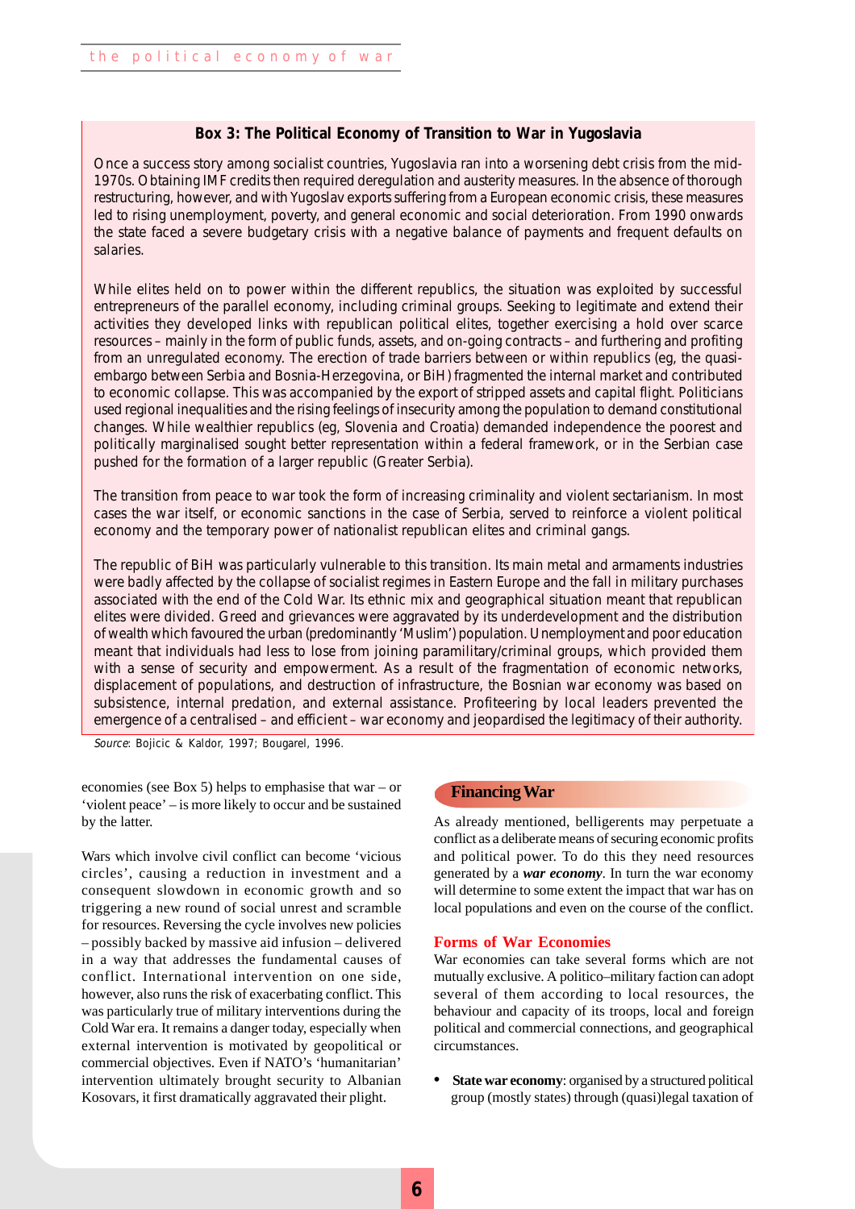**Box 3: The Political Economy of Transition to War in Yugoslavia**

Once a success story among socialist countries, Yugoslavia ran into a worsening debt crisis from the mid-1970s. Obtaining IMF credits then required deregulation and austerity measures. In the absence of thorough restructuring, however, and with Yugoslav exports suffering from a European economic crisis, these measures led to rising unemployment, poverty, and general economic and social deterioration. From 1990 onwards the state faced a severe budgetary crisis with a negative balance of payments and frequent defaults on salaries.

While elites held on to power within the different republics, the situation was exploited by successful entrepreneurs of the parallel economy, including criminal groups. Seeking to legitimate and extend their activities they developed links with republican political elites, together exercising a hold over scarce resources – mainly in the form of public funds, assets, and on-going contracts – and furthering and profiting from an unregulated economy. The erection of trade barriers between or within republics (eg, the quasi-embargo between Serbia and Bosnia-Herzegovina, or BiH) fragmented the internal market and contributed to economic collapse. This was accompanied by the export of stripped assets and capital flight. Politicians used regional inequalities and the rising feelings of insecurity among the population to demand constitutional changes. While wealthier republics (eg, Slovenia and Croatia) demanded independence the poorest and politically marginalised sought better representation within a federal framework, or in the Serbian case pushed for the formation of a larger republic (Greater Serbia).

The transition from peace to war took the form of increasing criminality and violent sectarianism. In most cases the war itself, or economic sanctions in the case of Serbia, served to reinforce a violent political economy and the temporary power of nationalist republican elites and criminal gangs.

The republic of BiH was particularly vulnerable to this transition. Its main metal and armaments industries were badly affected by the collapse of socialist regimes in Eastern Europe and the fall in military purchases associated with the end of the Cold War. Its ethnic mix and geographical situation meant that republican elites were divided. Greed and grievances were aggravated by its underdevelopment and the distribution of wealth which favoured the urban (predominantly 'Muslim') population. Unemployment and poor education meant that individuals had less to lose from joining paramilitary/criminal groups, which provided them with a sense of security and empowerment. As a result of the fragmentation of economic networks, displacement of populations, and destruction of infrastructure, the Bosnian war economy was based on subsistence, internal predation, and external assistance. Profiteering by local leaders prevented the emergence of a centralised – and efficient – war economy and jeopardised the legitimacy of their authority.

*Source*: Bojicic & Kaldor, 1997; Bougarel, 1996.

economies (see Box 5) helps to emphasise that war – or 'violent peace' – is more likely to occur and be sustained by the latter.

Wars which involve civil conflict can become 'vicious circles', causing a reduction in investment and a consequent slowdown in economic growth and so triggering a new round of social unrest and scramble for resources. Reversing the cycle involves new policies – possibly backed by massive aid infusion – delivered in a way that addresses the fundamental causes of conflict. International intervention on one side, however, also runs the risk of exacerbating conflict. This was particularly true of military interventions during the Cold War era. It remains a danger today, especially when external intervention is motivated by geopolitical or commercial objectives. Even if NATO's 'humanitarian' intervention ultimately brought security to Albanian Kosovars, it first dramatically aggravated their plight.

## Financing War

As already mentioned, belligerents may perpetuate a conflict as a deliberate means of securing economic profits and political power. To do this they need resources generated by a ***war economy***. In turn the war economy will determine to some extent the impact that war has on local populations and even on the course of the conflict.

### Forms of War Economies

War economies can take several forms which are not mutually exclusive. A politico–military faction can adopt several of them according to local resources, the behaviour and capacity of its troops, local and foreign political and commercial connections, and geographical circumstances.

- **State war economy**: organised by a structured political group (mostly states) through (quasi)legal taxation of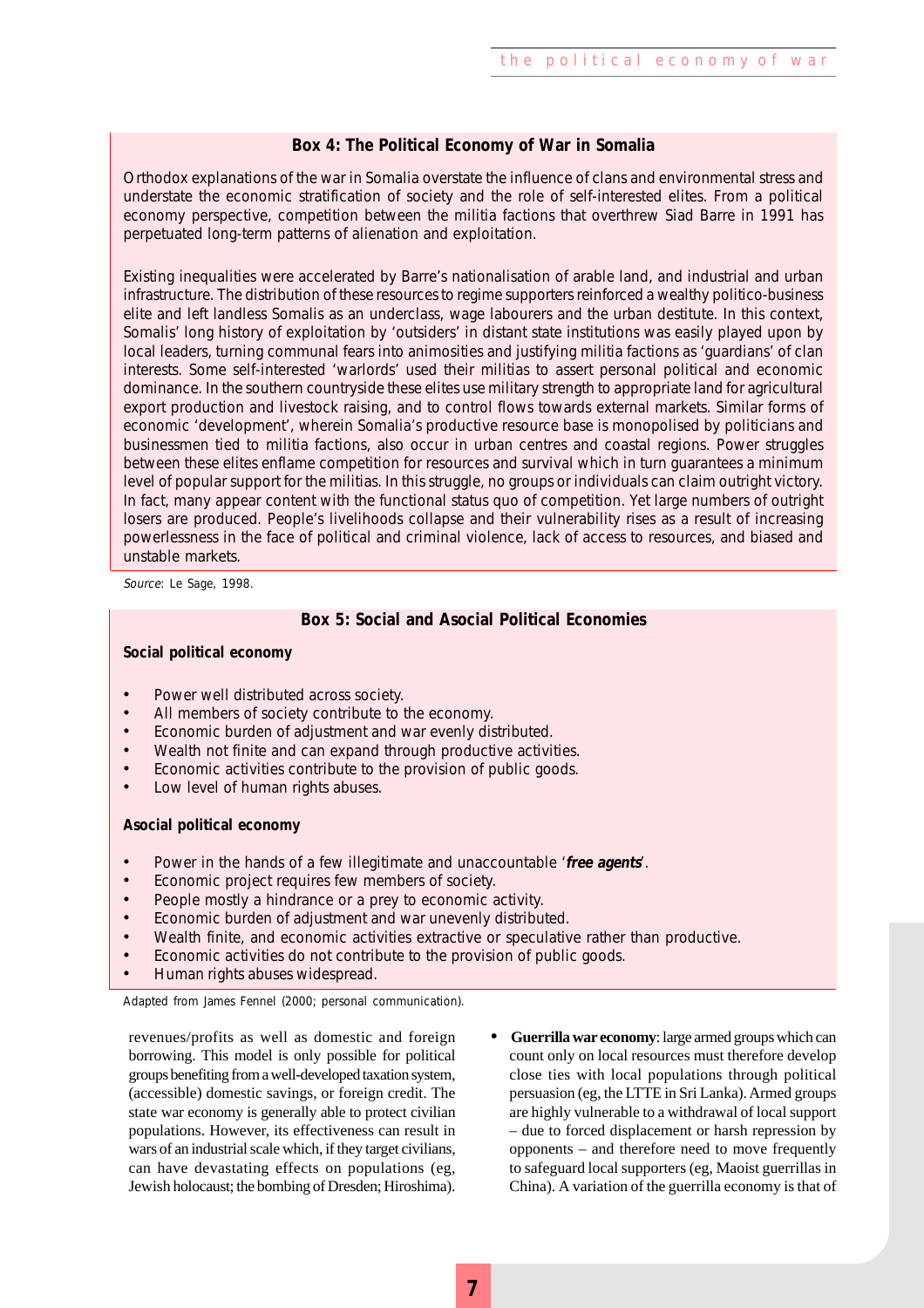### Box 4: The Political Economy of War in Somalia

Orthodox explanations of the war in Somalia overstate the influence of clans and environmental stress and understate the economic stratification of society and the role of self-interested elites. From a political economy perspective, competition between the militia factions that overthrew Siad Barre in 1991 has perpetuated long-term patterns of alienation and exploitation.

Existing inequalities were accelerated by Barre's nationalisation of arable land, and industrial and urban infrastructure. The distribution of these resources to regime supporters reinforced a wealthy politico-business elite and left landless Somalis as an underclass, wage labourers and the urban destitute. In this context, Somalis' long history of exploitation by 'outsiders' in distant state institutions was easily played upon by local leaders, turning communal fears into animosities and justifying militia factions as 'guardians' of clan interests. Some self-interested 'warlords' used their militias to assert personal political and economic dominance. In the southern countryside these elites use military strength to appropriate land for agricultural export production and livestock raising, and to control flows towards external markets. Similar forms of economic 'development', wherein Somalia's productive resource base is monopolised by politicians and businessmen tied to militia factions, also occur in urban centres and coastal regions. Power struggles between these elites enflame competition for resources and survival which in turn guarantees a minimum level of popular support for the militias. In this struggle, no groups or individuals can claim outright victory. In fact, many appear content with the functional status quo of competition. Yet large numbers of outright losers are produced. People's livelihoods collapse and their vulnerability rises as a result of increasing powerlessness in the face of political and criminal violence, lack of access to resources, and biased and unstable markets.

*Source*: Le Sage, 1998.

### Box 5: Social and Asocial Political Economies

**Social political economy**

- Power well distributed across society.
- All members of society contribute to the economy.
- Economic burden of adjustment and war evenly distributed.
- Wealth not finite and can expand through productive activities.
- Economic activities contribute to the provision of public goods.
- Low level of human rights abuses.

**Asocial political economy**

- Power in the hands of a few illegitimate and unaccountable '***free agents***'.
- Economic project requires few members of society.
- People mostly a hindrance or a prey to economic activity.
- Economic burden of adjustment and war unevenly distributed.
- Wealth finite, and economic activities extractive or speculative rather than productive.
- Economic activities do not contribute to the provision of public goods.
- Human rights abuses widespread.

Adapted from James Fennel (2000; personal communication).

revenues/profits as well as domestic and foreign borrowing. This model is only possible for political groups benefiting from a well-developed taxation system, (accessible) domestic savings, or foreign credit. The state war economy is generally able to protect civilian populations. However, its effectiveness can result in wars of an industrial scale which, if they target civilians, can have devastating effects on populations (eg, Jewish holocaust; the bombing of Dresden; Hiroshima).

- **Guerrilla war economy**: large armed groups which can count only on local resources must therefore develop close ties with local populations through political persuasion (eg, the LTTE in Sri Lanka). Armed groups are highly vulnerable to a withdrawal of local support – due to forced displacement or harsh repression by opponents – and therefore need to move frequently to safeguard local supporters (eg, Maoist guerrillas in China). A variation of the guerrilla economy is that of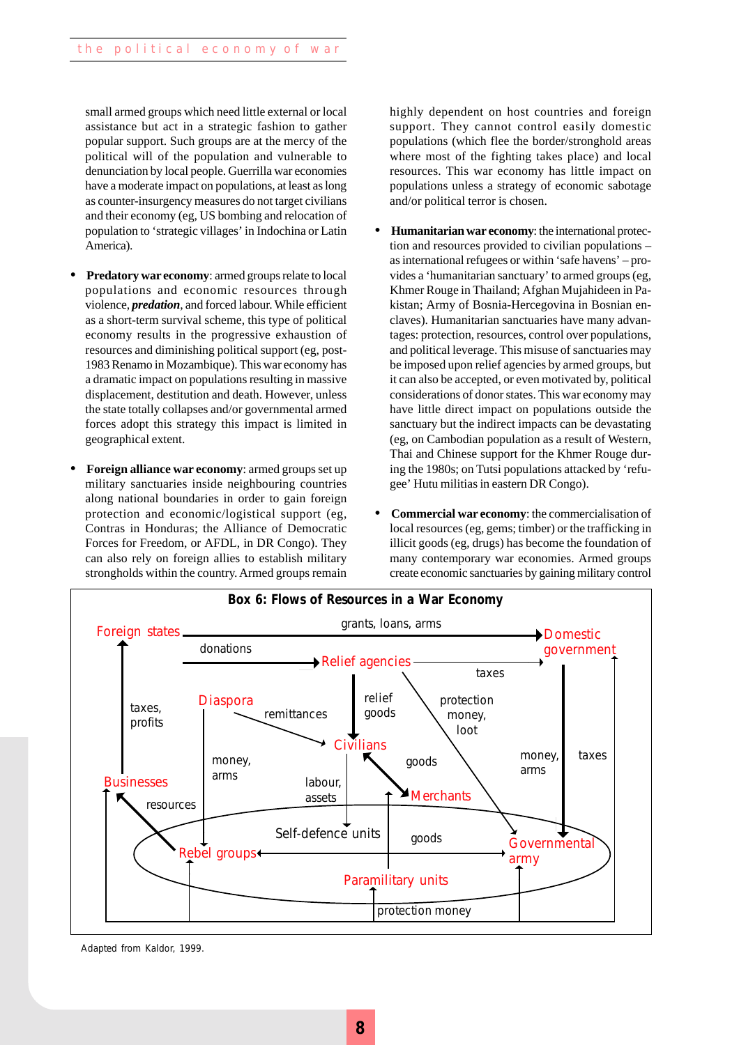small armed groups which need little external or local assistance but act in a strategic fashion to gather popular support. Such groups are at the mercy of the political will of the population and vulnerable to denunciation by local people. Guerrilla war economies have a moderate impact on populations, at least as long as counter-insurgency measures do not target civilians and their economy (eg, US bombing and relocation of population to 'strategic villages' in Indochina or Latin America).

- **Predatory war economy**: armed groups relate to local populations and economic resources through violence, ***predation***, and forced labour. While efficient as a short-term survival scheme, this type of political economy results in the progressive exhaustion of resources and diminishing political support (eg, post-1983 Renamo in Mozambique). This war economy has a dramatic impact on populations resulting in massive displacement, destitution and death. However, unless the state totally collapses and/or governmental armed forces adopt this strategy this impact is limited in geographical extent.

- **Foreign alliance war economy**: armed groups set up military sanctuaries inside neighbouring countries along national boundaries in order to gain foreign protection and economic/logistical support (eg, Contras in Honduras; the Alliance of Democratic Forces for Freedom, or AFDL, in DR Congo). They can also rely on foreign allies to establish military strongholds within the country. Armed groups remain highly dependent on host countries and foreign support. They cannot control easily domestic populations (which flee the border/stronghold areas where most of the fighting takes place) and local resources. This war economy has little impact on populations unless a strategy of economic sabotage and/or political terror is chosen.

- **Humanitarian war economy**: the international protection and resources provided to civilian populations – as international refugees or within 'safe havens' – provides a 'humanitarian sanctuary' to armed groups (eg, Khmer Rouge in Thailand; Afghan Mujahideen in Pakistan; Army of Bosnia-Hercegovina in Bosnian enclaves). Humanitarian sanctuaries have many advantages: protection, resources, control over populations, and political leverage. This misuse of sanctuaries may be imposed upon relief agencies by armed groups, but it can also be accepted, or even motivated by, political considerations of donor states. This war economy may have little direct impact on populations outside the sanctuary but the indirect impacts can be devastating (eg, on Cambodian population as a result of Western, Thai and Chinese support for the Khmer Rouge during the 1980s; on Tutsi populations attacked by 'refugee' Hutu militias in eastern DR Congo).

- **Commercial war economy**: the commercialisation of local resources (eg, gems; timber) or the trafficking in illicit goods (eg, drugs) has become the foundation of many contemporary war economies. Armed groups create economic sanctuaries by gaining military control

**Box 6: Flows of Resources in a War Economy**

Adapted from Kaldor, 1999.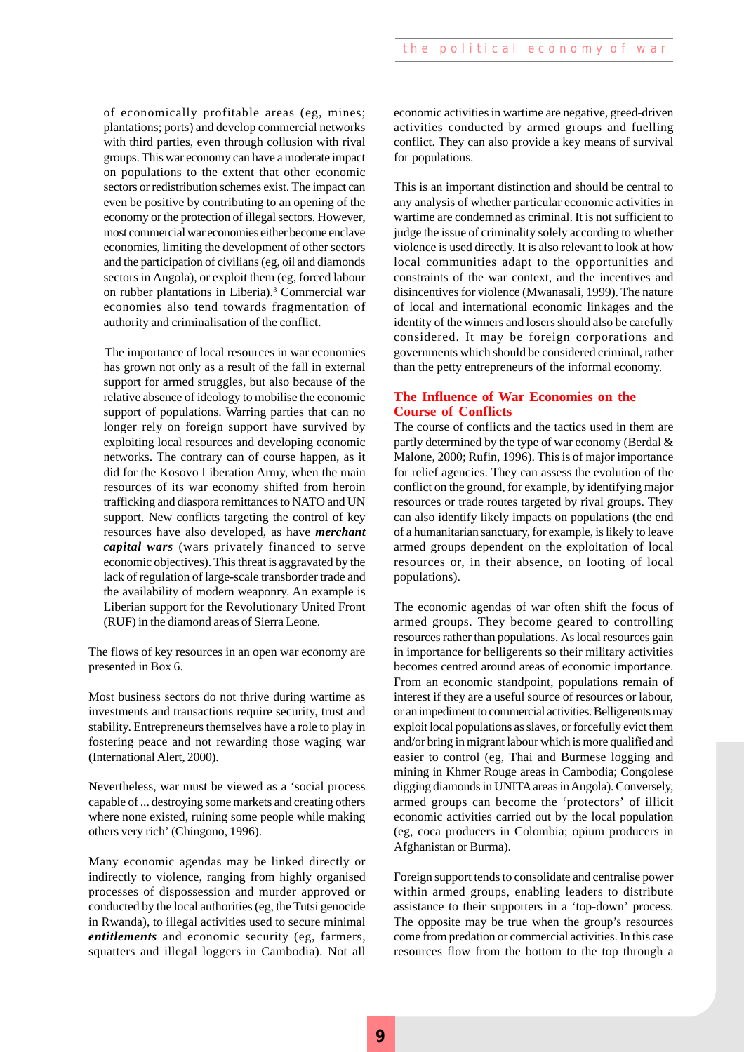of economically profitable areas (eg, mines; plantations; ports) and develop commercial networks with third parties, even through collusion with rival groups. This war economy can have a moderate impact on populations to the extent that other economic sectors or redistribution schemes exist. The impact can even be positive by contributing to an opening of the economy or the protection of illegal sectors. However, most commercial war economies either become enclave economies, limiting the development of other sectors and the participation of civilians (eg, oil and diamonds sectors in Angola), or exploit them (eg, forced labour on rubber plantations in Liberia).[3] Commercial war economies also tend towards fragmentation of authority and criminalisation of the conflict.

The importance of local resources in war economies has grown not only as a result of the fall in external support for armed struggles, but also because of the relative absence of ideology to mobilise the economic support of populations. Warring parties that can no longer rely on foreign support have survived by exploiting local resources and developing economic networks. The contrary can of course happen, as it did for the Kosovo Liberation Army, when the main resources of its war economy shifted from heroin trafficking and diaspora remittances to NATO and UN support. New conflicts targeting the control of key resources have also developed, as have ***merchant capital wars*** (wars privately financed to serve economic objectives). This threat is aggravated by the lack of regulation of large-scale transborder trade and the availability of modern weaponry. An example is Liberian support for the Revolutionary United Front (RUF) in the diamond areas of Sierra Leone.

The flows of key resources in an open war economy are presented in Box 6.

Most business sectors do not thrive during wartime as investments and transactions require security, trust and stability. Entrepreneurs themselves have a role to play in fostering peace and not rewarding those waging war (International Alert, 2000).

Nevertheless, war must be viewed as a 'social process capable of ... destroying some markets and creating others where none existed, ruining some people while making others very rich' (Chingono, 1996).

Many economic agendas may be linked directly or indirectly to violence, ranging from highly organised processes of dispossession and murder approved or conducted by the local authorities (eg, the Tutsi genocide in Rwanda), to illegal activities used to secure minimal ***entitlements*** and economic security (eg, farmers, squatters and illegal loggers in Cambodia). Not all economic activities in wartime are negative, greed-driven activities conducted by armed groups and fuelling conflict. They can also provide a key means of survival for populations.

This is an important distinction and should be central to any analysis of whether particular economic activities in wartime are condemned as criminal. It is not sufficient to judge the issue of criminality solely according to whether violence is used directly. It is also relevant to look at how local communities adapt to the opportunities and constraints of the war context, and the incentives and disincentives for violence (Mwanasali, 1999). The nature of local and international economic linkages and the identity of the winners and losers should also be carefully considered. It may be foreign corporations and governments which should be considered criminal, rather than the petty entrepreneurs of the informal economy.

## The Influence of War Economies on the Course of Conflicts

The course of conflicts and the tactics used in them are partly determined by the type of war economy (Berdal & Malone, 2000; Rufin, 1996). This is of major importance for relief agencies. They can assess the evolution of the conflict on the ground, for example, by identifying major resources or trade routes targeted by rival groups. They can also identify likely impacts on populations (the end of a humanitarian sanctuary, for example, is likely to leave armed groups dependent on the exploitation of local resources or, in their absence, on looting of local populations).

The economic agendas of war often shift the focus of armed groups. They become geared to controlling resources rather than populations. As local resources gain in importance for belligerents so their military activities becomes centred around areas of economic importance. From an economic standpoint, populations remain of interest if they are a useful source of resources or labour, or an impediment to commercial activities. Belligerents may exploit local populations as slaves, or forcefully evict them and/or bring in migrant labour which is more qualified and easier to control (eg, Thai and Burmese logging and mining in Khmer Rouge areas in Cambodia; Congolese digging diamonds in UNITA areas in Angola). Conversely, armed groups can become the 'protectors' of illicit economic activities carried out by the local population (eg, coca producers in Colombia; opium producers in Afghanistan or Burma).

Foreign support tends to consolidate and centralise power within armed groups, enabling leaders to distribute assistance to their supporters in a 'top-down' process. The opposite may be true when the group's resources come from predation or commercial activities. In this case resources flow from the bottom to the top through a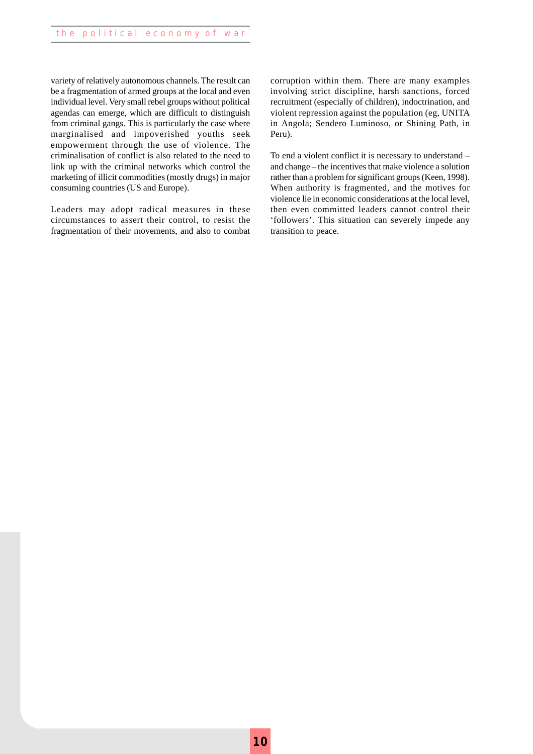variety of relatively autonomous channels. The result can be a fragmentation of armed groups at the local and even individual level. Very small rebel groups without political agendas can emerge, which are difficult to distinguish from criminal gangs. This is particularly the case where marginalised and impoverished youths seek empowerment through the use of violence. The criminalisation of conflict is also related to the need to link up with the criminal networks which control the marketing of illicit commodities (mostly drugs) in major consuming countries (US and Europe).

Leaders may adopt radical measures in these circumstances to assert their control, to resist the fragmentation of their movements, and also to combat corruption within them. There are many examples involving strict discipline, harsh sanctions, forced recruitment (especially of children), indoctrination, and violent repression against the population (eg, UNITA in Angola; Sendero Luminoso, or Shining Path, in Peru).

To end a violent conflict it is necessary to understand – and change – the incentives that make violence a solution rather than a problem for significant groups (Keen, 1998). When authority is fragmented, and the motives for violence lie in economic considerations at the local level, then even committed leaders cannot control their 'followers'. This situation can severely impede any transition to peace.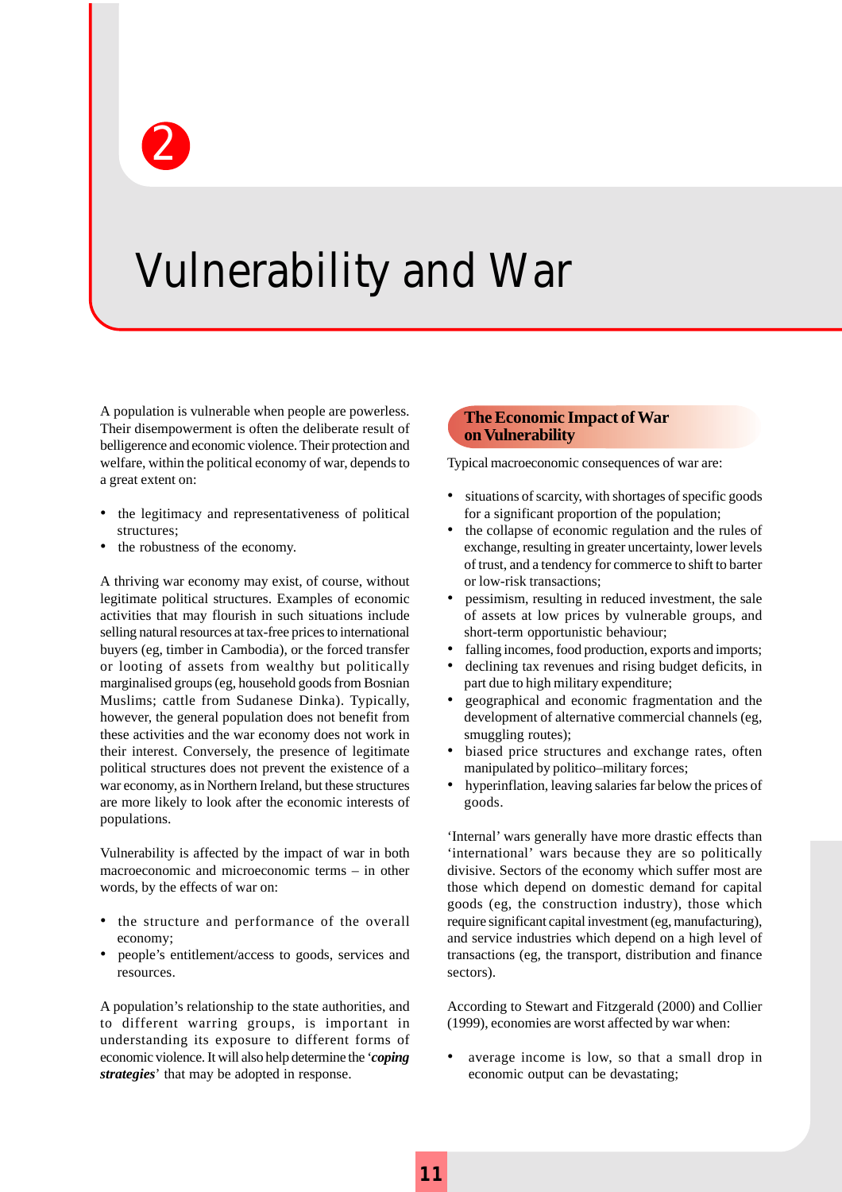# 2

# Vulnerability and War

A population is vulnerable when people are powerless. Their disempowerment is often the deliberate result of belligerence and economic violence. Their protection and welfare, within the political economy of war, depends to a great extent on:

- the legitimacy and representativeness of political structures;
- the robustness of the economy.

A thriving war economy may exist, of course, without legitimate political structures. Examples of economic activities that may flourish in such situations include selling natural resources at tax-free prices to international buyers (eg, timber in Cambodia), or the forced transfer or looting of assets from wealthy but politically marginalised groups (eg, household goods from Bosnian Muslims; cattle from Sudanese Dinka). Typically, however, the general population does not benefit from these activities and the war economy does not work in their interest. Conversely, the presence of legitimate political structures does not prevent the existence of a war economy, as in Northern Ireland, but these structures are more likely to look after the economic interests of populations.

Vulnerability is affected by the impact of war in both macroeconomic and microeconomic terms – in other words, by the effects of war on:

- the structure and performance of the overall economy;
- people's entitlement/access to goods, services and resources.

A population's relationship to the state authorities, and to different warring groups, is important in understanding its exposure to different forms of economic violence. It will also help determine the '***coping strategies***' that may be adopted in response.

## The Economic Impact of War on Vulnerability

Typical macroeconomic consequences of war are:

- situations of scarcity, with shortages of specific goods for a significant proportion of the population;
- the collapse of economic regulation and the rules of exchange, resulting in greater uncertainty, lower levels of trust, and a tendency for commerce to shift to barter or low-risk transactions;
- pessimism, resulting in reduced investment, the sale of assets at low prices by vulnerable groups, and short-term opportunistic behaviour;
- falling incomes, food production, exports and imports;
- declining tax revenues and rising budget deficits, in part due to high military expenditure;
- geographical and economic fragmentation and the development of alternative commercial channels (eg, smuggling routes);
- biased price structures and exchange rates, often manipulated by politico–military forces;
- hyperinflation, leaving salaries far below the prices of goods.

'Internal' wars generally have more drastic effects than 'international' wars because they are so politically divisive. Sectors of the economy which suffer most are those which depend on domestic demand for capital goods (eg, the construction industry), those which require significant capital investment (eg, manufacturing), and service industries which depend on a high level of transactions (eg, the transport, distribution and finance sectors).

According to Stewart and Fitzgerald (2000) and Collier (1999), economies are worst affected by war when:

- average income is low, so that a small drop in economic output can be devastating;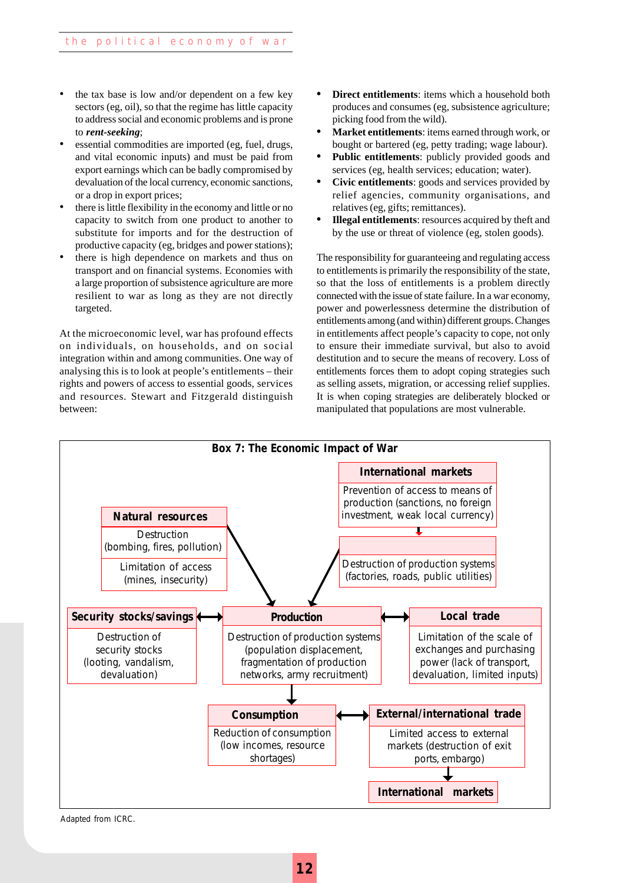- the tax base is low and/or dependent on a few key sectors (eg, oil), so that the regime has little capacity to address social and economic problems and is prone to ***rent-seeking***;
- essential commodities are imported (eg, fuel, drugs, and vital economic inputs) and must be paid from export earnings which can be badly compromised by devaluation of the local currency, economic sanctions, or a drop in export prices;
- there is little flexibility in the economy and little or no capacity to switch from one product to another to substitute for imports and for the destruction of productive capacity (eg, bridges and power stations);
- there is high dependence on markets and thus on transport and on financial systems. Economies with a large proportion of subsistence agriculture are more resilient to war as long as they are not directly targeted.

At the microeconomic level, war has profound effects on individuals, on households, and on social integration within and among communities. One way of analysing this is to look at people's entitlements – their rights and powers of access to essential goods, services and resources. Stewart and Fitzgerald distinguish between:

- **Direct entitlements**: items which a household both produces and consumes (eg, subsistence agriculture; picking food from the wild).
- **Market entitlements**: items earned through work, or bought or bartered (eg, petty trading; wage labour).
- **Public entitlements**: publicly provided goods and services (eg, health services; education; water).
- **Civic entitlements**: goods and services provided by relief agencies, community organisations, and relatives (eg, gifts; remittances).
- **Illegal entitlements**: resources acquired by theft and by the use or threat of violence (eg, stolen goods).

The responsibility for guaranteeing and regulating access to entitlements is primarily the responsibility of the state, so that the loss of entitlements is a problem directly connected with the issue of state failure. In a war economy, power and powerlessness determine the distribution of entitlements among (and within) different groups. Changes in entitlements affect people's capacity to cope, not only to ensure their immediate survival, but also to avoid destitution and to secure the means of recovery. Loss of entitlements forces them to adopt coping strategies such as selling assets, migration, or accessing relief supplies. It is when coping strategies are deliberately blocked or manipulated that populations are most vulnerable.

**Box 7: The Economic Impact of War**

**International markets**
Prevention of access to means of production (sanctions, no foreign investment, weak local currency)
↓
Destruction of production systems (factories, roads, public utilities) → Production

**Natural resources**
Destruction (bombing, fires, pollution)
Limitation of access (mines, insecurity)
→ Production

**Security stocks/savings** ↔ Production
Destruction of security stocks (looting, vandalism, devaluation)

**Production**
Destruction of production systems (population displacement, fragmentation of production networks, army recruitment)

**Local trade** ↔ Production
Limitation of the scale of exchanges and purchasing power (lack of transport, devaluation, limited inputs)

Production → **Consumption**
Reduction of consumption (low incomes, resource shortages)

**External/international trade** ↔ Consumption
Limited access to external markets (destruction of exit ports, embargo)
↓
**International markets**

Adapted from ICRC.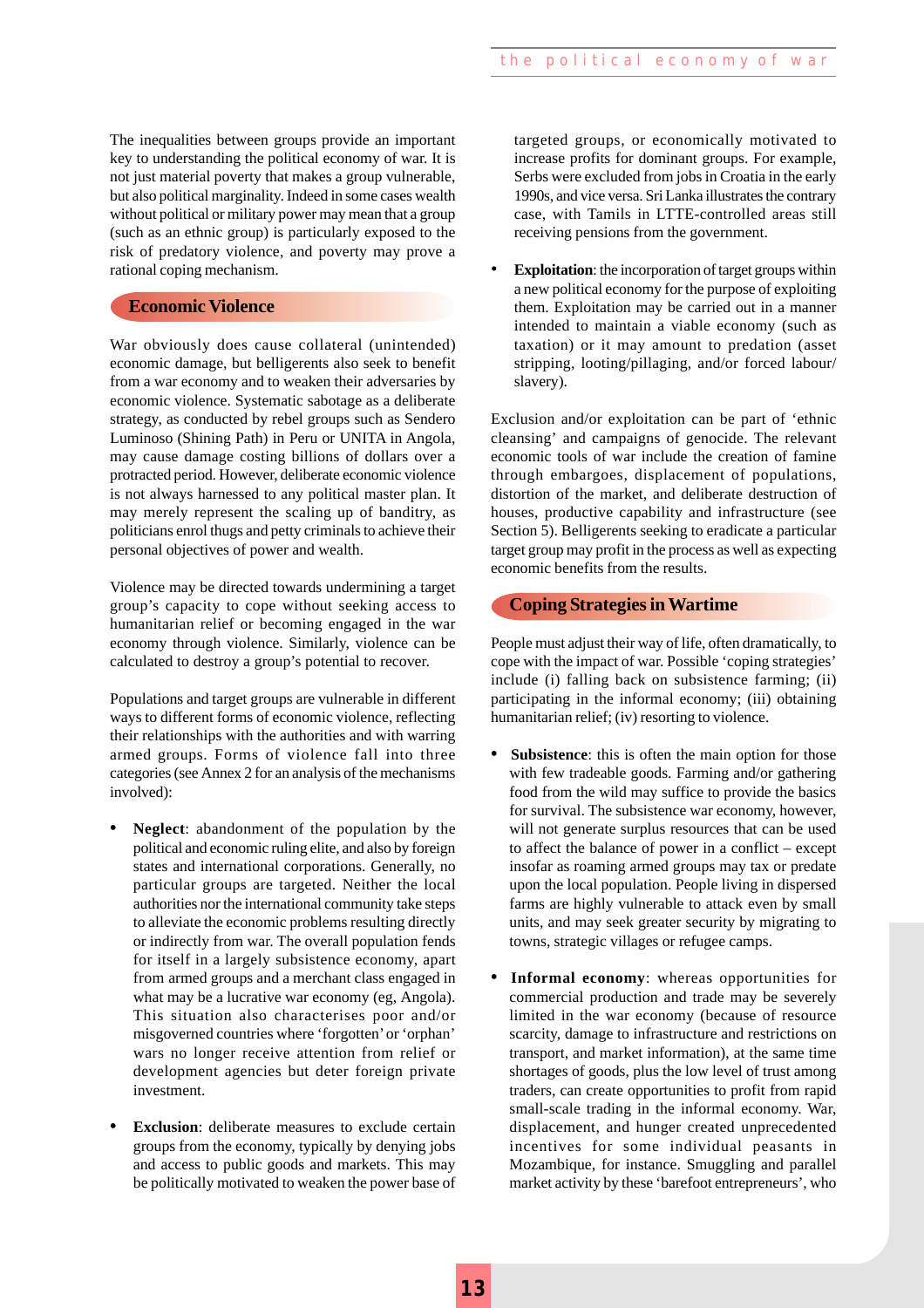The inequalities between groups provide an important key to understanding the political economy of war. It is not just material poverty that makes a group vulnerable, but also political marginality. Indeed in some cases wealth without political or military power may mean that a group (such as an ethnic group) is particularly exposed to the risk of predatory violence, and poverty may prove a rational coping mechanism.

## Economic Violence

War obviously does cause collateral (unintended) economic damage, but belligerents also seek to benefit from a war economy and to weaken their adversaries by economic violence. Systematic sabotage as a deliberate strategy, as conducted by rebel groups such as Sendero Luminoso (Shining Path) in Peru or UNITA in Angola, may cause damage costing billions of dollars over a protracted period. However, deliberate economic violence is not always harnessed to any political master plan. It may merely represent the scaling up of banditry, as politicians enrol thugs and petty criminals to achieve their personal objectives of power and wealth.

Violence may be directed towards undermining a target group's capacity to cope without seeking access to humanitarian relief or becoming engaged in the war economy through violence. Similarly, violence can be calculated to destroy a group's potential to recover.

Populations and target groups are vulnerable in different ways to different forms of economic violence, reflecting their relationships with the authorities and with warring armed groups. Forms of violence fall into three categories (see Annex 2 for an analysis of the mechanisms involved):

- **Neglect**: abandonment of the population by the political and economic ruling elite, and also by foreign states and international corporations. Generally, no particular groups are targeted. Neither the local authorities nor the international community take steps to alleviate the economic problems resulting directly or indirectly from war. The overall population fends for itself in a largely subsistence economy, apart from armed groups and a merchant class engaged in what may be a lucrative war economy (eg, Angola). This situation also characterises poor and/or misgoverned countries where 'forgotten' or 'orphan' wars no longer receive attention from relief or development agencies but deter foreign private investment.

- **Exclusion**: deliberate measures to exclude certain groups from the economy, typically by denying jobs and access to public goods and markets. This may be politically motivated to weaken the power base of targeted groups, or economically motivated to increase profits for dominant groups. For example, Serbs were excluded from jobs in Croatia in the early 1990s, and vice versa. Sri Lanka illustrates the contrary case, with Tamils in LTTE-controlled areas still receiving pensions from the government.

- **Exploitation**: the incorporation of target groups within a new political economy for the purpose of exploiting them. Exploitation may be carried out in a manner intended to maintain a viable economy (such as taxation) or it may amount to predation (asset stripping, looting/pillaging, and/or forced labour/slavery).

Exclusion and/or exploitation can be part of 'ethnic cleansing' and campaigns of genocide. The relevant economic tools of war include the creation of famine through embargoes, displacement of populations, distortion of the market, and deliberate destruction of houses, productive capability and infrastructure (see Section 5). Belligerents seeking to eradicate a particular target group may profit in the process as well as expecting economic benefits from the results.

## Coping Strategies in Wartime

People must adjust their way of life, often dramatically, to cope with the impact of war. Possible 'coping strategies' include (i) falling back on subsistence farming; (ii) participating in the informal economy; (iii) obtaining humanitarian relief; (iv) resorting to violence.

- **Subsistence**: this is often the main option for those with few tradeable goods. Farming and/or gathering food from the wild may suffice to provide the basics for survival. The subsistence war economy, however, will not generate surplus resources that can be used to affect the balance of power in a conflict – except insofar as roaming armed groups may tax or predate upon the local population. People living in dispersed farms are highly vulnerable to attack even by small units, and may seek greater security by migrating to towns, strategic villages or refugee camps.

- **Informal economy**: whereas opportunities for commercial production and trade may be severely limited in the war economy (because of resource scarcity, damage to infrastructure and restrictions on transport, and market information), at the same time shortages of goods, plus the low level of trust among traders, can create opportunities to profit from rapid small-scale trading in the informal economy. War, displacement, and hunger created unprecedented incentives for some individual peasants in Mozambique, for instance. Smuggling and parallel market activity by these 'barefoot entrepreneurs', who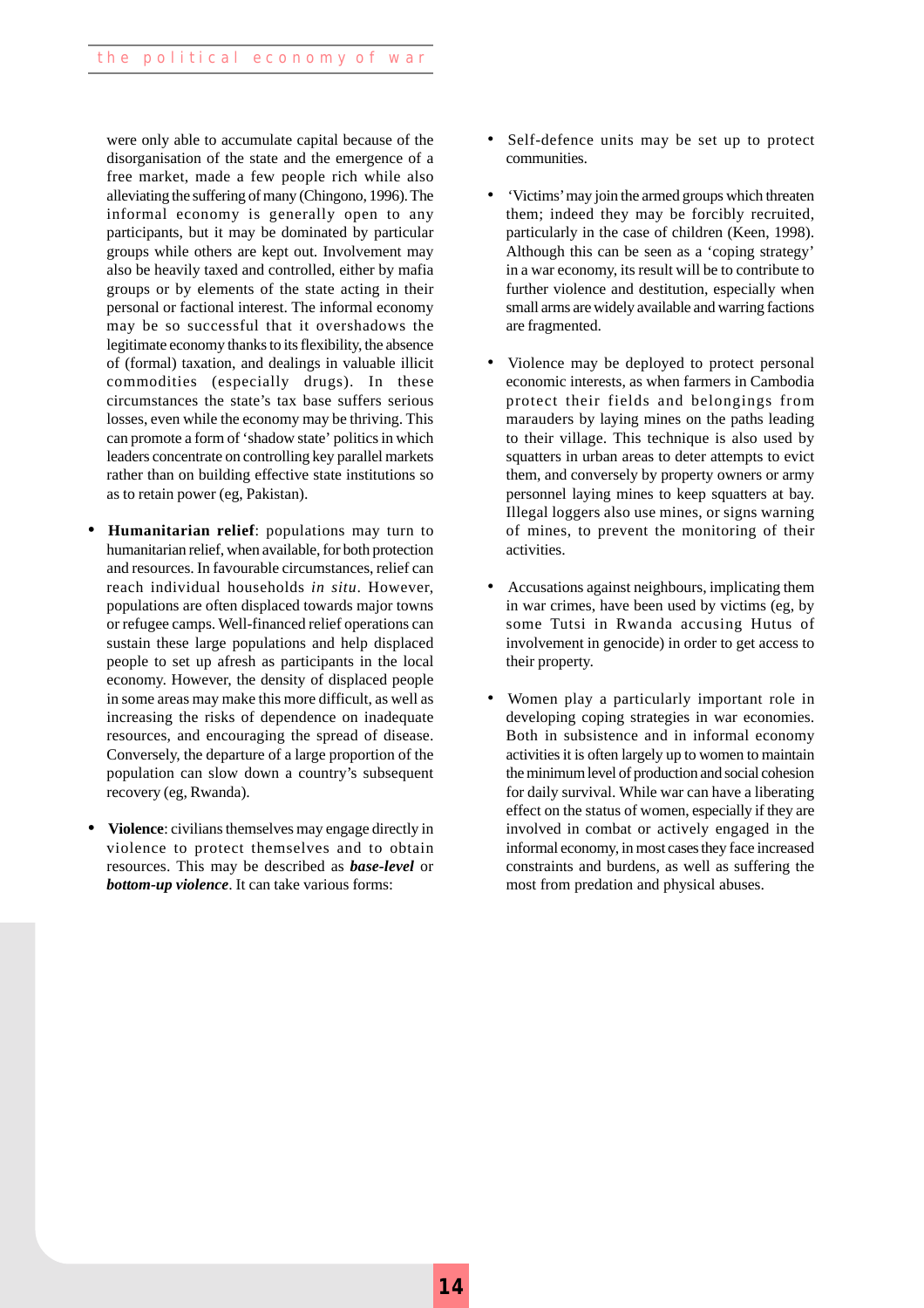were only able to accumulate capital because of the disorganisation of the state and the emergence of a free market, made a few people rich while also alleviating the suffering of many (Chingono, 1996). The informal economy is generally open to any participants, but it may be dominated by particular groups while others are kept out. Involvement may also be heavily taxed and controlled, either by mafia groups or by elements of the state acting in their personal or factional interest. The informal economy may be so successful that it overshadows the legitimate economy thanks to its flexibility, the absence of (formal) taxation, and dealings in valuable illicit commodities (especially drugs). In these circumstances the state's tax base suffers serious losses, even while the economy may be thriving. This can promote a form of 'shadow state' politics in which leaders concentrate on controlling key parallel markets rather than on building effective state institutions so as to retain power (eg, Pakistan).

- **Humanitarian relief**: populations may turn to humanitarian relief, when available, for both protection and resources. In favourable circumstances, relief can reach individual households *in situ*. However, populations are often displaced towards major towns or refugee camps. Well-financed relief operations can sustain these large populations and help displaced people to set up afresh as participants in the local economy. However, the density of displaced people in some areas may make this more difficult, as well as increasing the risks of dependence on inadequate resources, and encouraging the spread of disease. Conversely, the departure of a large proportion of the population can slow down a country's subsequent recovery (eg, Rwanda).

- **Violence**: civilians themselves may engage directly in violence to protect themselves and to obtain resources. This may be described as ***base-level*** or ***bottom-up violence***. It can take various forms:

  - Self-defence units may be set up to protect communities.

  - 'Victims' may join the armed groups which threaten them; indeed they may be forcibly recruited, particularly in the case of children (Keen, 1998). Although this can be seen as a 'coping strategy' in a war economy, its result will be to contribute to further violence and destitution, especially when small arms are widely available and warring factions are fragmented.

  - Violence may be deployed to protect personal economic interests, as when farmers in Cambodia protect their fields and belongings from marauders by laying mines on the paths leading to their village. This technique is also used by squatters in urban areas to deter attempts to evict them, and conversely by property owners or army personnel laying mines to keep squatters at bay. Illegal loggers also use mines, or signs warning of mines, to prevent the monitoring of their activities.

  - Accusations against neighbours, implicating them in war crimes, have been used by victims (eg, by some Tutsi in Rwanda accusing Hutus of involvement in genocide) in order to get access to their property.

  - Women play a particularly important role in developing coping strategies in war economies. Both in subsistence and in informal economy activities it is often largely up to women to maintain the minimum level of production and social cohesion for daily survival. While war can have a liberating effect on the status of women, especially if they are involved in combat or actively engaged in the informal economy, in most cases they face increased constraints and burdens, as well as suffering the most from predation and physical abuses.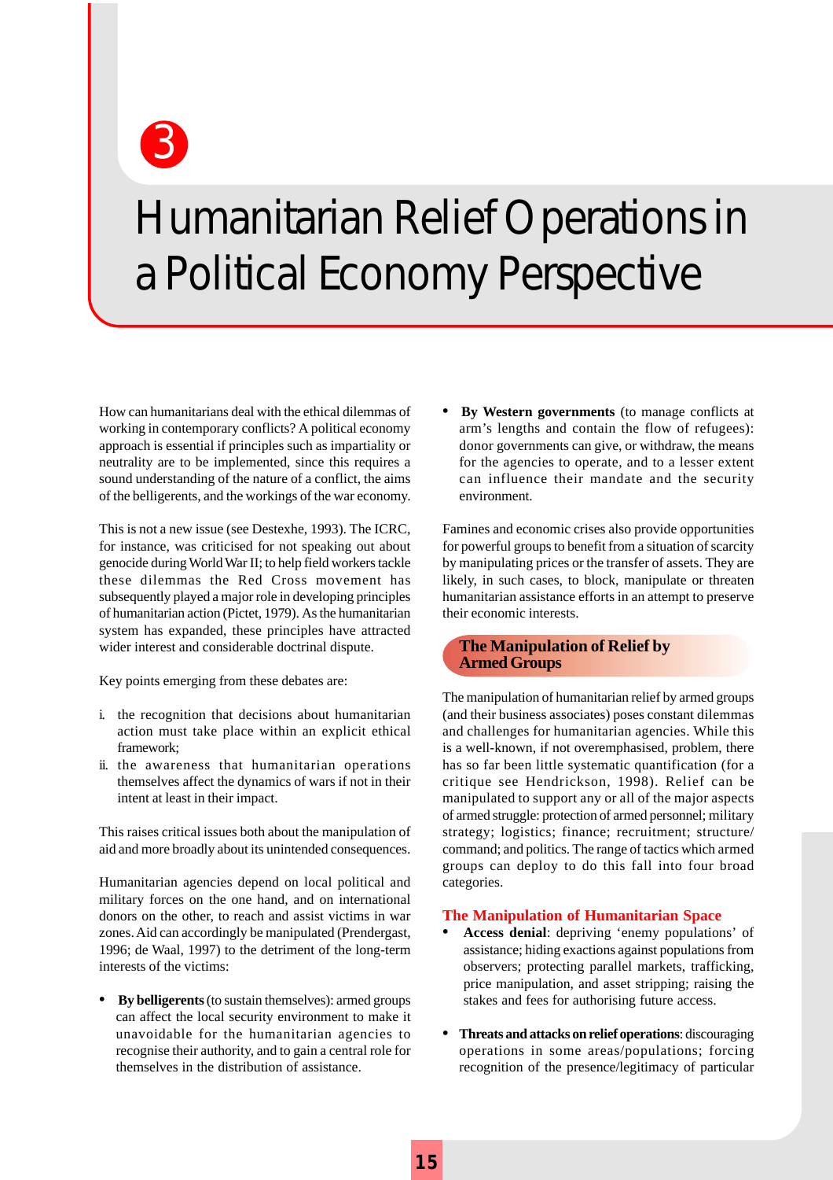# 3 Humanitarian Relief Operations in a Political Economy Perspective

How can humanitarians deal with the ethical dilemmas of working in contemporary conflicts? A political economy approach is essential if principles such as impartiality or neutrality are to be implemented, since this requires a sound understanding of the nature of a conflict, the aims of the belligerents, and the workings of the war economy.

This is not a new issue (see Destexhe, 1993). The ICRC, for instance, was criticised for not speaking out about genocide during World War II; to help field workers tackle these dilemmas the Red Cross movement has subsequently played a major role in developing principles of humanitarian action (Pictet, 1979). As the humanitarian system has expanded, these principles have attracted wider interest and considerable doctrinal dispute.

Key points emerging from these debates are:

i. the recognition that decisions about humanitarian action must take place within an explicit ethical framework;
ii. the awareness that humanitarian operations themselves affect the dynamics of wars if not in their intent at least in their impact.

This raises critical issues both about the manipulation of aid and more broadly about its unintended consequences.

Humanitarian agencies depend on local political and military forces on the one hand, and on international donors on the other, to reach and assist victims in war zones. Aid can accordingly be manipulated (Prendergast, 1996; de Waal, 1997) to the detriment of the long-term interests of the victims:

- **By belligerents** (to sustain themselves): armed groups can affect the local security environment to make it unavoidable for the humanitarian agencies to recognise their authority, and to gain a central role for themselves in the distribution of assistance.
- **By Western governments** (to manage conflicts at arm's lengths and contain the flow of refugees): donor governments can give, or withdraw, the means for the agencies to operate, and to a lesser extent can influence their mandate and the security environment.

Famines and economic crises also provide opportunities for powerful groups to benefit from a situation of scarcity by manipulating prices or the transfer of assets. They are likely, in such cases, to block, manipulate or threaten humanitarian assistance efforts in an attempt to preserve their economic interests.

## The Manipulation of Relief by Armed Groups

The manipulation of humanitarian relief by armed groups (and their business associates) poses constant dilemmas and challenges for humanitarian agencies. While this is a well-known, if not overemphasised, problem, there has so far been little systematic quantification (for a critique see Hendrickson, 1998). Relief can be manipulated to support any or all of the major aspects of armed struggle: protection of armed personnel; military strategy; logistics; finance; recruitment; structure/command; and politics. The range of tactics which armed groups can deploy to do this fall into four broad categories.

### The Manipulation of Humanitarian Space

- **Access denial**: depriving 'enemy populations' of assistance; hiding exactions against populations from observers; protecting parallel markets, trafficking, price manipulation, and asset stripping; raising the stakes and fees for authorising future access.
- **Threats and attacks on relief operations**: discouraging operations in some areas/populations; forcing recognition of the presence/legitimacy of particular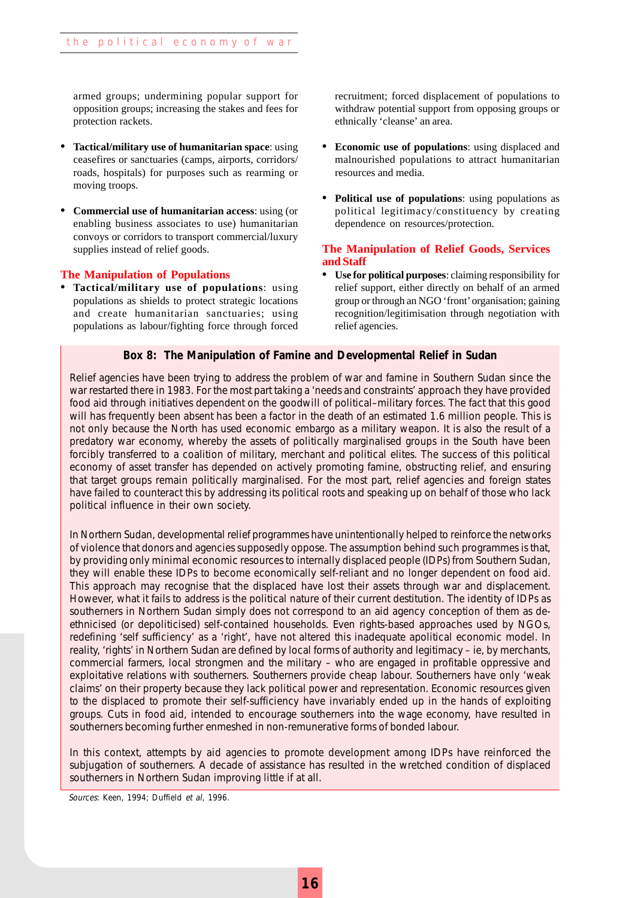armed groups; undermining popular support for opposition groups; increasing the stakes and fees for protection rackets.

- **Tactical/military use of humanitarian space**: using ceasefires or sanctuaries (camps, airports, corridors/ roads, hospitals) for purposes such as rearming or moving troops.
- **Commercial use of humanitarian access**: using (or enabling business associates to use) humanitarian convoys or corridors to transport commercial/luxury supplies instead of relief goods.

## The Manipulation of Populations

- **Tactical/military use of populations**: using populations as shields to protect strategic locations and create humanitarian sanctuaries; using populations as labour/fighting force through forced recruitment; forced displacement of populations to withdraw potential support from opposing groups or ethnically 'cleanse' an area.
- **Economic use of populations**: using displaced and malnourished populations to attract humanitarian resources and media.
- **Political use of populations**: using populations as political legitimacy/constituency by creating dependence on resources/protection.

## The Manipulation of Relief Goods, Services and Staff

- **Use for political purposes**: claiming responsibility for relief support, either directly on behalf of an armed group or through an NGO 'front' organisation; gaining recognition/legitimisation through negotiation with relief agencies.

### Box 8: The Manipulation of Famine and Developmental Relief in Sudan

Relief agencies have been trying to address the problem of war and famine in Southern Sudan since the war restarted there in 1983. For the most part taking a 'needs and constraints' approach they have provided food aid through initiatives dependent on the goodwill of political–military forces. The fact that this good will has frequently been absent has been a factor in the death of an estimated 1.6 million people. This is not only because the North has used economic embargo as a military weapon. It is also the result of a predatory war economy, whereby the assets of politically marginalised groups in the South have been forcibly transferred to a coalition of military, merchant and political elites. The success of this political economy of asset transfer has depended on actively promoting famine, obstructing relief, and ensuring that target groups remain politically marginalised. For the most part, relief agencies and foreign states have failed to counteract this by addressing its political roots and speaking up on behalf of those who lack political influence in their own society.

In Northern Sudan, developmental relief programmes have unintentionally helped to reinforce the networks of violence that donors and agencies supposedly oppose. The assumption behind such programmes is that, by providing only minimal economic resources to internally displaced people (IDPs) from Southern Sudan, they will enable these IDPs to become economically self-reliant and no longer dependent on food aid. This approach may recognise that the displaced have lost their assets through war and displacement. However, what it fails to address is the political nature of their current destitution. The identity of IDPs as southerners in Northern Sudan simply does not correspond to an aid agency conception of them as de-ethnicised (or depoliticised) self-contained households. Even rights-based approaches used by NGOs, redefining 'self sufficiency' as a 'right', have not altered this inadequate apolitical economic model. In reality, 'rights' in Northern Sudan are defined by local forms of authority and legitimacy – ie, by merchants, commercial farmers, local strongmen and the military – who are engaged in profitable oppressive and exploitative relations with southerners. Southerners provide cheap labour. Southerners have only 'weak claims' on their property because they lack political power and representation. Economic resources given to the displaced to promote their self-sufficiency have invariably ended up in the hands of exploiting groups. Cuts in food aid, intended to encourage southerners into the wage economy, have resulted in southerners becoming further enmeshed in non-remunerative forms of bonded labour.

In this context, attempts by aid agencies to promote development among IDPs have reinforced the subjugation of southerners. A decade of assistance has resulted in the wretched condition of displaced southerners in Northern Sudan improving little if at all.

*Sources*: Keen, 1994; Duffield *et al*, 1996.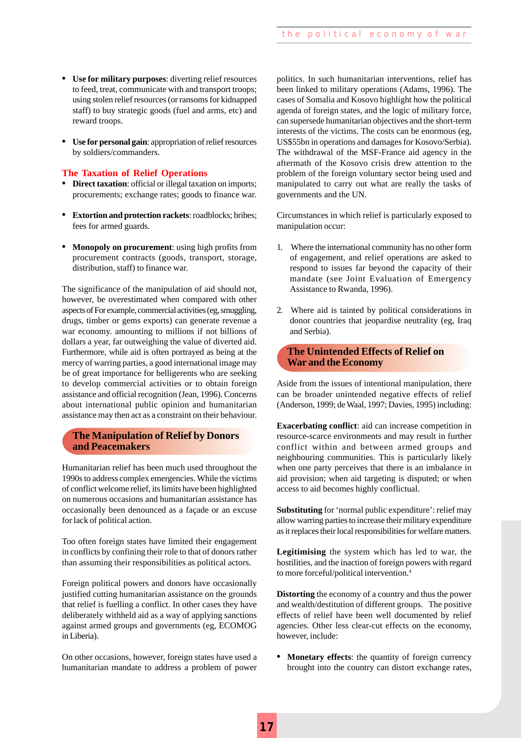- **Use for military purposes**: diverting relief resources to feed, treat, communicate with and transport troops; using stolen relief resources (or ransoms for kidnapped staff) to buy strategic goods (fuel and arms, etc) and reward troops.

- **Use for personal gain**: appropriation of relief resources by soldiers/commanders.

### The Taxation of Relief Operations

- **Direct taxation**: official or illegal taxation on imports; procurements; exchange rates; goods to finance war.

- **Extortion and protection rackets**: roadblocks; bribes; fees for armed guards.

- **Monopoly on procurement**: using high profits from procurement contracts (goods, transport, storage, distribution, staff) to finance war.

The significance of the manipulation of aid should not, however, be overestimated when compared with other aspects of For example, commercial activities (eg, smuggling, drugs, timber or gems exports) can generate revenue a war economy. amounting to millions if not billions of dollars a year, far outweighing the value of diverted aid. Furthermore, while aid is often portrayed as being at the mercy of warring parties, a good international image may be of great importance for belligerents who are seeking to develop commercial activities or to obtain foreign assistance and official recognition (Jean, 1996). Concerns about international public opinion and humanitarian assistance may then act as a constraint on their behaviour.

## The Manipulation of Relief by Donors and Peacemakers

Humanitarian relief has been much used throughout the 1990s to address complex emergencies. While the victims of conflict welcome relief, its limits have been highlighted on numerous occasions and humanitarian assistance has occasionally been denounced as a façade or an excuse for lack of political action.

Too often foreign states have limited their engagement in conflicts by confining their role to that of donors rather than assuming their responsibilities as political actors.

Foreign political powers and donors have occasionally justified cutting humanitarian assistance on the grounds that relief is fuelling a conflict. In other cases they have deliberately withheld aid as a way of applying sanctions against armed groups and governments (eg, ECOMOG in Liberia).

On other occasions, however, foreign states have used a humanitarian mandate to address a problem of power politics. In such humanitarian interventions, relief has been linked to military operations (Adams, 1996). The cases of Somalia and Kosovo highlight how the political agenda of foreign states, and the logic of military force, can supersede humanitarian objectives and the short-term interests of the victims. The costs can be enormous (eg, US$55bn in operations and damages for Kosovo/Serbia). The withdrawal of the MSF-France aid agency in the aftermath of the Kosovo crisis drew attention to the problem of the foreign voluntary sector being used and manipulated to carry out what are really the tasks of governments and the UN.

Circumstances in which relief is particularly exposed to manipulation occur:

1. Where the international community has no other form of engagement, and relief operations are asked to respond to issues far beyond the capacity of their mandate (see Joint Evaluation of Emergency Assistance to Rwanda, 1996).

2. Where aid is tainted by political considerations in donor countries that jeopardise neutrality (eg, Iraq and Serbia).

## The Unintended Effects of Relief on War and the Economy

Aside from the issues of intentional manipulation, there can be broader unintended negative effects of relief (Anderson, 1999; de Waal, 1997; Davies, 1995) including:

**Exacerbating conflict**: aid can increase competition in resource-scarce environments and may result in further conflict within and between armed groups and neighbouring communities. This is particularly likely when one party perceives that there is an imbalance in aid provision; when aid targeting is disputed; or when access to aid becomes highly conflictual.

**Substituting** for 'normal public expenditure': relief may allow warring parties to increase their military expenditure as it replaces their local responsibilities for welfare matters.

**Legitimising** the system which has led to war, the hostilities, and the inaction of foreign powers with regard to more forceful/political intervention.[4]

**Distorting** the economy of a country and thus the power and wealth/destitution of different groups. The positive effects of relief have been well documented by relief agencies. Other less clear-cut effects on the economy, however, include:

- **Monetary effects**: the quantity of foreign currency brought into the country can distort exchange rates,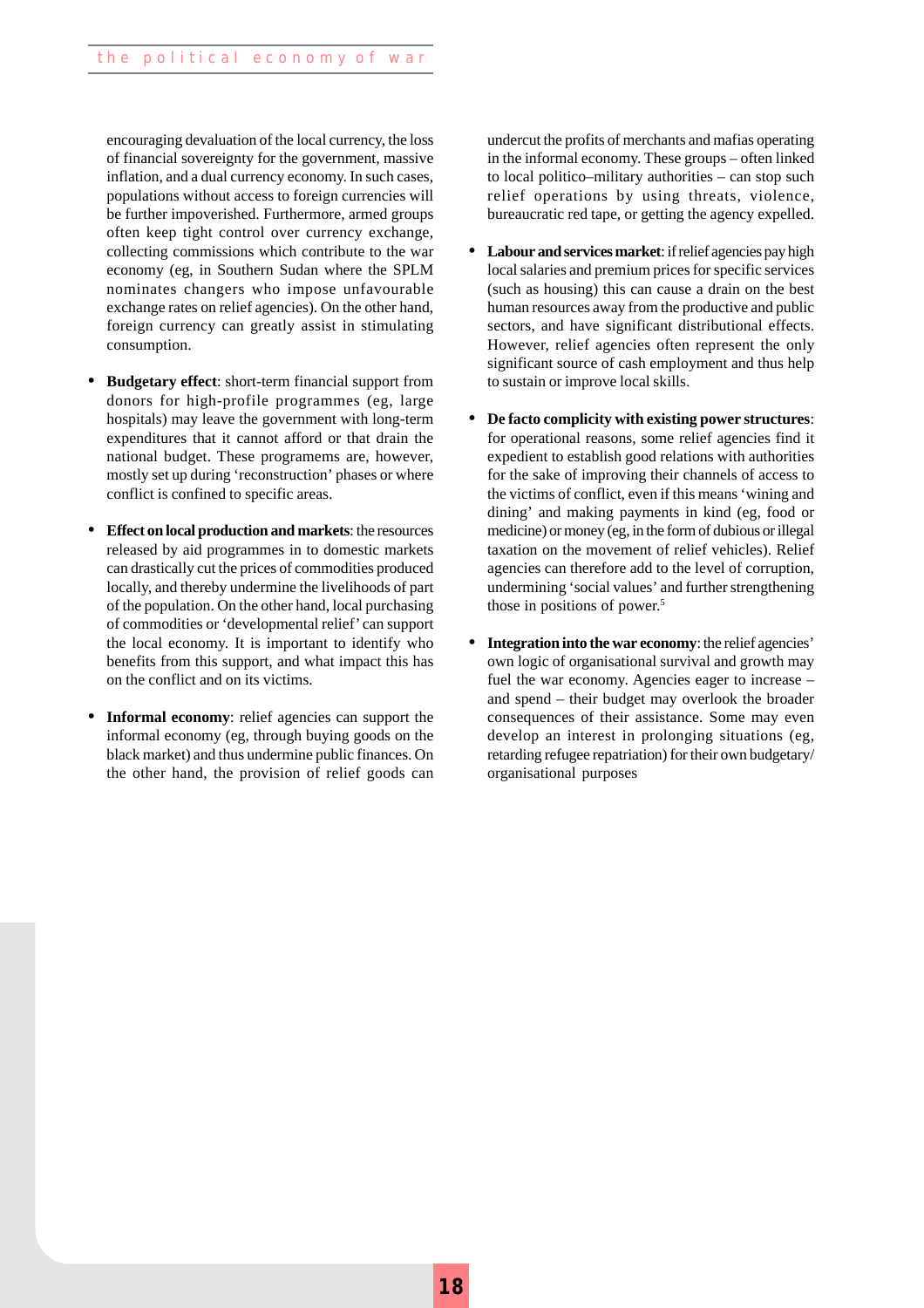encouraging devaluation of the local currency, the loss of financial sovereignty for the government, massive inflation, and a dual currency economy. In such cases, populations without access to foreign currencies will be further impoverished. Furthermore, armed groups often keep tight control over currency exchange, collecting commissions which contribute to the war economy (eg, in Southern Sudan where the SPLM nominates changers who impose unfavourable exchange rates on relief agencies). On the other hand, foreign currency can greatly assist in stimulating consumption.

- **Budgetary effect**: short-term financial support from donors for high-profile programmes (eg, large hospitals) may leave the government with long-term expenditures that it cannot afford or that drain the national budget. These programems are, however, mostly set up during 'reconstruction' phases or where conflict is confined to specific areas.

- **Effect on local production and markets**: the resources released by aid programmes in to domestic markets can drastically cut the prices of commodities produced locally, and thereby undermine the livelihoods of part of the population. On the other hand, local purchasing of commodities or 'developmental relief' can support the local economy. It is important to identify who benefits from this support, and what impact this has on the conflict and on its victims.

- **Informal economy**: relief agencies can support the informal economy (eg, through buying goods on the black market) and thus undermine public finances. On the other hand, the provision of relief goods can undercut the profits of merchants and mafias operating in the informal economy. These groups – often linked to local politico–military authorities – can stop such relief operations by using threats, violence, bureaucratic red tape, or getting the agency expelled.

- **Labour and services market**: if relief agencies pay high local salaries and premium prices for specific services (such as housing) this can cause a drain on the best human resources away from the productive and public sectors, and have significant distributional effects. However, relief agencies often represent the only significant source of cash employment and thus help to sustain or improve local skills.

- **De facto complicity with existing power structures**: for operational reasons, some relief agencies find it expedient to establish good relations with authorities for the sake of improving their channels of access to the victims of conflict, even if this means 'wining and dining' and making payments in kind (eg, food or medicine) or money (eg, in the form of dubious or illegal taxation on the movement of relief vehicles). Relief agencies can therefore add to the level of corruption, undermining 'social values' and further strengthening those in positions of power.[5]

- **Integration into the war economy**: the relief agencies' own logic of organisational survival and growth may fuel the war economy. Agencies eager to increase – and spend – their budget may overlook the broader consequences of their assistance. Some may even develop an interest in prolonging situations (eg, retarding refugee repatriation) for their own budgetary/ organisational purposes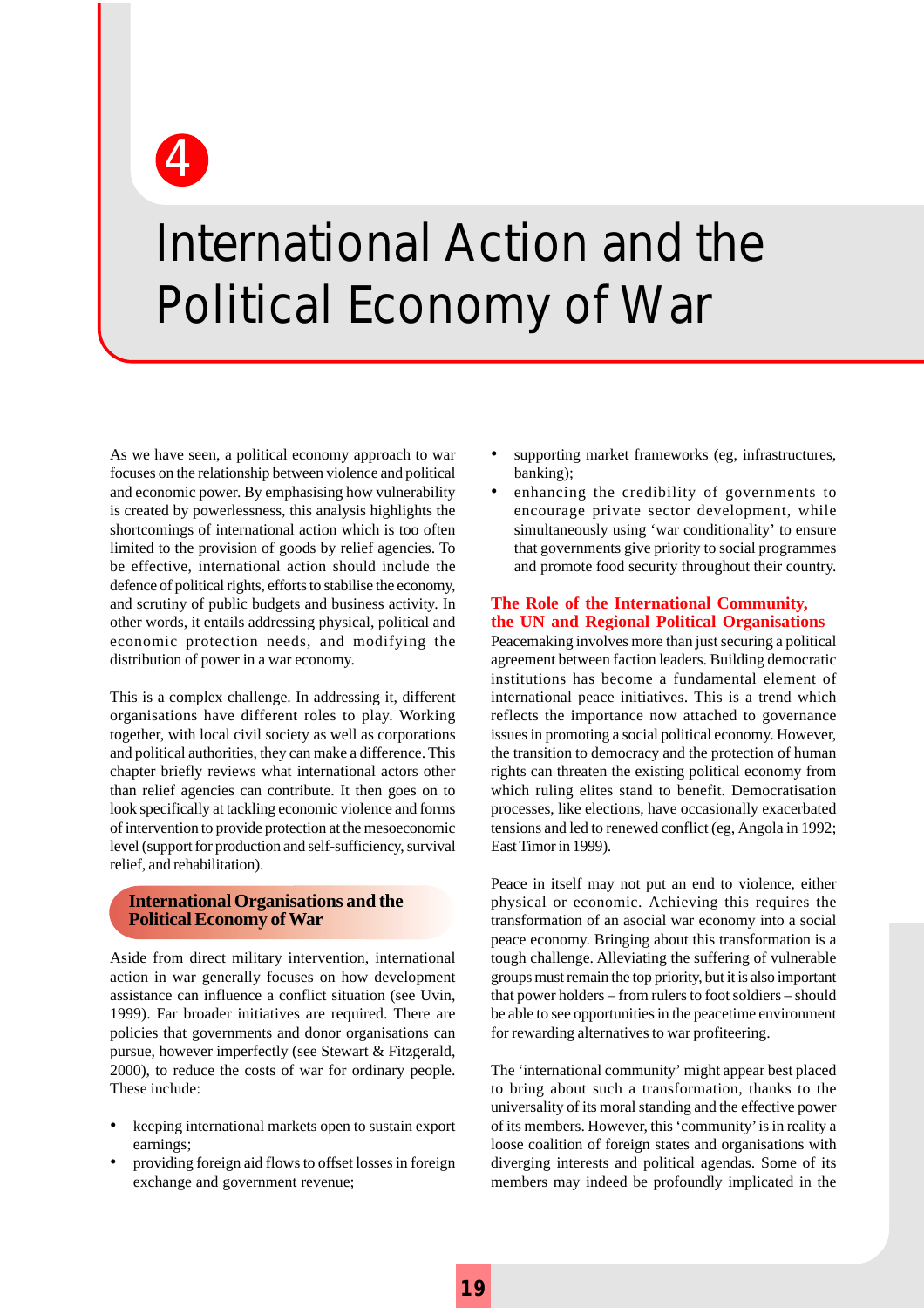# 4

# International Action and the Political Economy of War

As we have seen, a political economy approach to war focuses on the relationship between violence and political and economic power. By emphasising how vulnerability is created by powerlessness, this analysis highlights the shortcomings of international action which is too often limited to the provision of goods by relief agencies. To be effective, international action should include the defence of political rights, efforts to stabilise the economy, and scrutiny of public budgets and business activity. In other words, it entails addressing physical, political and economic protection needs, and modifying the distribution of power in a war economy.

This is a complex challenge. In addressing it, different organisations have different roles to play. Working together, with local civil society as well as corporations and political authorities, they can make a difference. This chapter briefly reviews what international actors other than relief agencies can contribute. It then goes on to look specifically at tackling economic violence and forms of intervention to provide protection at the mesoeconomic level (support for production and self-sufficiency, survival relief, and rehabilitation).

## International Organisations and the Political Economy of War

Aside from direct military intervention, international action in war generally focuses on how development assistance can influence a conflict situation (see Uvin, 1999). Far broader initiatives are required. There are policies that governments and donor organisations can pursue, however imperfectly (see Stewart & Fitzgerald, 2000), to reduce the costs of war for ordinary people. These include:

- keeping international markets open to sustain export earnings;
- providing foreign aid flows to offset losses in foreign exchange and government revenue;
- supporting market frameworks (eg, infrastructures, banking);
- enhancing the credibility of governments to encourage private sector development, while simultaneously using 'war conditionality' to ensure that governments give priority to social programmes and promote food security throughout their country.

## The Role of the International Community, the UN and Regional Political Organisations

Peacemaking involves more than just securing a political agreement between faction leaders. Building democratic institutions has become a fundamental element of international peace initiatives. This is a trend which reflects the importance now attached to governance issues in promoting a social political economy. However, the transition to democracy and the protection of human rights can threaten the existing political economy from which ruling elites stand to benefit. Democratisation processes, like elections, have occasionally exacerbated tensions and led to renewed conflict (eg, Angola in 1992; East Timor in 1999).

Peace in itself may not put an end to violence, either physical or economic. Achieving this requires the transformation of an asocial war economy into a social peace economy. Bringing about this transformation is a tough challenge. Alleviating the suffering of vulnerable groups must remain the top priority, but it is also important that power holders – from rulers to foot soldiers – should be able to see opportunities in the peacetime environment for rewarding alternatives to war profiteering.

The 'international community' might appear best placed to bring about such a transformation, thanks to the universality of its moral standing and the effective power of its members. However, this 'community' is in reality a loose coalition of foreign states and organisations with diverging interests and political agendas. Some of its members may indeed be profoundly implicated in the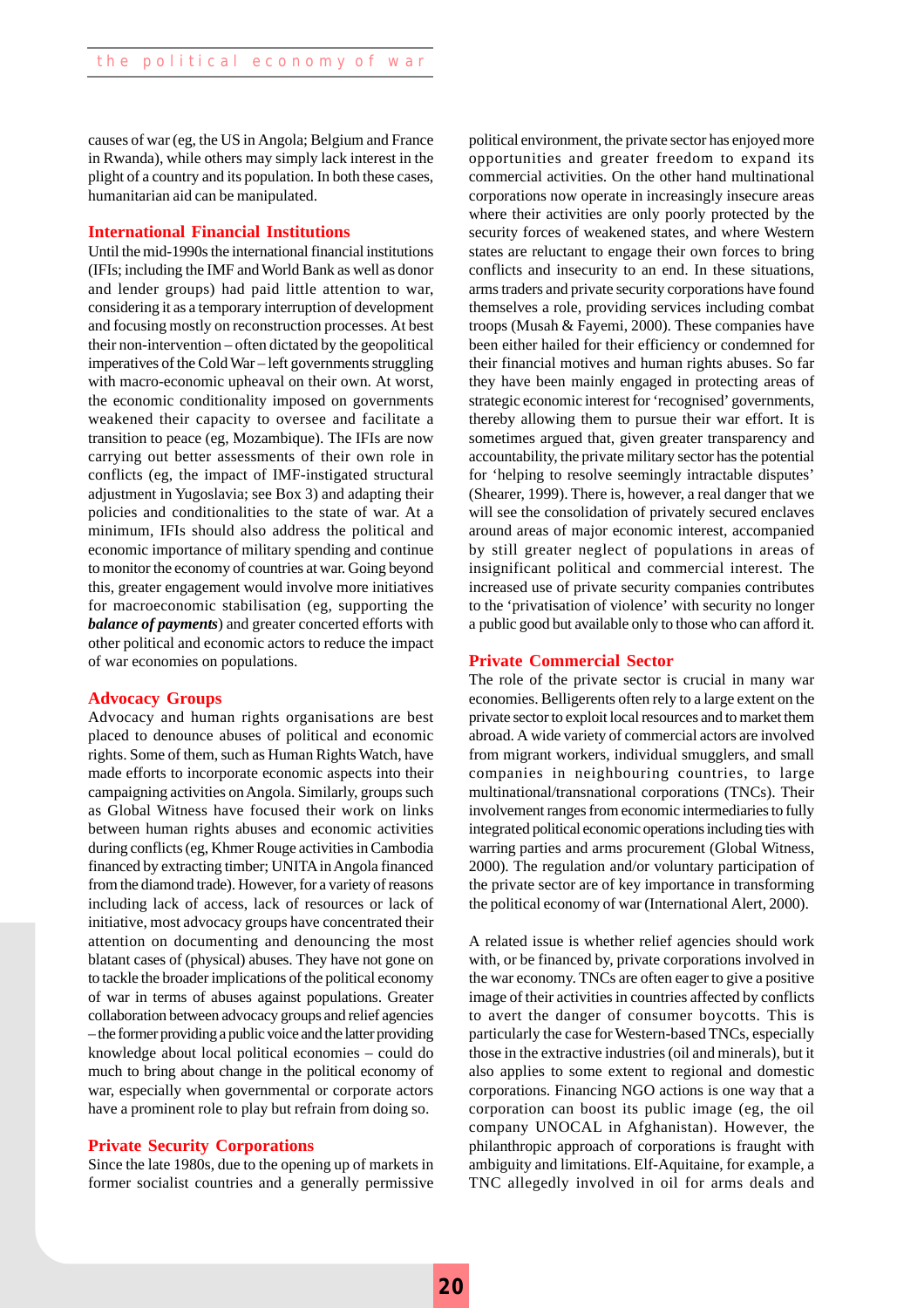causes of war (eg, the US in Angola; Belgium and France in Rwanda), while others may simply lack interest in the plight of a country and its population. In both these cases, humanitarian aid can be manipulated.

### International Financial Institutions

Until the mid-1990s the international financial institutions (IFIs; including the IMF and World Bank as well as donor and lender groups) had paid little attention to war, considering it as a temporary interruption of development and focusing mostly on reconstruction processes. At best their non-intervention – often dictated by the geopolitical imperatives of the Cold War – left governments struggling with macro-economic upheaval on their own. At worst, the economic conditionality imposed on governments weakened their capacity to oversee and facilitate a transition to peace (eg, Mozambique). The IFIs are now carrying out better assessments of their own role in conflicts (eg, the impact of IMF-instigated structural adjustment in Yugoslavia; see Box 3) and adapting their policies and conditionalities to the state of war. At a minimum, IFIs should also address the political and economic importance of military spending and continue to monitor the economy of countries at war. Going beyond this, greater engagement would involve more initiatives for macroeconomic stabilisation (eg, supporting the ***balance of payments***) and greater concerted efforts with other political and economic actors to reduce the impact of war economies on populations.

### Advocacy Groups

Advocacy and human rights organisations are best placed to denounce abuses of political and economic rights. Some of them, such as Human Rights Watch, have made efforts to incorporate economic aspects into their campaigning activities on Angola. Similarly, groups such as Global Witness have focused their work on links between human rights abuses and economic activities during conflicts (eg, Khmer Rouge activities in Cambodia financed by extracting timber; UNITA in Angola financed from the diamond trade). However, for a variety of reasons including lack of access, lack of resources or lack of initiative, most advocacy groups have concentrated their attention on documenting and denouncing the most blatant cases of (physical) abuses. They have not gone on to tackle the broader implications of the political economy of war in terms of abuses against populations. Greater collaboration between advocacy groups and relief agencies – the former providing a public voice and the latter providing knowledge about local political economies – could do much to bring about change in the political economy of war, especially when governmental or corporate actors have a prominent role to play but refrain from doing so.

### Private Security Corporations

Since the late 1980s, due to the opening up of markets in former socialist countries and a generally permissive political environment, the private sector has enjoyed more opportunities and greater freedom to expand its commercial activities. On the other hand multinational corporations now operate in increasingly insecure areas where their activities are only poorly protected by the security forces of weakened states, and where Western states are reluctant to engage their own forces to bring conflicts and insecurity to an end. In these situations, arms traders and private security corporations have found themselves a role, providing services including combat troops (Musah & Fayemi, 2000). These companies have been either hailed for their efficiency or condemned for their financial motives and human rights abuses. So far they have been mainly engaged in protecting areas of strategic economic interest for 'recognised' governments, thereby allowing them to pursue their war effort. It is sometimes argued that, given greater transparency and accountability, the private military sector has the potential for 'helping to resolve seemingly intractable disputes' (Shearer, 1999). There is, however, a real danger that we will see the consolidation of privately secured enclaves around areas of major economic interest, accompanied by still greater neglect of populations in areas of insignificant political and commercial interest. The increased use of private security companies contributes to the 'privatisation of violence' with security no longer a public good but available only to those who can afford it.

### Private Commercial Sector

The role of the private sector is crucial in many war economies. Belligerents often rely to a large extent on the private sector to exploit local resources and to market them abroad. A wide variety of commercial actors are involved from migrant workers, individual smugglers, and small companies in neighbouring countries, to large multinational/transnational corporations (TNCs). Their involvement ranges from economic intermediaries to fully integrated political economic operations including ties with warring parties and arms procurement (Global Witness, 2000). The regulation and/or voluntary participation of the private sector are of key importance in transforming the political economy of war (International Alert, 2000).

A related issue is whether relief agencies should work with, or be financed by, private corporations involved in the war economy. TNCs are often eager to give a positive image of their activities in countries affected by conflicts to avert the danger of consumer boycotts. This is particularly the case for Western-based TNCs, especially those in the extractive industries (oil and minerals), but it also applies to some extent to regional and domestic corporations. Financing NGO actions is one way that a corporation can boost its public image (eg, the oil company UNOCAL in Afghanistan). However, the philanthropic approach of corporations is fraught with ambiguity and limitations. Elf-Aquitaine, for example, a TNC allegedly involved in oil for arms deals and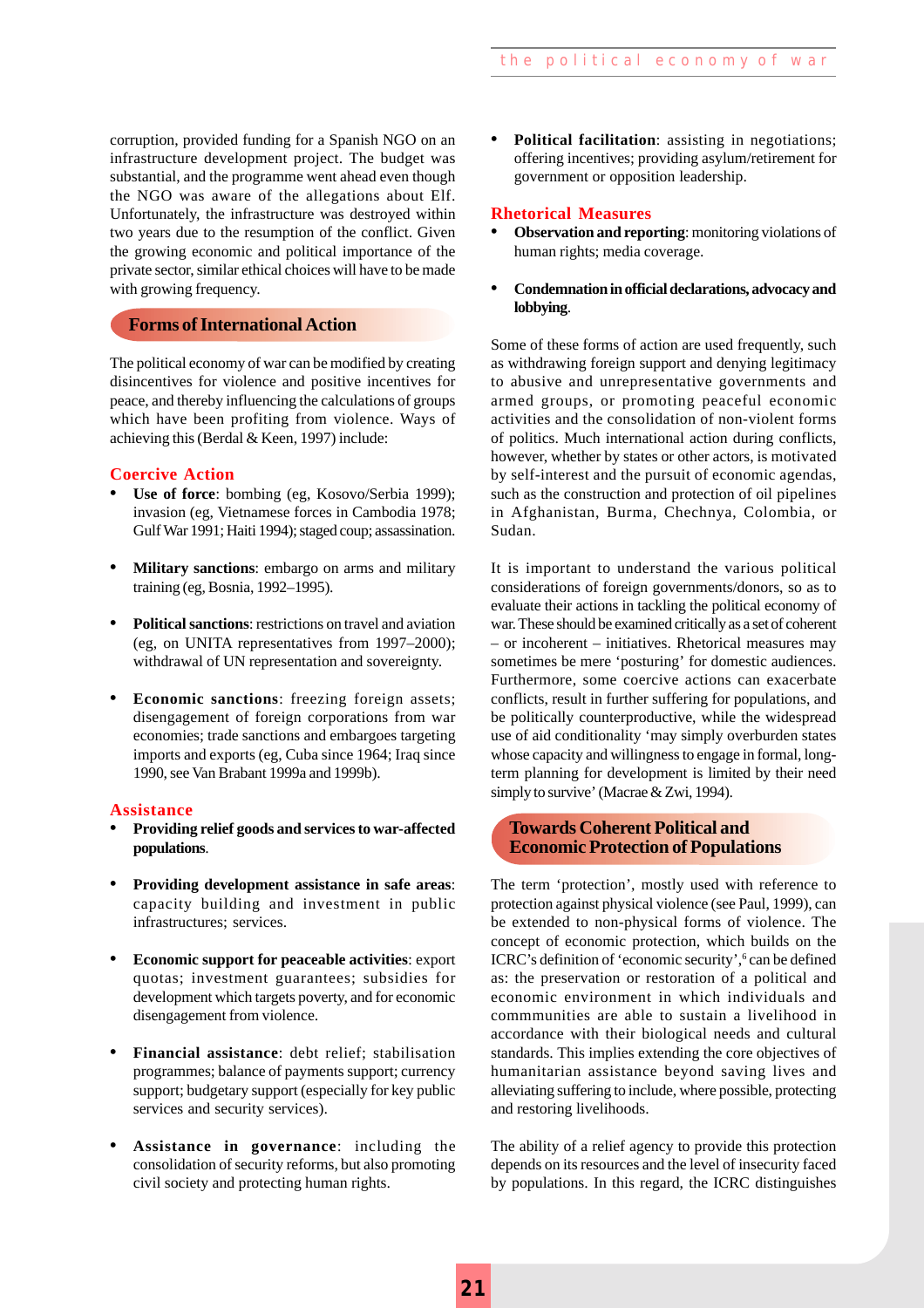corruption, provided funding for a Spanish NGO on an infrastructure development project. The budget was substantial, and the programme went ahead even though the NGO was aware of the allegations about Elf. Unfortunately, the infrastructure was destroyed within two years due to the resumption of the conflict. Given the growing economic and political importance of the private sector, similar ethical choices will have to be made with growing frequency.

## Forms of International Action

The political economy of war can be modified by creating disincentives for violence and positive incentives for peace, and thereby influencing the calculations of groups which have been profiting from violence. Ways of achieving this (Berdal & Keen, 1997) include:

### Coercive Action

- **Use of force**: bombing (eg, Kosovo/Serbia 1999); invasion (eg, Vietnamese forces in Cambodia 1978; Gulf War 1991; Haiti 1994); staged coup; assassination.
- **Military sanctions**: embargo on arms and military training (eg, Bosnia, 1992–1995).
- **Political sanctions**: restrictions on travel and aviation (eg, on UNITA representatives from 1997–2000); withdrawal of UN representation and sovereignty.
- **Economic sanctions**: freezing foreign assets; disengagement of foreign corporations from war economies; trade sanctions and embargoes targeting imports and exports (eg, Cuba since 1964; Iraq since 1990, see Van Brabant 1999a and 1999b).

### Assistance

- **Providing relief goods and services to war-affected populations**.
- **Providing development assistance in safe areas**: capacity building and investment in public infrastructures; services.
- **Economic support for peaceable activities**: export quotas; investment guarantees; subsidies for development which targets poverty, and for economic disengagement from violence.
- **Financial assistance**: debt relief; stabilisation programmes; balance of payments support; currency support; budgetary support (especially for key public services and security services).
- **Assistance in governance**: including the consolidation of security reforms, but also promoting civil society and protecting human rights.
- **Political facilitation**: assisting in negotiations; offering incentives; providing asylum/retirement for government or opposition leadership.

### Rhetorical Measures

- **Observation and reporting**: monitoring violations of human rights; media coverage.
- **Condemnation in official declarations, advocacy and lobbying**.

Some of these forms of action are used frequently, such as withdrawing foreign support and denying legitimacy to abusive and unrepresentative governments and armed groups, or promoting peaceful economic activities and the consolidation of non-violent forms of politics. Much international action during conflicts, however, whether by states or other actors, is motivated by self-interest and the pursuit of economic agendas, such as the construction and protection of oil pipelines in Afghanistan, Burma, Chechnya, Colombia, or Sudan.

It is important to understand the various political considerations of foreign governments/donors, so as to evaluate their actions in tackling the political economy of war. These should be examined critically as a set of coherent – or incoherent – initiatives. Rhetorical measures may sometimes be mere 'posturing' for domestic audiences. Furthermore, some coercive actions can exacerbate conflicts, result in further suffering for populations, and be politically counterproductive, while the widespread use of aid conditionality 'may simply overburden states whose capacity and willingness to engage in formal, long-term planning for development is limited by their need simply to survive' (Macrae & Zwi, 1994).

## Towards Coherent Political and Economic Protection of Populations

The term 'protection', mostly used with reference to protection against physical violence (see Paul, 1999), can be extended to non-physical forms of violence. The concept of economic protection, which builds on the ICRC's definition of 'economic security',[6] can be defined as: the preservation or restoration of a political and economic environment in which individuals and commmunities are able to sustain a livelihood in accordance with their biological needs and cultural standards. This implies extending the core objectives of humanitarian assistance beyond saving lives and alleviating suffering to include, where possible, protecting and restoring livelihoods.

The ability of a relief agency to provide this protection depends on its resources and the level of insecurity faced by populations. In this regard, the ICRC distinguishes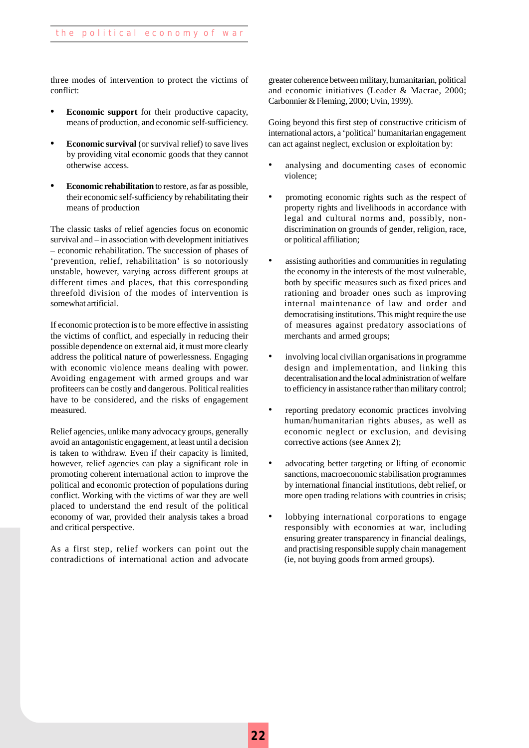three modes of intervention to protect the victims of conflict:

- **Economic support** for their productive capacity, means of production, and economic self-sufficiency.
- **Economic survival** (or survival relief) to save lives by providing vital economic goods that they cannot otherwise access.
- **Economic rehabilitation** to restore, as far as possible, their economic self-sufficiency by rehabilitating their means of production

The classic tasks of relief agencies focus on economic survival and – in association with development initiatives – economic rehabilitation. The succession of phases of 'prevention, relief, rehabilitation' is so notoriously unstable, however, varying across different groups at different times and places, that this corresponding threefold division of the modes of intervention is somewhat artificial.

If economic protection is to be more effective in assisting the victims of conflict, and especially in reducing their possible dependence on external aid, it must more clearly address the political nature of powerlessness. Engaging with economic violence means dealing with power. Avoiding engagement with armed groups and war profiteers can be costly and dangerous. Political realities have to be considered, and the risks of engagement measured.

Relief agencies, unlike many advocacy groups, generally avoid an antagonistic engagement, at least until a decision is taken to withdraw. Even if their capacity is limited, however, relief agencies can play a significant role in promoting coherent international action to improve the political and economic protection of populations during conflict. Working with the victims of war they are well placed to understand the end result of the political economy of war, provided their analysis takes a broad and critical perspective.

As a first step, relief workers can point out the contradictions of international action and advocate greater coherence between military, humanitarian, political and economic initiatives (Leader & Macrae, 2000; Carbonnier & Fleming, 2000; Uvin, 1999).

Going beyond this first step of constructive criticism of international actors, a 'political' humanitarian engagement can act against neglect, exclusion or exploitation by:

- analysing and documenting cases of economic violence;
- promoting economic rights such as the respect of property rights and livelihoods in accordance with legal and cultural norms and, possibly, non-discrimination on grounds of gender, religion, race, or political affiliation;
- assisting authorities and communities in regulating the economy in the interests of the most vulnerable, both by specific measures such as fixed prices and rationing and broader ones such as improving internal maintenance of law and order and democratising institutions. This might require the use of measures against predatory associations of merchants and armed groups;
- involving local civilian organisations in programme design and implementation, and linking this decentralisation and the local administration of welfare to efficiency in assistance rather than military control;
- reporting predatory economic practices involving human/humanitarian rights abuses, as well as economic neglect or exclusion, and devising corrective actions (see Annex 2);
- advocating better targeting or lifting of economic sanctions, macroeconomic stabilisation programmes by international financial institutions, debt relief, or more open trading relations with countries in crisis;
- lobbying international corporations to engage responsibly with economies at war, including ensuring greater transparency in financial dealings, and practising responsible supply chain management (ie, not buying goods from armed groups).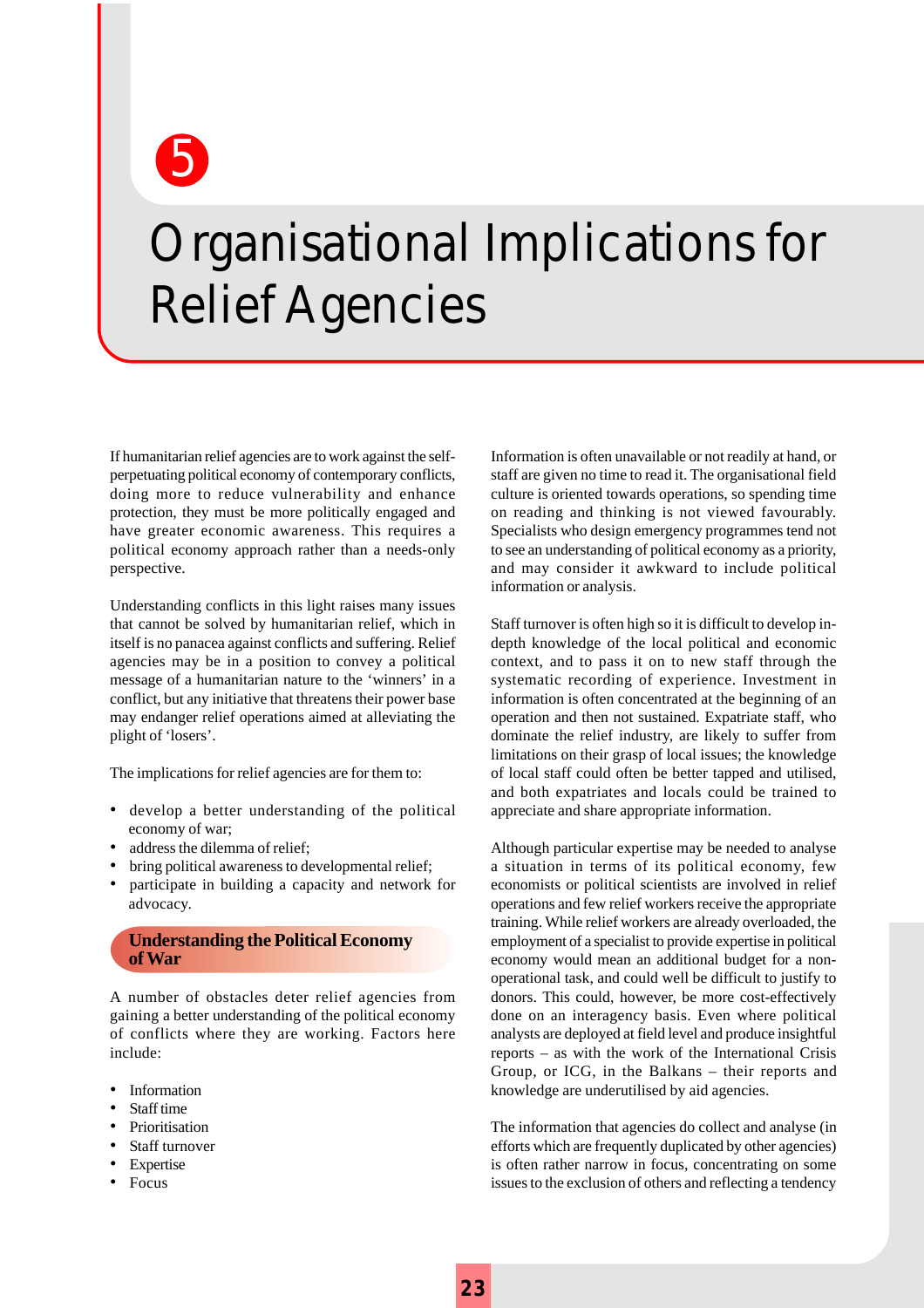# 5 Organisational Implications for Relief Agencies

If humanitarian relief agencies are to work against the self-perpetuating political economy of contemporary conflicts, doing more to reduce vulnerability and enhance protection, they must be more politically engaged and have greater economic awareness. This requires a political economy approach rather than a needs-only perspective.

Understanding conflicts in this light raises many issues that cannot be solved by humanitarian relief, which in itself is no panacea against conflicts and suffering. Relief agencies may be in a position to convey a political message of a humanitarian nature to the 'winners' in a conflict, but any initiative that threatens their power base may endanger relief operations aimed at alleviating the plight of 'losers'.

The implications for relief agencies are for them to:

- develop a better understanding of the political economy of war;
- address the dilemma of relief;
- bring political awareness to developmental relief;
- participate in building a capacity and network for advocacy.

## Understanding the Political Economy of War

A number of obstacles deter relief agencies from gaining a better understanding of the political economy of conflicts where they are working. Factors here include:

- Information
- Staff time
- Prioritisation
- Staff turnover
- Expertise
- Focus

Information is often unavailable or not readily at hand, or staff are given no time to read it. The organisational field culture is oriented towards operations, so spending time on reading and thinking is not viewed favourably. Specialists who design emergency programmes tend not to see an understanding of political economy as a priority, and may consider it awkward to include political information or analysis.

Staff turnover is often high so it is difficult to develop in-depth knowledge of the local political and economic context, and to pass it on to new staff through the systematic recording of experience. Investment in information is often concentrated at the beginning of an operation and then not sustained. Expatriate staff, who dominate the relief industry, are likely to suffer from limitations on their grasp of local issues; the knowledge of local staff could often be better tapped and utilised, and both expatriates and locals could be trained to appreciate and share appropriate information.

Although particular expertise may be needed to analyse a situation in terms of its political economy, few economists or political scientists are involved in relief operations and few relief workers receive the appropriate training. While relief workers are already overloaded, the employment of a specialist to provide expertise in political economy would mean an additional budget for a non-operational task, and could well be difficult to justify to donors. This could, however, be more cost-effectively done on an interagency basis. Even where political analysts are deployed at field level and produce insightful reports – as with the work of the International Crisis Group, or ICG, in the Balkans – their reports and knowledge are underutilised by aid agencies.

The information that agencies do collect and analyse (in efforts which are frequently duplicated by other agencies) is often rather narrow in focus, concentrating on some issues to the exclusion of others and reflecting a tendency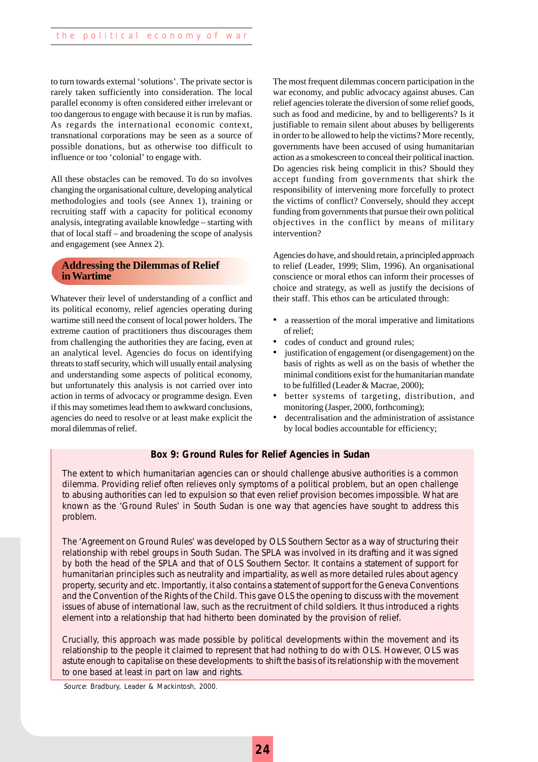to turn towards external 'solutions'. The private sector is rarely taken sufficiently into consideration. The local parallel economy is often considered either irrelevant or too dangerous to engage with because it is run by mafias. As regards the international economic context, transnational corporations may be seen as a source of possible donations, but as otherwise too difficult to influence or too 'colonial' to engage with.

All these obstacles can be removed. To do so involves changing the organisational culture, developing analytical methodologies and tools (see Annex 1), training or recruiting staff with a capacity for political economy analysis, integrating available knowledge – starting with that of local staff – and broadening the scope of analysis and engagement (see Annex 2).

## Addressing the Dilemmas of Relief in Wartime

Whatever their level of understanding of a conflict and its political economy, relief agencies operating during wartime still need the consent of local power holders. The extreme caution of practitioners thus discourages them from challenging the authorities they are facing, even at an analytical level. Agencies do focus on identifying threats to staff security, which will usually entail analysing and understanding some aspects of political economy, but unfortunately this analysis is not carried over into action in terms of advocacy or programme design. Even if this may sometimes lead them to awkward conclusions, agencies do need to resolve or at least make explicit the moral dilemmas of relief.

The most frequent dilemmas concern participation in the war economy, and public advocacy against abuses. Can relief agencies tolerate the diversion of some relief goods, such as food and medicine, by and to belligerents? Is it justifiable to remain silent about abuses by belligerents in order to be allowed to help the victims? More recently, governments have been accused of using humanitarian action as a smokescreen to conceal their political inaction. Do agencies risk being complicit in this? Should they accept funding from governments that shirk the responsibility of intervening more forcefully to protect the victims of conflict? Conversely, should they accept funding from governments that pursue their own political objectives in the conflict by means of military intervention?

Agencies do have, and should retain, a principled approach to relief (Leader, 1999; Slim, 1996). An organisational conscience or moral ethos can inform their processes of choice and strategy, as well as justify the decisions of their staff. This ethos can be articulated through:

- a reassertion of the moral imperative and limitations of relief;
- codes of conduct and ground rules;
- justification of engagement (or disengagement) on the basis of rights as well as on the basis of whether the minimal conditions exist for the humanitarian mandate to be fulfilled (Leader & Macrae, 2000);
- better systems of targeting, distribution, and monitoring (Jasper, 2000, forthcoming);
- decentralisation and the administration of assistance by local bodies accountable for efficiency;

**Box 9: Ground Rules for Relief Agencies in Sudan**

The extent to which humanitarian agencies can or should challenge abusive authorities is a common dilemma. Providing relief often relieves only symptoms of a political problem, but an open challenge to abusing authorities can led to expulsion so that even relief provision becomes impossible. What are known as the 'Ground Rules' in South Sudan is one way that agencies have sought to address this problem.

The 'Agreement on Ground Rules' was developed by OLS Southern Sector as a way of structuring their relationship with rebel groups in South Sudan. The SPLA was involved in its drafting and it was signed by both the head of the SPLA and that of OLS Southern Sector. It contains a statement of support for humanitarian principles such as neutrality and impartiality, as well as more detailed rules about agency property, security and etc. Importantly, it also contains a statement of support for the Geneva Conventions and the Convention of the Rights of the Child. This gave OLS the opening to discuss with the movement issues of abuse of international law, such as the recruitment of child soldiers. It thus introduced a rights element into a relationship that had hitherto been dominated by the provision of relief.

Crucially, this approach was made possible by political developments within the movement and its relationship to the people it claimed to represent that had nothing to do with OLS. However, OLS was astute enough to capitalise on these developments to shift the basis of its relationship with the movement to one based at least in part on law and rights.

*Source*: Bradbury, Leader & Mackintosh, 2000.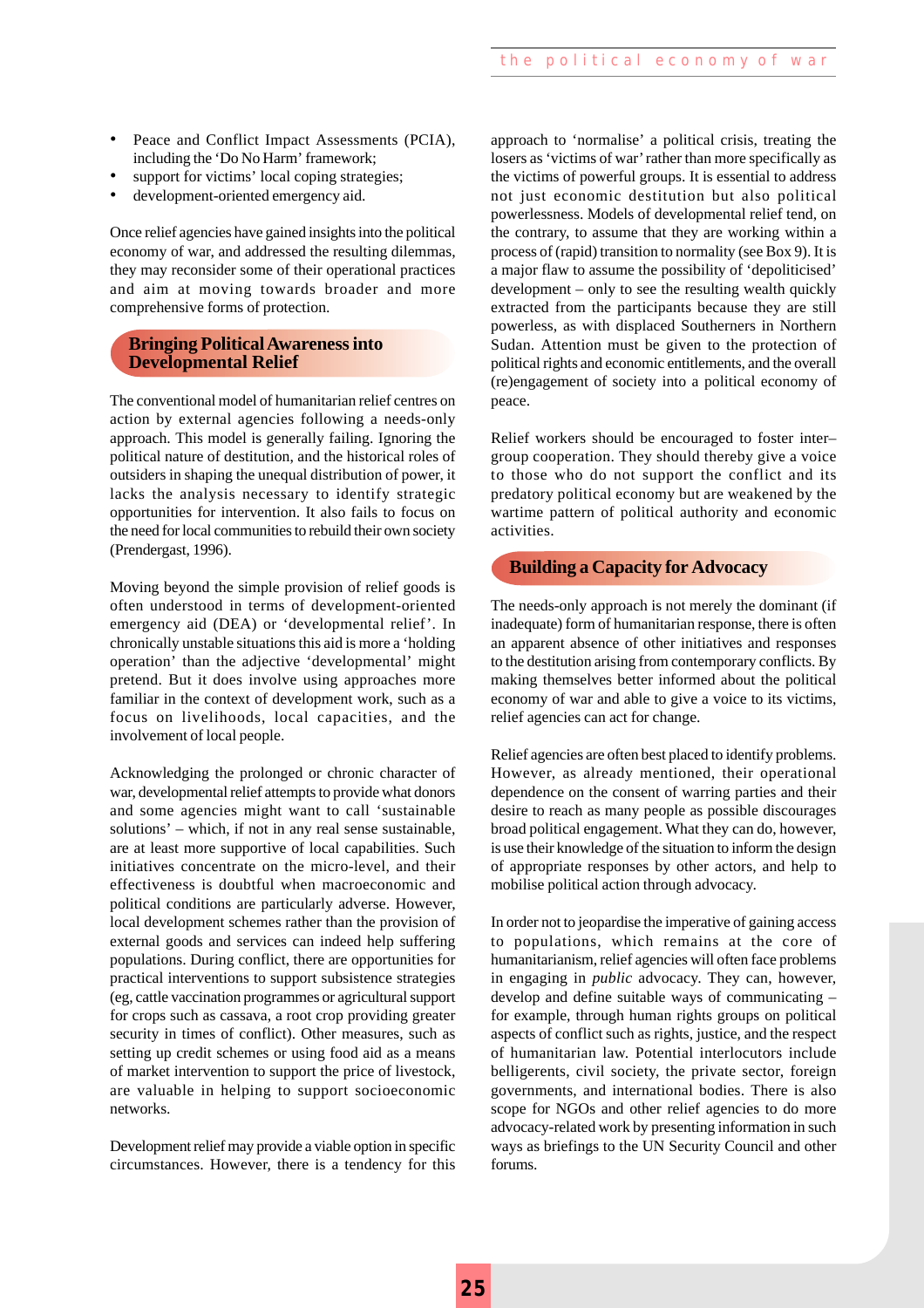- Peace and Conflict Impact Assessments (PCIA), including the 'Do No Harm' framework;
- support for victims' local coping strategies;
- development-oriented emergency aid.

Once relief agencies have gained insights into the political economy of war, and addressed the resulting dilemmas, they may reconsider some of their operational practices and aim at moving towards broader and more comprehensive forms of protection.

## Bringing Political Awareness into Developmental Relief

The conventional model of humanitarian relief centres on action by external agencies following a needs-only approach. This model is generally failing. Ignoring the political nature of destitution, and the historical roles of outsiders in shaping the unequal distribution of power, it lacks the analysis necessary to identify strategic opportunities for intervention. It also fails to focus on the need for local communities to rebuild their own society (Prendergast, 1996).

Moving beyond the simple provision of relief goods is often understood in terms of development-oriented emergency aid (DEA) or 'developmental relief'. In chronically unstable situations this aid is more a 'holding operation' than the adjective 'developmental' might pretend. But it does involve using approaches more familiar in the context of development work, such as a focus on livelihoods, local capacities, and the involvement of local people.

Acknowledging the prolonged or chronic character of war, developmental relief attempts to provide what donors and some agencies might want to call 'sustainable solutions' – which, if not in any real sense sustainable, are at least more supportive of local capabilities. Such initiatives concentrate on the micro-level, and their effectiveness is doubtful when macroeconomic and political conditions are particularly adverse. However, local development schemes rather than the provision of external goods and services can indeed help suffering populations. During conflict, there are opportunities for practical interventions to support subsistence strategies (eg, cattle vaccination programmes or agricultural support for crops such as cassava, a root crop providing greater security in times of conflict). Other measures, such as setting up credit schemes or using food aid as a means of market intervention to support the price of livestock, are valuable in helping to support socioeconomic networks.

Development relief may provide a viable option in specific circumstances. However, there is a tendency for this approach to 'normalise' a political crisis, treating the losers as 'victims of war' rather than more specifically as the victims of powerful groups. It is essential to address not just economic destitution but also political powerlessness. Models of developmental relief tend, on the contrary, to assume that they are working within a process of (rapid) transition to normality (see Box 9). It is a major flaw to assume the possibility of 'depoliticised' development – only to see the resulting wealth quickly extracted from the participants because they are still powerless, as with displaced Southerners in Northern Sudan. Attention must be given to the protection of political rights and economic entitlements, and the overall (re)engagement of society into a political economy of peace.

Relief workers should be encouraged to foster inter–group cooperation. They should thereby give a voice to those who do not support the conflict and its predatory political economy but are weakened by the wartime pattern of political authority and economic activities.

## Building a Capacity for Advocacy

The needs-only approach is not merely the dominant (if inadequate) form of humanitarian response, there is often an apparent absence of other initiatives and responses to the destitution arising from contemporary conflicts. By making themselves better informed about the political economy of war and able to give a voice to its victims, relief agencies can act for change.

Relief agencies are often best placed to identify problems. However, as already mentioned, their operational dependence on the consent of warring parties and their desire to reach as many people as possible discourages broad political engagement. What they can do, however, is use their knowledge of the situation to inform the design of appropriate responses by other actors, and help to mobilise political action through advocacy.

In order not to jeopardise the imperative of gaining access to populations, which remains at the core of humanitarianism, relief agencies will often face problems in engaging in *public* advocacy. They can, however, develop and define suitable ways of communicating – for example, through human rights groups on political aspects of conflict such as rights, justice, and the respect of humanitarian law. Potential interlocutors include belligerents, civil society, the private sector, foreign governments, and international bodies. There is also scope for NGOs and other relief agencies to do more advocacy-related work by presenting information in such ways as briefings to the UN Security Council and other forums.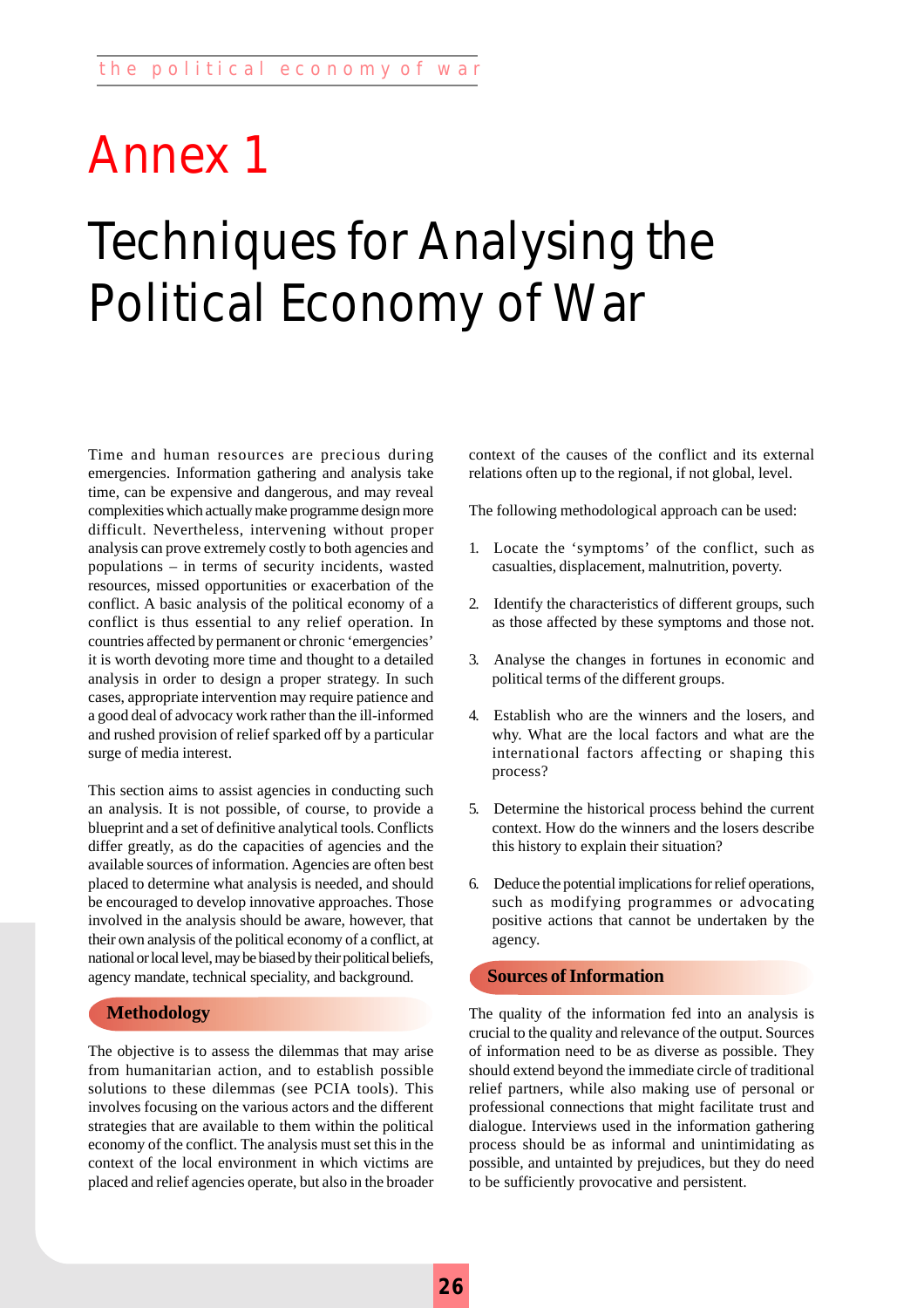# Annex 1

# Techniques for Analysing the Political Economy of War

Time and human resources are precious during emergencies. Information gathering and analysis take time, can be expensive and dangerous, and may reveal complexities which actually make programme design more difficult. Nevertheless, intervening without proper analysis can prove extremely costly to both agencies and populations – in terms of security incidents, wasted resources, missed opportunities or exacerbation of the conflict. A basic analysis of the political economy of a conflict is thus essential to any relief operation. In countries affected by permanent or chronic 'emergencies' it is worth devoting more time and thought to a detailed analysis in order to design a proper strategy. In such cases, appropriate intervention may require patience and a good deal of advocacy work rather than the ill-informed and rushed provision of relief sparked off by a particular surge of media interest.

This section aims to assist agencies in conducting such an analysis. It is not possible, of course, to provide a blueprint and a set of definitive analytical tools. Conflicts differ greatly, as do the capacities of agencies and the available sources of information. Agencies are often best placed to determine what analysis is needed, and should be encouraged to develop innovative approaches. Those involved in the analysis should be aware, however, that their own analysis of the political economy of a conflict, at national or local level, may be biased by their political beliefs, agency mandate, technical speciality, and background.

## Methodology

The objective is to assess the dilemmas that may arise from humanitarian action, and to establish possible solutions to these dilemmas (see PCIA tools). This involves focusing on the various actors and the different strategies that are available to them within the political economy of the conflict. The analysis must set this in the context of the local environment in which victims are placed and relief agencies operate, but also in the broader context of the causes of the conflict and its external relations often up to the regional, if not global, level.

The following methodological approach can be used:

1. Locate the 'symptoms' of the conflict, such as casualties, displacement, malnutrition, poverty.
2. Identify the characteristics of different groups, such as those affected by these symptoms and those not.
3. Analyse the changes in fortunes in economic and political terms of the different groups.
4. Establish who are the winners and the losers, and why. What are the local factors and what are the international factors affecting or shaping this process?
5. Determine the historical process behind the current context. How do the winners and the losers describe this history to explain their situation?
6. Deduce the potential implications for relief operations, such as modifying programmes or advocating positive actions that cannot be undertaken by the agency.

## Sources of Information

The quality of the information fed into an analysis is crucial to the quality and relevance of the output. Sources of information need to be as diverse as possible. They should extend beyond the immediate circle of traditional relief partners, while also making use of personal or professional connections that might facilitate trust and dialogue. Interviews used in the information gathering process should be as informal and unintimidating as possible, and untainted by prejudices, but they do need to be sufficiently provocative and persistent.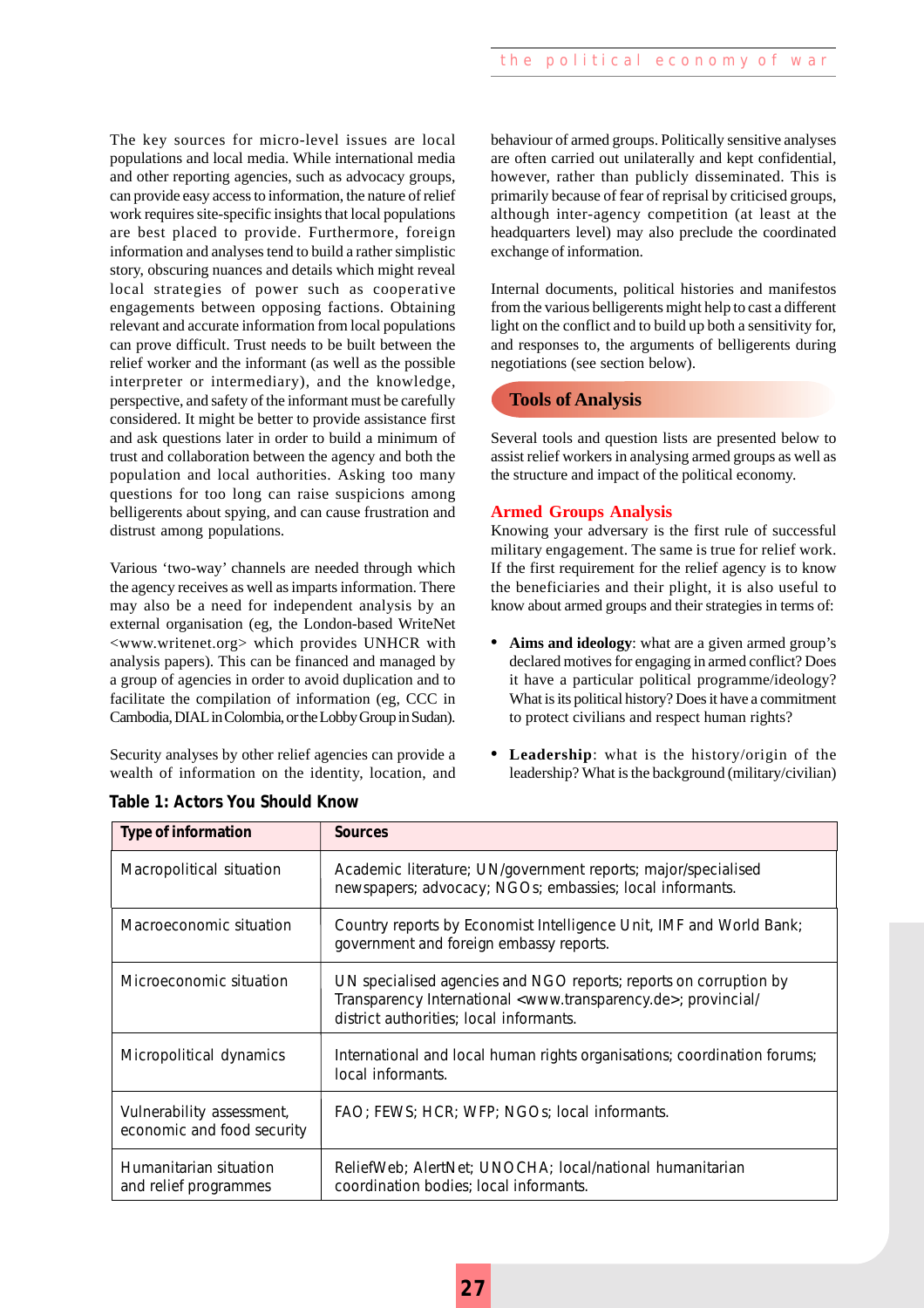The key sources for micro-level issues are local populations and local media. While international media and other reporting agencies, such as advocacy groups, can provide easy access to information, the nature of relief work requires site-specific insights that local populations are best placed to provide. Furthermore, foreign information and analyses tend to build a rather simplistic story, obscuring nuances and details which might reveal local strategies of power such as cooperative engagements between opposing factions. Obtaining relevant and accurate information from local populations can prove difficult. Trust needs to be built between the relief worker and the informant (as well as the possible interpreter or intermediary), and the knowledge, perspective, and safety of the informant must be carefully considered. It might be better to provide assistance first and ask questions later in order to build a minimum of trust and collaboration between the agency and both the population and local authorities. Asking too many questions for too long can raise suspicions among belligerents about spying, and can cause frustration and distrust among populations.

Various 'two-way' channels are needed through which the agency receives as well as imparts information. There may also be a need for independent analysis by an external organisation (eg, the London-based WriteNet <www.writenet.org> which provides UNHCR with analysis papers). This can be financed and managed by a group of agencies in order to avoid duplication and to facilitate the compilation of information (eg, CCC in Cambodia, DIAL in Colombia, or the Lobby Group in Sudan).

Security analyses by other relief agencies can provide a wealth of information on the identity, location, and behaviour of armed groups. Politically sensitive analyses are often carried out unilaterally and kept confidential, however, rather than publicly disseminated. This is primarily because of fear of reprisal by criticised groups, although inter-agency competition (at least at the headquarters level) may also preclude the coordinated exchange of information.

Internal documents, political histories and manifestos from the various belligerents might help to cast a different light on the conflict and to build up both a sensitivity for, and responses to, the arguments of belligerents during negotiations (see section below).

## Tools of Analysis

Several tools and question lists are presented below to assist relief workers in analysing armed groups as well as the structure and impact of the political economy.

### Armed Groups Analysis

Knowing your adversary is the first rule of successful military engagement. The same is true for relief work. If the first requirement for the relief agency is to know the beneficiaries and their plight, it is also useful to know about armed groups and their strategies in terms of:

- **Aims and ideology**: what are a given armed group's declared motives for engaging in armed conflict? Does it have a particular political programme/ideology? What is its political history? Does it have a commitment to protect civilians and respect human rights?
- **Leadership**: what is the history/origin of the leadership? What is the background (military/civilian)

**Table 1: Actors You Should Know**

| Type of information | Sources |
|---|---|
| Macropolitical situation | Academic literature; UN/government reports; major/specialised newspapers; advocacy; NGOs; embassies; local informants. |
| Macroeconomic situation | Country reports by Economist Intelligence Unit, IMF and World Bank; government and foreign embassy reports. |
| Microeconomic situation | UN specialised agencies and NGO reports; reports on corruption by Transparency International <www.transparency.de>; provincial/district authorities; local informants. |
| Micropolitical dynamics | International and local human rights organisations; coordination forums; local informants. |
| Vulnerability assessment, economic and food security | FAO; FEWS; HCR; WFP; NGOs; local informants. |
| Humanitarian situation and relief programmes | ReliefWeb; AlertNet; UNOCHA; local/national humanitarian coordination bodies; local informants. |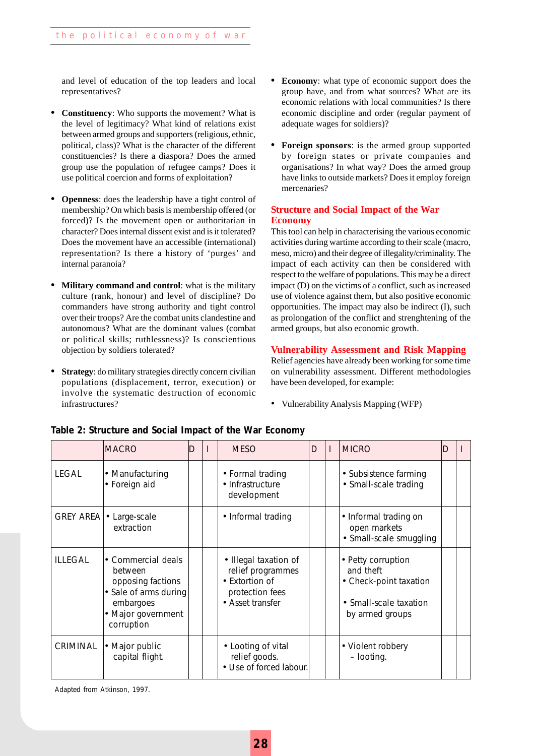and level of education of the top leaders and local representatives?

- **Constituency**: Who supports the movement? What is the level of legitimacy? What kind of relations exist between armed groups and supporters (religious, ethnic, political, class)? What is the character of the different constituencies? Is there a diaspora? Does the armed group use the population of refugee camps? Does it use political coercion and forms of exploitation?

- **Openness**: does the leadership have a tight control of membership? On which basis is membership offered (or forced)? Is the movement open or authoritarian in character? Does internal dissent exist and is it tolerated? Does the movement have an accessible (international) representation? Is there a history of 'purges' and internal paranoia?

- **Military command and control**: what is the military culture (rank, honour) and level of discipline? Do commanders have strong authority and tight control over their troops? Are the combat units clandestine and autonomous? What are the dominant values (combat or political skills; ruthlessness)? Is conscientious objection by soldiers tolerated?

- **Strategy**: do military strategies directly concern civilian populations (displacement, terror, execution) or involve the systematic destruction of economic infrastructures?

- **Economy**: what type of economic support does the group have, and from what sources? What are its economic relations with local communities? Is there economic discipline and order (regular payment of adequate wages for soldiers)?

- **Foreign sponsors**: is the armed group supported by foreign states or private companies and organisations? In what way? Does the armed group have links to outside markets? Does it employ foreign mercenaries?

## Structure and Social Impact of the War Economy

This tool can help in characterising the various economic activities during wartime according to their scale (macro, meso, micro) and their degree of illegality/criminality. The impact of each activity can then be considered with respect to the welfare of populations. This may be a direct impact (D) on the victims of a conflict, such as increased use of violence against them, but also positive economic opportunities. The impact may also be indirect (I), such as prolongation of the conflict and strenghtening of the armed groups, but also economic growth.

## Vulnerability Assessment and Risk Mapping

Relief agencies have already been working for some time on vulnerability assessment. Different methodologies have been developed, for example:

- Vulnerability Analysis Mapping (WFP)

**Table 2: Structure and Social Impact of the War Economy**

| | MACRO | D | I | MESO | D | I | MICRO | D | I |
|---|---|---|---|---|---|---|---|---|---|
| LEGAL | • Manufacturing<br>• Foreign aid | | | • Formal trading<br>• Infrastructure development | | | • Subsistence farming<br>• Small-scale trading | | |
| GREY AREA | • Large-scale extraction | | | • Informal trading | | | • Informal trading on open markets<br>• Small-scale smuggling | | |
| ILLEGAL | • Commercial deals between opposing factions<br>• Sale of arms during embargoes<br>• Major government corruption | | | • Illegal taxation of relief programmes<br>• Extortion of protection fees<br>• Asset transfer | | | • Petty corruption and theft<br>• Check-point taxation<br>• Small-scale taxation by armed groups | | |
| CRIMINAL | • Major public capital flight. | | | • Looting of vital relief goods.<br>• Use of forced labour. | | | • Violent robbery – looting. | | |

Adapted from Atkinson, 1997.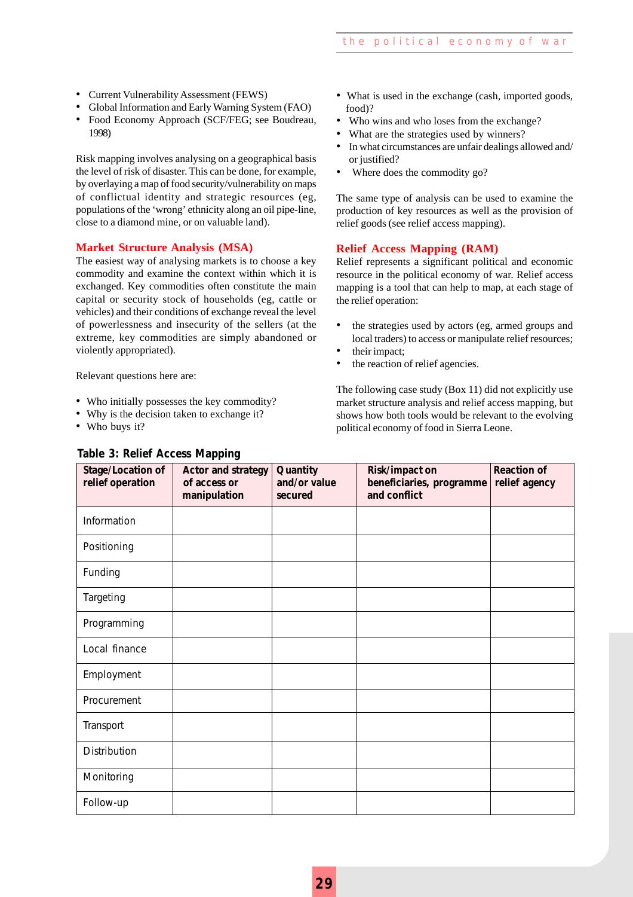- Current Vulnerability Assessment (FEWS)
- Global Information and Early Warning System (FAO)
- Food Economy Approach (SCF/FEG; see Boudreau, 1998)

Risk mapping involves analysing on a geographical basis the level of risk of disaster. This can be done, for example, by overlaying a map of food security/vulnerability on maps of conflictual identity and strategic resources (eg, populations of the 'wrong' ethnicity along an oil pipe-line, close to a diamond mine, or on valuable land).

### Market Structure Analysis (MSA)

The easiest way of analysing markets is to choose a key commodity and examine the context within which it is exchanged. Key commodities often constitute the main capital or security stock of households (eg, cattle or vehicles) and their conditions of exchange reveal the level of powerlessness and insecurity of the sellers (at the extreme, key commodities are simply abandoned or violently appropriated).

Relevant questions here are:

- Who initially possesses the key commodity?
- Why is the decision taken to exchange it?
- Who buys it?
- What is used in the exchange (cash, imported goods, food)?
- Who wins and who loses from the exchange?
- What are the strategies used by winners?
- In what circumstances are unfair dealings allowed and/ or justified?
- Where does the commodity go?

The same type of analysis can be used to examine the production of key resources as well as the provision of relief goods (see relief access mapping).

### Relief Access Mapping (RAM)

Relief represents a significant political and economic resource in the political economy of war. Relief access mapping is a tool that can help to map, at each stage of the relief operation:

- the strategies used by actors (eg, armed groups and local traders) to access or manipulate relief resources;
- their impact;
- the reaction of relief agencies.

The following case study (Box 11) did not explicitly use market structure analysis and relief access mapping, but shows how both tools would be relevant to the evolving political economy of food in Sierra Leone.

**Table 3: Relief Access Mapping**

| Stage/Location of relief operation | Actor and strategy of access or manipulation | Quantity and/or value secured | Risk/impact on beneficiaries, programme and conflict | Reaction of relief agency |
|---|---|---|---|---|
| Information | | | | |
| Positioning | | | | |
| Funding | | | | |
| Targeting | | | | |
| Programming | | | | |
| Local finance | | | | |
| Employment | | | | |
| Procurement | | | | |
| Transport | | | | |
| Distribution | | | | |
| Monitoring | | | | |
| Follow-up | | | | |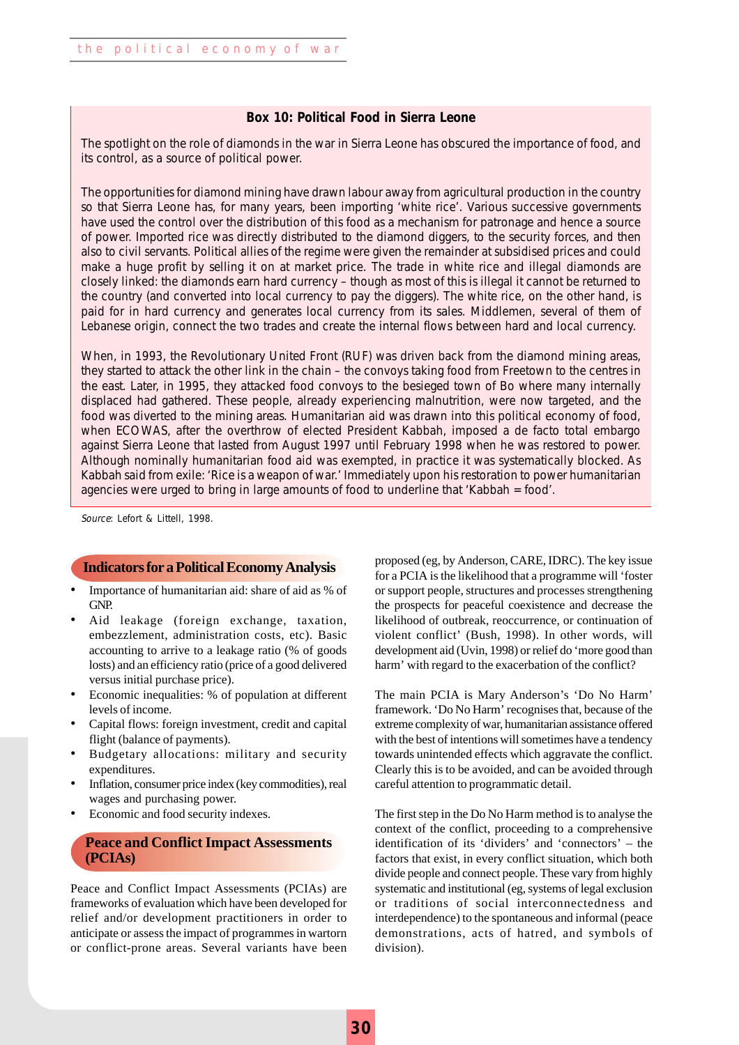### Box 10: Political Food in Sierra Leone

The spotlight on the role of diamonds in the war in Sierra Leone has obscured the importance of food, and its control, as a source of political power.

The opportunities for diamond mining have drawn labour away from agricultural production in the country so that Sierra Leone has, for many years, been importing 'white rice'. Various successive governments have used the control over the distribution of this food as a mechanism for patronage and hence a source of power. Imported rice was directly distributed to the diamond diggers, to the security forces, and then also to civil servants. Political allies of the regime were given the remainder at subsidised prices and could make a huge profit by selling it on at market price. The trade in white rice and illegal diamonds are closely linked: the diamonds earn hard currency – though as most of this is illegal it cannot be returned to the country (and converted into local currency to pay the diggers). The white rice, on the other hand, is paid for in hard currency and generates local currency from its sales. Middlemen, several of them of Lebanese origin, connect the two trades and create the internal flows between hard and local currency.

When, in 1993, the Revolutionary United Front (RUF) was driven back from the diamond mining areas, they started to attack the other link in the chain – the convoys taking food from Freetown to the centres in the east. Later, in 1995, they attacked food convoys to the besieged town of Bo where many internally displaced had gathered. These people, already experiencing malnutrition, were now targeted, and the food was diverted to the mining areas. Humanitarian aid was drawn into this political economy of food, when ECOWAS, after the overthrow of elected President Kabbah, imposed a de facto total embargo against Sierra Leone that lasted from August 1997 until February 1998 when he was restored to power. Although nominally humanitarian food aid was exempted, in practice it was systematically blocked. As Kabbah said from exile: 'Rice is a weapon of war.' Immediately upon his restoration to power humanitarian agencies were urged to bring in large amounts of food to underline that 'Kabbah = food'.

*Source*: Lefort & Littell, 1998.

## Indicators for a Political Economy Analysis

- Importance of humanitarian aid: share of aid as % of GNP.
- Aid leakage (foreign exchange, taxation, embezzlement, administration costs, etc). Basic accounting to arrive to a leakage ratio (% of goods losts) and an efficiency ratio (price of a good delivered versus initial purchase price).
- Economic inequalities: % of population at different levels of income.
- Capital flows: foreign investment, credit and capital flight (balance of payments).
- Budgetary allocations: military and security expenditures.
- Inflation, consumer price index (key commodities), real wages and purchasing power.
- Economic and food security indexes.

## Peace and Conflict Impact Assessments (PCIAs)

Peace and Conflict Impact Assessments (PCIAs) are frameworks of evaluation which have been developed for relief and/or development practitioners in order to anticipate or assess the impact of programmes in wartorn or conflict-prone areas. Several variants have been proposed (eg, by Anderson, CARE, IDRC). The key issue for a PCIA is the likelihood that a programme will 'foster or support people, structures and processes strengthening the prospects for peaceful coexistence and decrease the likelihood of outbreak, reoccurrence, or continuation of violent conflict' (Bush, 1998). In other words, will development aid (Uvin, 1998) or relief do 'more good than harm' with regard to the exacerbation of the conflict?

The main PCIA is Mary Anderson's 'Do No Harm' framework. 'Do No Harm' recognises that, because of the extreme complexity of war, humanitarian assistance offered with the best of intentions will sometimes have a tendency towards unintended effects which aggravate the conflict. Clearly this is to be avoided, and can be avoided through careful attention to programmatic detail.

The first step in the Do No Harm method is to analyse the context of the conflict, proceeding to a comprehensive identification of its 'dividers' and 'connectors' – the factors that exist, in every conflict situation, which both divide people and connect people. These vary from highly systematic and institutional (eg, systems of legal exclusion or traditions of social interconnectedness and interdependence) to the spontaneous and informal (peace demonstrations, acts of hatred, and symbols of division).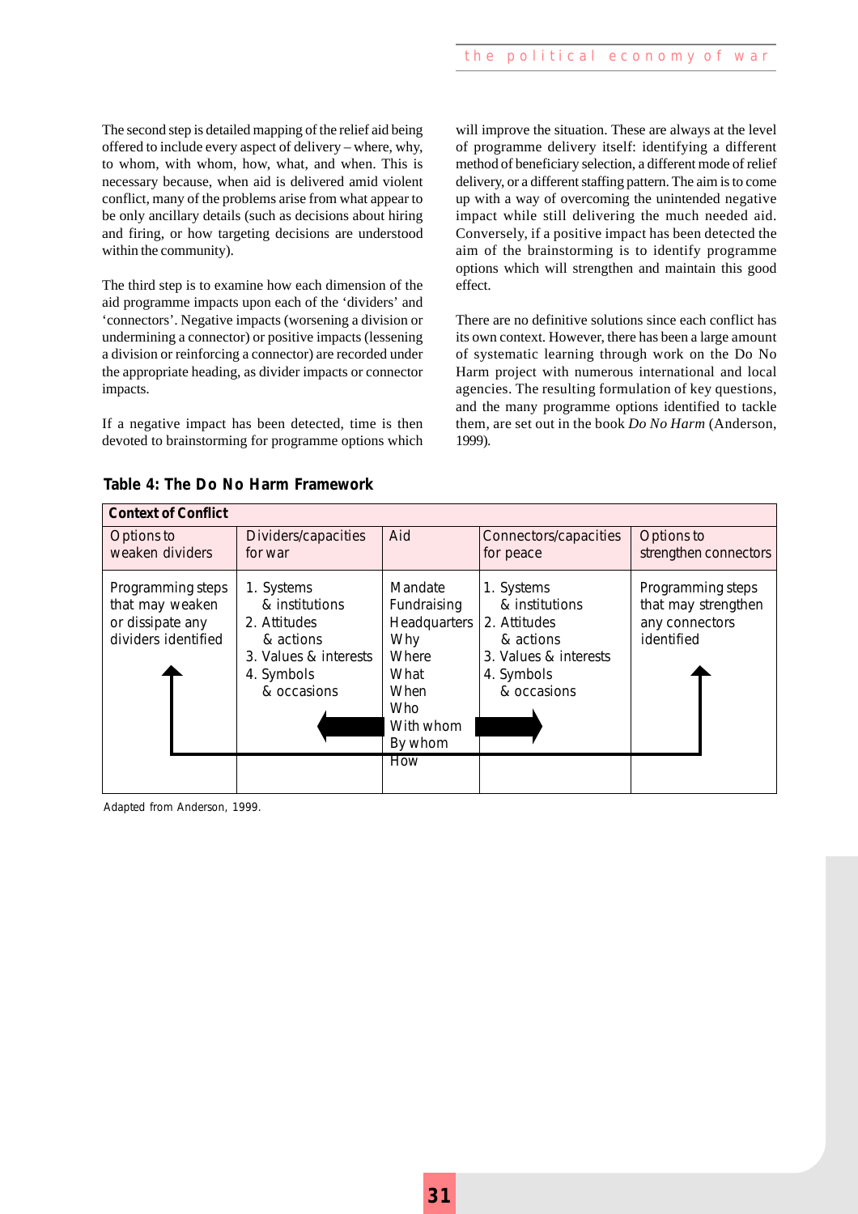The second step is detailed mapping of the relief aid being offered to include every aspect of delivery – where, why, to whom, with whom, how, what, and when. This is necessary because, when aid is delivered amid violent conflict, many of the problems arise from what appear to be only ancillary details (such as decisions about hiring and firing, or how targeting decisions are understood within the community).

The third step is to examine how each dimension of the aid programme impacts upon each of the 'dividers' and 'connectors'. Negative impacts (worsening a division or undermining a connector) or positive impacts (lessening a division or reinforcing a connector) are recorded under the appropriate heading, as divider impacts or connector impacts.

If a negative impact has been detected, time is then devoted to brainstorming for programme options which will improve the situation. These are always at the level of programme delivery itself: identifying a different method of beneficiary selection, a different mode of relief delivery, or a different staffing pattern. The aim is to come up with a way of overcoming the unintended negative impact while still delivering the much needed aid. Conversely, if a positive impact has been detected the aim of the brainstorming is to identify programme options which will strengthen and maintain this good effect.

There are no definitive solutions since each conflict has its own context. However, there has been a large amount of systematic learning through work on the Do No Harm project with numerous international and local agencies. The resulting formulation of key questions, and the many programme options identified to tackle them, are set out in the book *Do No Harm* (Anderson, 1999).

**Table 4: The Do No Harm Framework**

| **Context of Conflict** | | | | |
|---|---|---|---|---|
| Options to weaken dividers | Dividers/capacities for war | Aid | Connectors/capacities for peace | Options to strengthen connectors |
| Programming steps that may weaken or dissipate any dividers identified | 1. Systems & institutions<br>2. Attitudes & actions<br>3. Values & interests<br>4. Symbols & occasions | Mandate<br>Fundraising<br>Headquarters<br>Why<br>Where<br>What<br>When<br>Who<br>With whom<br>By whom<br>How | 1. Systems & institutions<br>2. Attitudes & actions<br>3. Values & interests<br>4. Symbols & occasions | Programming steps that may strengthen any connectors identified |

Adapted from Anderson, 1999.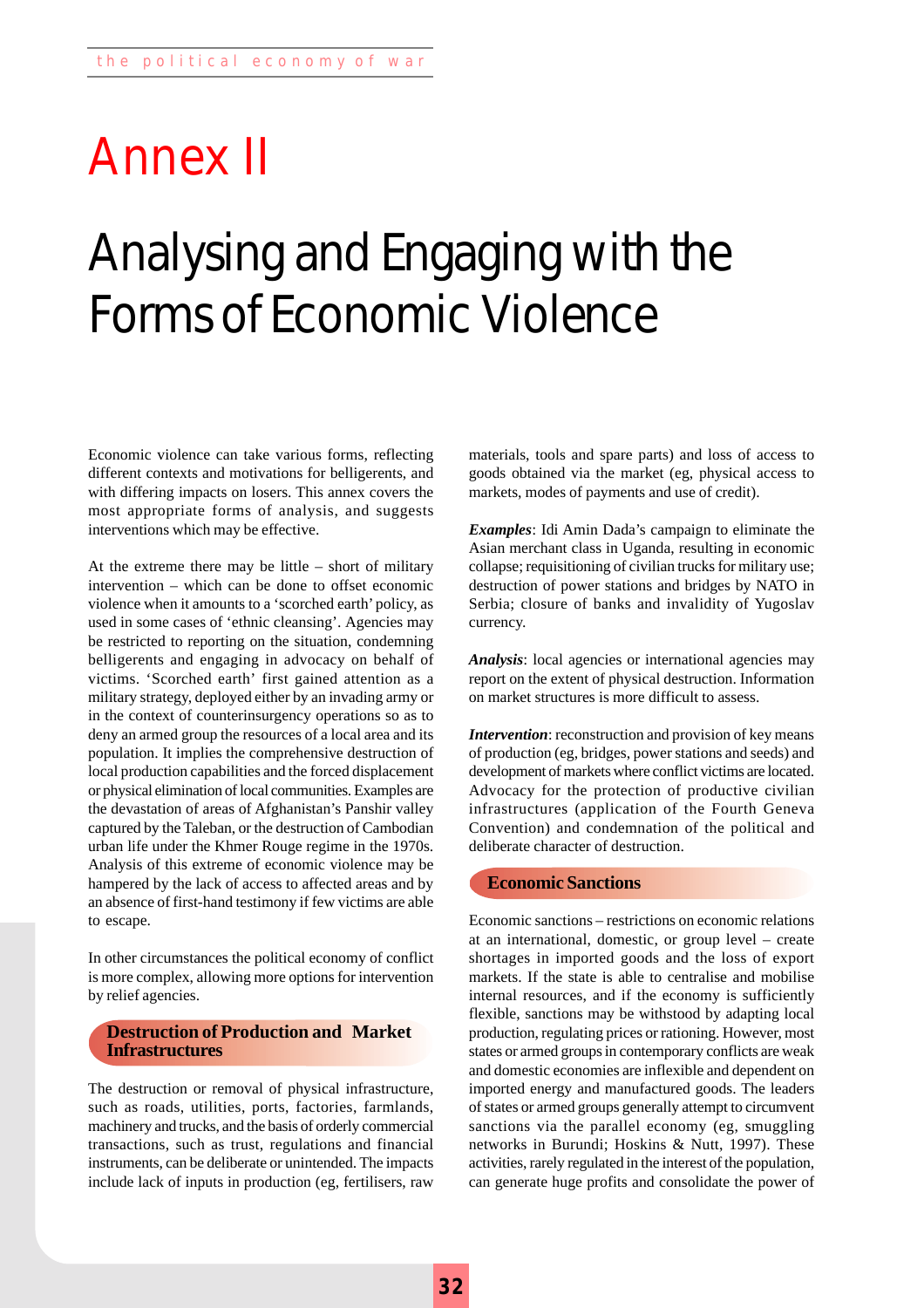# Annex II

# Analysing and Engaging with the Forms of Economic Violence

Economic violence can take various forms, reflecting different contexts and motivations for belligerents, and with differing impacts on losers. This annex covers the most appropriate forms of analysis, and suggests interventions which may be effective.

At the extreme there may be little – short of military intervention – which can be done to offset economic violence when it amounts to a 'scorched earth' policy, as used in some cases of 'ethnic cleansing'. Agencies may be restricted to reporting on the situation, condemning belligerents and engaging in advocacy on behalf of victims. 'Scorched earth' first gained attention as a military strategy, deployed either by an invading army or in the context of counterinsurgency operations so as to deny an armed group the resources of a local area and its population. It implies the comprehensive destruction of local production capabilities and the forced displacement or physical elimination of local communities. Examples are the devastation of areas of Afghanistan's Panshir valley captured by the Taleban, or the destruction of Cambodian urban life under the Khmer Rouge regime in the 1970s. Analysis of this extreme of economic violence may be hampered by the lack of access to affected areas and by an absence of first-hand testimony if few victims are able to escape.

In other circumstances the political economy of conflict is more complex, allowing more options for intervention by relief agencies.

## Destruction of Production and Market Infrastructures

The destruction or removal of physical infrastructure, such as roads, utilities, ports, factories, farmlands, machinery and trucks, and the basis of orderly commercial transactions, such as trust, regulations and financial instruments, can be deliberate or unintended. The impacts include lack of inputs in production (eg, fertilisers, raw materials, tools and spare parts) and loss of access to goods obtained via the market (eg, physical access to markets, modes of payments and use of credit).

***Examples***: Idi Amin Dada's campaign to eliminate the Asian merchant class in Uganda, resulting in economic collapse; requisitioning of civilian trucks for military use; destruction of power stations and bridges by NATO in Serbia; closure of banks and invalidity of Yugoslav currency.

***Analysis***: local agencies or international agencies may report on the extent of physical destruction. Information on market structures is more difficult to assess.

***Intervention***: reconstruction and provision of key means of production (eg, bridges, power stations and seeds) and development of markets where conflict victims are located. Advocacy for the protection of productive civilian infrastructures (application of the Fourth Geneva Convention) and condemnation of the political and deliberate character of destruction.

## Economic Sanctions

Economic sanctions – restrictions on economic relations at an international, domestic, or group level – create shortages in imported goods and the loss of export markets. If the state is able to centralise and mobilise internal resources, and if the economy is sufficiently flexible, sanctions may be withstood by adapting local production, regulating prices or rationing. However, most states or armed groups in contemporary conflicts are weak and domestic economies are inflexible and dependent on imported energy and manufactured goods. The leaders of states or armed groups generally attempt to circumvent sanctions via the parallel economy (eg, smuggling networks in Burundi; Hoskins & Nutt, 1997). These activities, rarely regulated in the interest of the population, can generate huge profits and consolidate the power of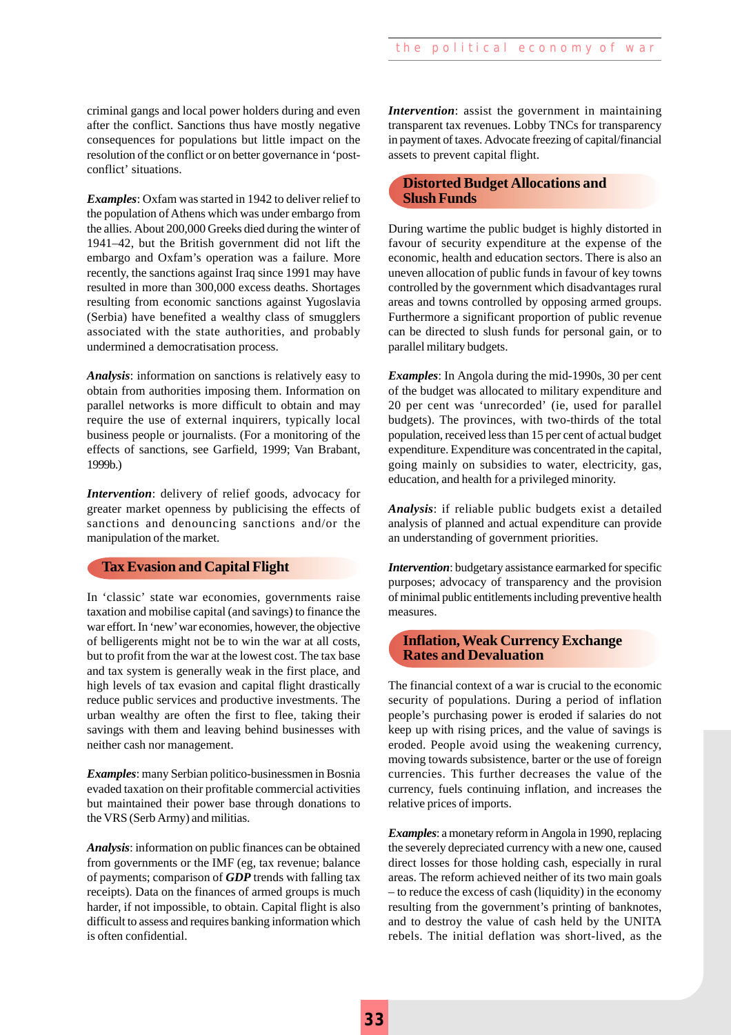criminal gangs and local power holders during and even after the conflict. Sanctions thus have mostly negative consequences for populations but little impact on the resolution of the conflict or on better governance in 'post-conflict' situations.

***Examples***: Oxfam was started in 1942 to deliver relief to the population of Athens which was under embargo from the allies. About 200,000 Greeks died during the winter of 1941–42, but the British government did not lift the embargo and Oxfam's operation was a failure. More recently, the sanctions against Iraq since 1991 may have resulted in more than 300,000 excess deaths. Shortages resulting from economic sanctions against Yugoslavia (Serbia) have benefited a wealthy class of smugglers associated with the state authorities, and probably undermined a democratisation process.

***Analysis***: information on sanctions is relatively easy to obtain from authorities imposing them. Information on parallel networks is more difficult to obtain and may require the use of external inquirers, typically local business people or journalists. (For a monitoring of the effects of sanctions, see Garfield, 1999; Van Brabant, 1999b.)

***Intervention***: delivery of relief goods, advocacy for greater market openness by publicising the effects of sanctions and denouncing sanctions and/or the manipulation of the market.

## Tax Evasion and Capital Flight

In 'classic' state war economies, governments raise taxation and mobilise capital (and savings) to finance the war effort. In 'new' war economies, however, the objective of belligerents might not be to win the war at all costs, but to profit from the war at the lowest cost. The tax base and tax system is generally weak in the first place, and high levels of tax evasion and capital flight drastically reduce public services and productive investments. The urban wealthy are often the first to flee, taking their savings with them and leaving behind businesses with neither cash nor management.

***Examples***: many Serbian politico-businessmen in Bosnia evaded taxation on their profitable commercial activities but maintained their power base through donations to the VRS (Serb Army) and militias.

***Analysis***: information on public finances can be obtained from governments or the IMF (eg, tax revenue; balance of payments; comparison of ***GDP*** trends with falling tax receipts). Data on the finances of armed groups is much harder, if not impossible, to obtain. Capital flight is also difficult to assess and requires banking information which is often confidential.

***Intervention***: assist the government in maintaining transparent tax revenues. Lobby TNCs for transparency in payment of taxes. Advocate freezing of capital/financial assets to prevent capital flight.

## Distorted Budget Allocations and Slush Funds

During wartime the public budget is highly distorted in favour of security expenditure at the expense of the economic, health and education sectors. There is also an uneven allocation of public funds in favour of key towns controlled by the government which disadvantages rural areas and towns controlled by opposing armed groups. Furthermore a significant proportion of public revenue can be directed to slush funds for personal gain, or to parallel military budgets.

***Examples***: In Angola during the mid-1990s, 30 per cent of the budget was allocated to military expenditure and 20 per cent was 'unrecorded' (ie, used for parallel budgets). The provinces, with two-thirds of the total population, received less than 15 per cent of actual budget expenditure. Expenditure was concentrated in the capital, going mainly on subsidies to water, electricity, gas, education, and health for a privileged minority.

***Analysis***: if reliable public budgets exist a detailed analysis of planned and actual expenditure can provide an understanding of government priorities.

***Intervention***: budgetary assistance earmarked for specific purposes; advocacy of transparency and the provision of minimal public entitlements including preventive health measures.

## Inflation, Weak Currency Exchange Rates and Devaluation

The financial context of a war is crucial to the economic security of populations. During a period of inflation people's purchasing power is eroded if salaries do not keep up with rising prices, and the value of savings is eroded. People avoid using the weakening currency, moving towards subsistence, barter or the use of foreign currencies. This further decreases the value of the currency, fuels continuing inflation, and increases the relative prices of imports.

***Examples***: a monetary reform in Angola in 1990, replacing the severely depreciated currency with a new one, caused direct losses for those holding cash, especially in rural areas. The reform achieved neither of its two main goals – to reduce the excess of cash (liquidity) in the economy resulting from the government's printing of banknotes, and to destroy the value of cash held by the UNITA rebels. The initial deflation was short-lived, as the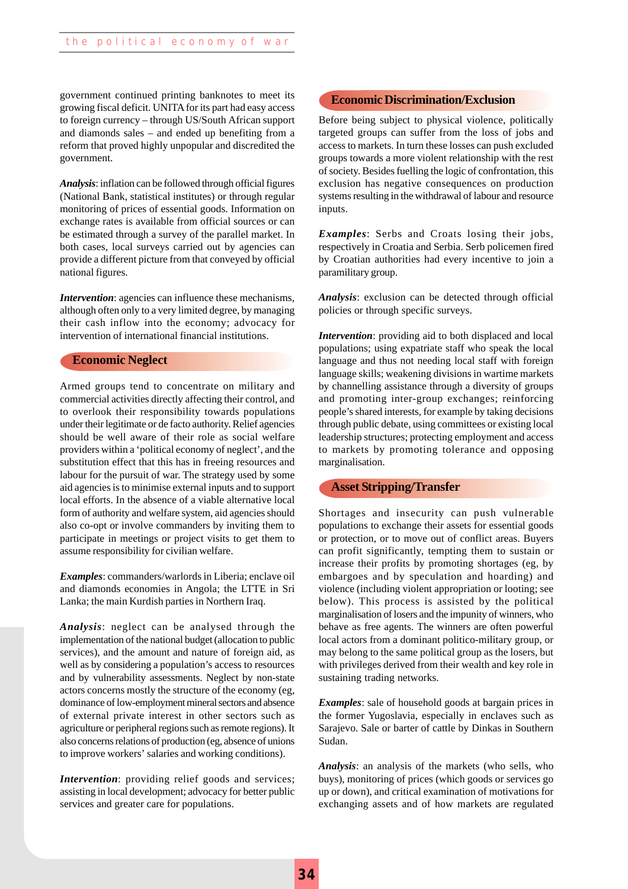government continued printing banknotes to meet its growing fiscal deficit. UNITA for its part had easy access to foreign currency – through US/South African support and diamonds sales – and ended up benefiting from a reform that proved highly unpopular and discredited the government.

***Analysis***: inflation can be followed through official figures (National Bank, statistical institutes) or through regular monitoring of prices of essential goods. Information on exchange rates is available from official sources or can be estimated through a survey of the parallel market. In both cases, local surveys carried out by agencies can provide a different picture from that conveyed by official national figures.

***Intervention***: agencies can influence these mechanisms, although often only to a very limited degree, by managing their cash inflow into the economy; advocacy for intervention of international financial institutions.

## Economic Neglect

Armed groups tend to concentrate on military and commercial activities directly affecting their control, and to overlook their responsibility towards populations under their legitimate or de facto authority. Relief agencies should be well aware of their role as social welfare providers within a 'political economy of neglect', and the substitution effect that this has in freeing resources and labour for the pursuit of war. The strategy used by some aid agencies is to minimise external inputs and to support local efforts. In the absence of a viable alternative local form of authority and welfare system, aid agencies should also co-opt or involve commanders by inviting them to participate in meetings or project visits to get them to assume responsibility for civilian welfare.

***Examples***: commanders/warlords in Liberia; enclave oil and diamonds economies in Angola; the LTTE in Sri Lanka; the main Kurdish parties in Northern Iraq.

***Analysis***: neglect can be analysed through the implementation of the national budget (allocation to public services), and the amount and nature of foreign aid, as well as by considering a population's access to resources and by vulnerability assessments. Neglect by non-state actors concerns mostly the structure of the economy (eg, dominance of low-employment mineral sectors and absence of external private interest in other sectors such as agriculture or peripheral regions such as remote regions). It also concerns relations of production (eg, absence of unions to improve workers' salaries and working conditions).

***Intervention***: providing relief goods and services; assisting in local development; advocacy for better public services and greater care for populations.

## Economic Discrimination/Exclusion

Before being subject to physical violence, politically targeted groups can suffer from the loss of jobs and access to markets. In turn these losses can push excluded groups towards a more violent relationship with the rest of society. Besides fuelling the logic of confrontation, this exclusion has negative consequences on production systems resulting in the withdrawal of labour and resource inputs.

***Examples***: Serbs and Croats losing their jobs, respectively in Croatia and Serbia. Serb policemen fired by Croatian authorities had every incentive to join a paramilitary group.

***Analysis***: exclusion can be detected through official policies or through specific surveys.

***Intervention***: providing aid to both displaced and local populations; using expatriate staff who speak the local language and thus not needing local staff with foreign language skills; weakening divisions in wartime markets by channelling assistance through a diversity of groups and promoting inter-group exchanges; reinforcing people's shared interests, for example by taking decisions through public debate, using committees or existing local leadership structures; protecting employment and access to markets by promoting tolerance and opposing marginalisation.

## Asset Stripping/Transfer

Shortages and insecurity can push vulnerable populations to exchange their assets for essential goods or protection, or to move out of conflict areas. Buyers can profit significantly, tempting them to sustain or increase their profits by promoting shortages (eg, by embargoes and by speculation and hoarding) and violence (including violent appropriation or looting; see below). This process is assisted by the political marginalisation of losers and the impunity of winners, who behave as free agents. The winners are often powerful local actors from a dominant politico-military group, or may belong to the same political group as the losers, but with privileges derived from their wealth and key role in sustaining trading networks.

***Examples***: sale of household goods at bargain prices in the former Yugoslavia, especially in enclaves such as Sarajevo. Sale or barter of cattle by Dinkas in Southern Sudan.

***Analysis***: an analysis of the markets (who sells, who buys), monitoring of prices (which goods or services go up or down), and critical examination of motivations for exchanging assets and of how markets are regulated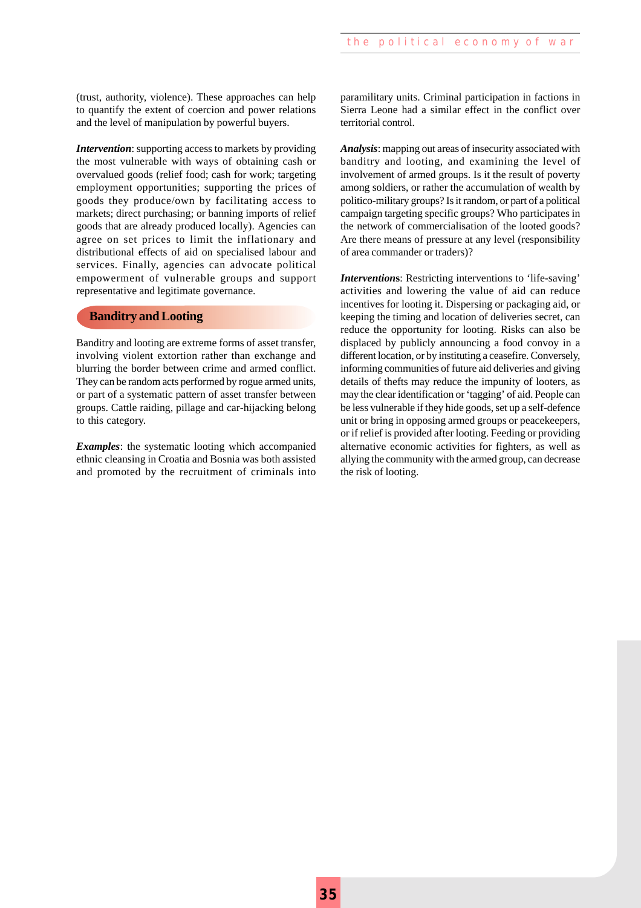(trust, authority, violence). These approaches can help to quantify the extent of coercion and power relations and the level of manipulation by powerful buyers.

***Intervention***: supporting access to markets by providing the most vulnerable with ways of obtaining cash or overvalued goods (relief food; cash for work; targeting employment opportunities; supporting the prices of goods they produce/own by facilitating access to markets; direct purchasing; or banning imports of relief goods that are already produced locally). Agencies can agree on set prices to limit the inflationary and distributional effects of aid on specialised labour and services. Finally, agencies can advocate political empowerment of vulnerable groups and support representative and legitimate governance.

## Banditry and Looting

Banditry and looting are extreme forms of asset transfer, involving violent extortion rather than exchange and blurring the border between crime and armed conflict. They can be random acts performed by rogue armed units, or part of a systematic pattern of asset transfer between groups. Cattle raiding, pillage and car-hijacking belong to this category.

***Examples***: the systematic looting which accompanied ethnic cleansing in Croatia and Bosnia was both assisted and promoted by the recruitment of criminals into paramilitary units. Criminal participation in factions in Sierra Leone had a similar effect in the conflict over territorial control.

***Analysis***: mapping out areas of insecurity associated with banditry and looting, and examining the level of involvement of armed groups. Is it the result of poverty among soldiers, or rather the accumulation of wealth by politico-military groups? Is it random, or part of a political campaign targeting specific groups? Who participates in the network of commercialisation of the looted goods? Are there means of pressure at any level (responsibility of area commander or traders)?

***Interventions***: Restricting interventions to 'life-saving' activities and lowering the value of aid can reduce incentives for looting it. Dispersing or packaging aid, or keeping the timing and location of deliveries secret, can reduce the opportunity for looting. Risks can also be displaced by publicly announcing a food convoy in a different location, or by instituting a ceasefire. Conversely, informing communities of future aid deliveries and giving details of thefts may reduce the impunity of looters, as may the clear identification or 'tagging' of aid. People can be less vulnerable if they hide goods, set up a self-defence unit or bring in opposing armed groups or peacekeepers, or if relief is provided after looting. Feeding or providing alternative economic activities for fighters, as well as allying the community with the armed group, can decrease the risk of looting.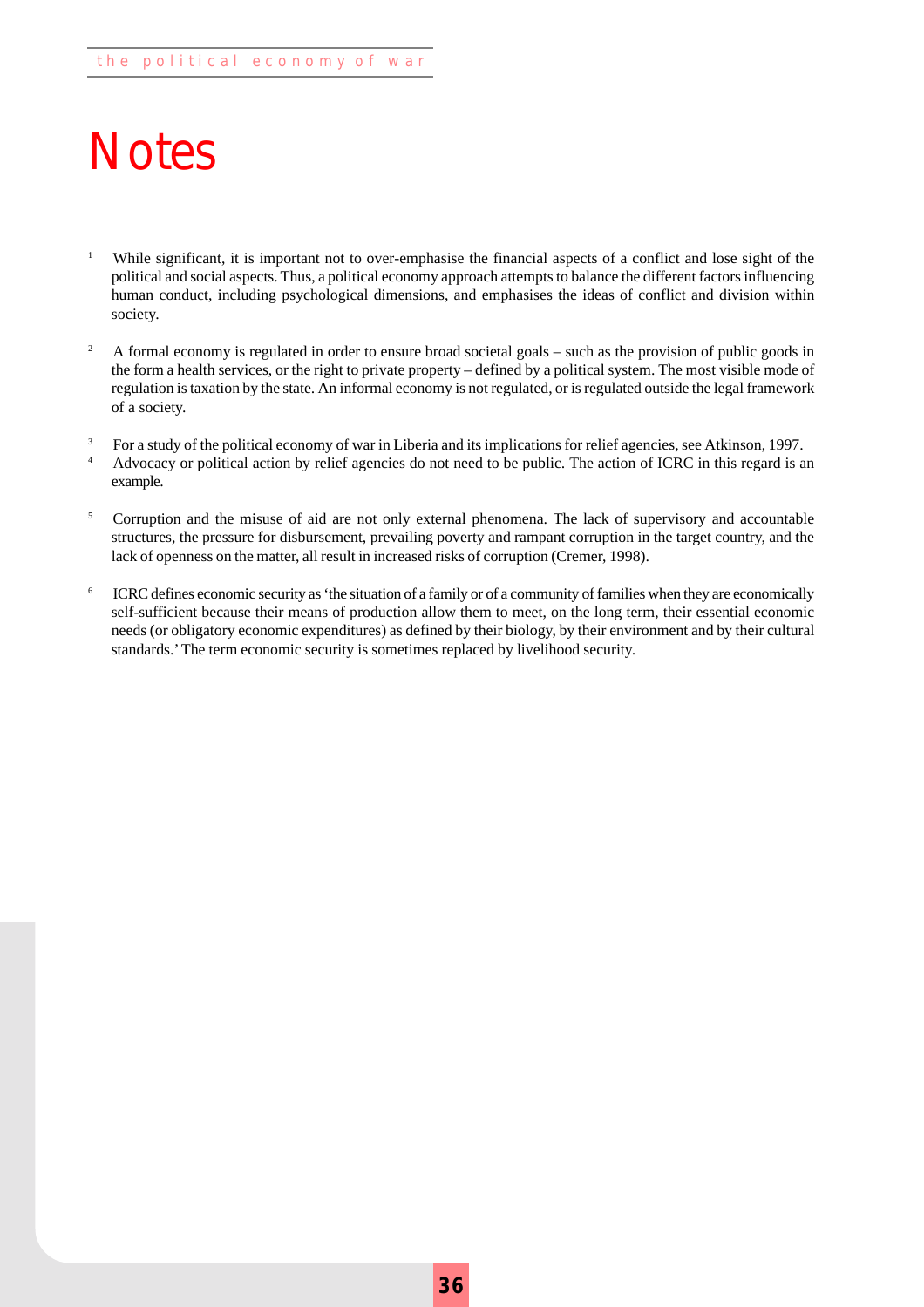# Notes

1. While significant, it is important not to over-emphasise the financial aspects of a conflict and lose sight of the political and social aspects. Thus, a political economy approach attempts to balance the different factors influencing human conduct, including psychological dimensions, and emphasises the ideas of conflict and division within society.

2. A formal economy is regulated in order to ensure broad societal goals – such as the provision of public goods in the form a health services, or the right to private property – defined by a political system. The most visible mode of regulation is taxation by the state. An informal economy is not regulated, or is regulated outside the legal framework of a society.

3. For a study of the political economy of war in Liberia and its implications for relief agencies, see Atkinson, 1997.

4. Advocacy or political action by relief agencies do not need to be public. The action of ICRC in this regard is an example.

5. Corruption and the misuse of aid are not only external phenomena. The lack of supervisory and accountable structures, the pressure for disbursement, prevailing poverty and rampant corruption in the target country, and the lack of openness on the matter, all result in increased risks of corruption (Cremer, 1998).

6. ICRC defines economic security as 'the situation of a family or of a community of families when they are economically self-sufficient because their means of production allow them to meet, on the long term, their essential economic needs (or obligatory economic expenditures) as defined by their biology, by their environment and by their cultural standards.' The term economic security is sometimes replaced by livelihood security.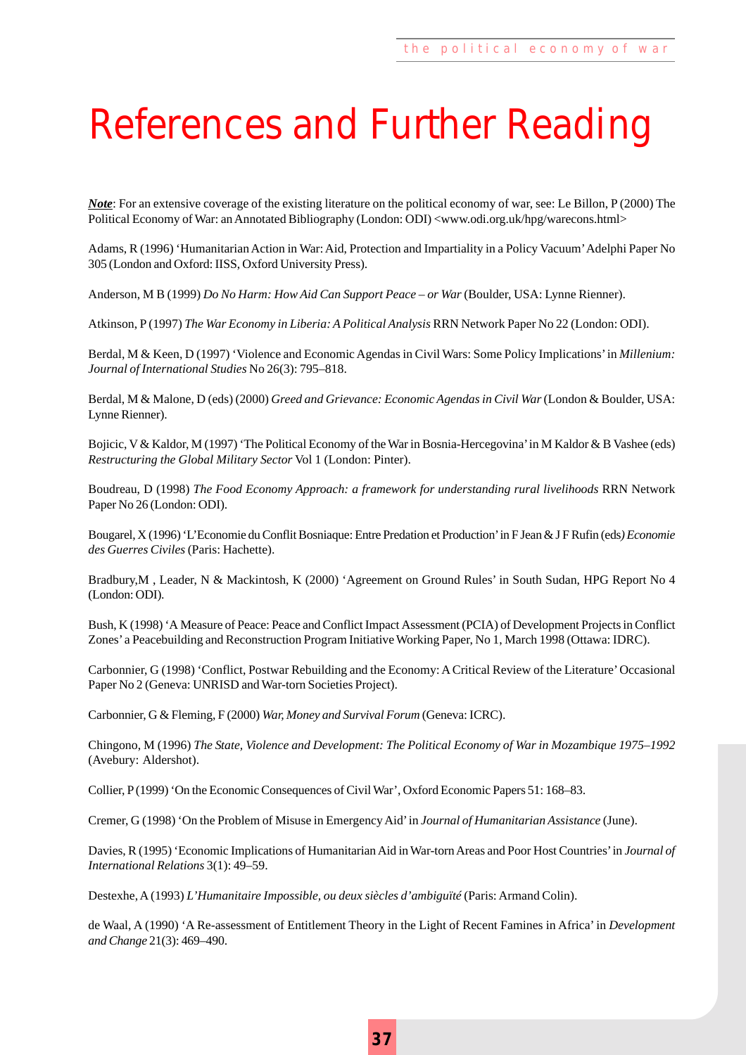# References and Further Reading

***Note***: For an extensive coverage of the existing literature on the political economy of war, see: Le Billon, P (2000) The Political Economy of War: an Annotated Bibliography (London: ODI) <www.odi.org.uk/hpg/warecons.html>

Adams, R (1996) 'Humanitarian Action in War: Aid, Protection and Impartiality in a Policy Vacuum' Adelphi Paper No 305 (London and Oxford: IISS, Oxford University Press).

Anderson, M B (1999) *Do No Harm: How Aid Can Support Peace – or War* (Boulder, USA: Lynne Rienner).

Atkinson, P (1997) *The War Economy in Liberia: A Political Analysis* RRN Network Paper No 22 (London: ODI).

Berdal, M & Keen, D (1997) 'Violence and Economic Agendas in Civil Wars: Some Policy Implications' in *Millenium: Journal of International Studies* No 26(3): 795–818.

Berdal, M & Malone, D (eds) (2000) *Greed and Grievance: Economic Agendas in Civil War* (London & Boulder, USA: Lynne Rienner).

Bojicic, V & Kaldor, M (1997) 'The Political Economy of the War in Bosnia-Hercegovina' in M Kaldor & B Vashee (eds) *Restructuring the Global Military Sector* Vol 1 (London: Pinter).

Boudreau, D (1998) *The Food Economy Approach: a framework for understanding rural livelihoods* RRN Network Paper No 26 (London: ODI).

Bougarel, X (1996) 'L'Economie du Conflit Bosniaque: Entre Predation et Production' in F Jean & J F Rufin (eds*) Economie des Guerres Civiles* (Paris: Hachette).

Bradbury,M , Leader, N & Mackintosh, K (2000) 'Agreement on Ground Rules' in South Sudan, HPG Report No 4 (London: ODI).

Bush, K (1998) 'A Measure of Peace: Peace and Conflict Impact Assessment (PCIA) of Development Projects in Conflict Zones' a Peacebuilding and Reconstruction Program Initiative Working Paper, No 1, March 1998 (Ottawa: IDRC).

Carbonnier, G (1998) 'Conflict, Postwar Rebuilding and the Economy: A Critical Review of the Literature' Occasional Paper No 2 (Geneva: UNRISD and War-torn Societies Project).

Carbonnier, G & Fleming, F (2000) *War, Money and Survival Forum* (Geneva: ICRC).

Chingono, M (1996) *The State, Violence and Development: The Political Economy of War in Mozambique 1975–1992* (Avebury: Aldershot).

Collier, P (1999) 'On the Economic Consequences of Civil War', Oxford Economic Papers 51: 168–83.

Cremer, G (1998) 'On the Problem of Misuse in Emergency Aid' in *Journal of Humanitarian Assistance* (June).

Davies, R (1995) 'Economic Implications of Humanitarian Aid in War-torn Areas and Poor Host Countries' in *Journal of International Relations* 3(1): 49–59.

Destexhe, A (1993) *L'Humanitaire Impossible, ou deux siècles d'ambiguïté* (Paris: Armand Colin).

de Waal, A (1990) 'A Re-assessment of Entitlement Theory in the Light of Recent Famines in Africa' in *Development and Change* 21(3): 469–490.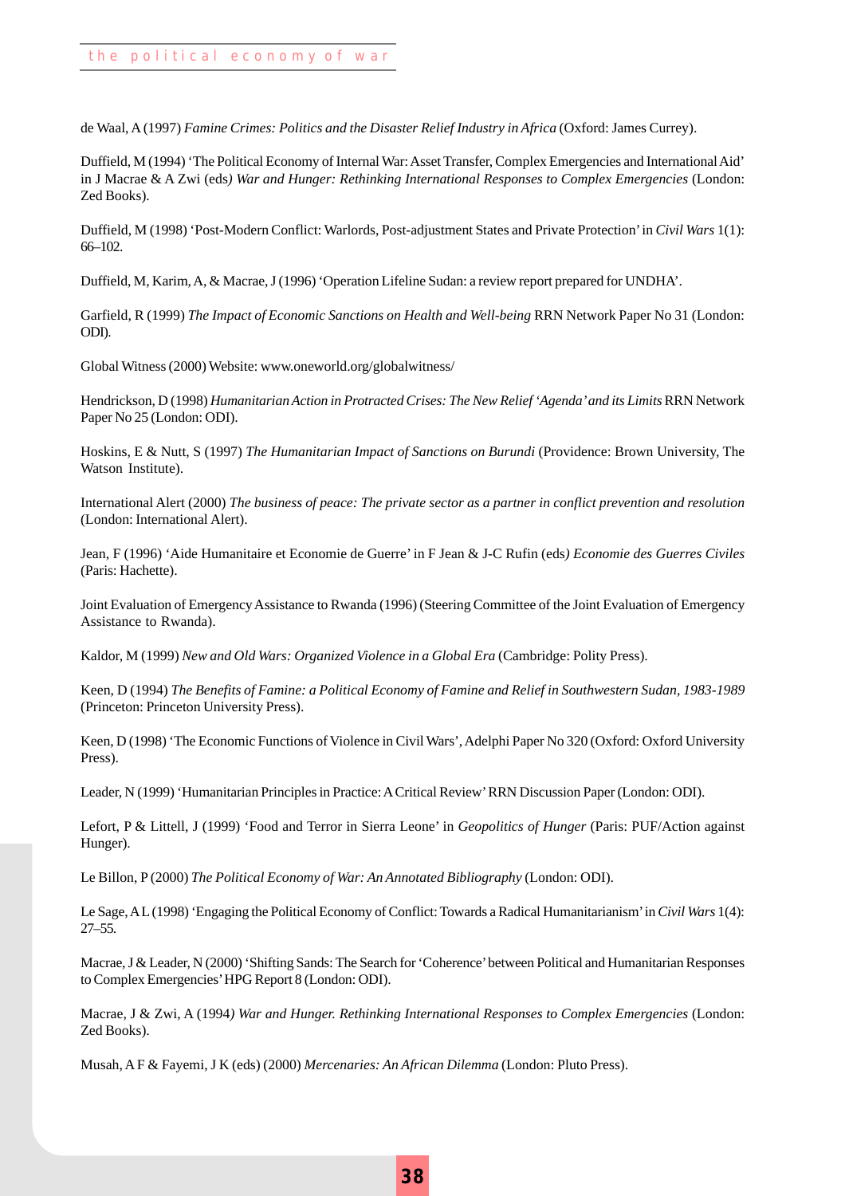de Waal, A (1997) *Famine Crimes: Politics and the Disaster Relief Industry in Africa* (Oxford: James Currey).

Duffield, M (1994) 'The Political Economy of Internal War: Asset Transfer, Complex Emergencies and International Aid' in J Macrae & A Zwi (eds*) War and Hunger: Rethinking International Responses to Complex Emergencies* (London: Zed Books).

Duffield, M (1998) 'Post-Modern Conflict: Warlords, Post-adjustment States and Private Protection' in *Civil Wars* 1(1): 66–102.

Duffield, M, Karim, A, & Macrae, J (1996) 'Operation Lifeline Sudan: a review report prepared for UNDHA'.

Garfield, R (1999) *The Impact of Economic Sanctions on Health and Well-being* RRN Network Paper No 31 (London: ODI).

Global Witness (2000) Website: www.oneworld.org/globalwitness/

Hendrickson, D (1998) *Humanitarian Action in Protracted Crises: The New Relief 'Agenda' and its Limits* RRN Network Paper No 25 (London: ODI).

Hoskins, E & Nutt, S (1997) *The Humanitarian Impact of Sanctions on Burundi* (Providence: Brown University, The Watson Institute).

International Alert (2000) *The business of peace: The private sector as a partner in conflict prevention and resolution* (London: International Alert).

Jean, F (1996) 'Aide Humanitaire et Economie de Guerre' in F Jean & J-C Rufin (eds*) Economie des Guerres Civiles* (Paris: Hachette).

Joint Evaluation of Emergency Assistance to Rwanda (1996) (Steering Committee of the Joint Evaluation of Emergency Assistance to Rwanda).

Kaldor, M (1999) *New and Old Wars: Organized Violence in a Global Era* (Cambridge: Polity Press).

Keen, D (1994) *The Benefits of Famine: a Political Economy of Famine and Relief in Southwestern Sudan, 1983-1989* (Princeton: Princeton University Press).

Keen, D (1998) 'The Economic Functions of Violence in Civil Wars', Adelphi Paper No 320 (Oxford: Oxford University Press).

Leader, N (1999) 'Humanitarian Principles in Practice: A Critical Review' RRN Discussion Paper (London: ODI).

Lefort, P & Littell, J (1999) 'Food and Terror in Sierra Leone' in *Geopolitics of Hunger* (Paris: PUF/Action against Hunger).

Le Billon, P (2000) *The Political Economy of War: An Annotated Bibliography* (London: ODI).

Le Sage, A L (1998) 'Engaging the Political Economy of Conflict: Towards a Radical Humanitarianism' in *Civil Wars* 1(4): 27–55.

Macrae, J & Leader, N (2000) 'Shifting Sands: The Search for 'Coherence' between Political and Humanitarian Responses to Complex Emergencies' HPG Report 8 (London: ODI).

Macrae, J & Zwi, A (1994*) War and Hunger. Rethinking International Responses to Complex Emergencies* (London: Zed Books).

Musah, A F & Fayemi, J K (eds) (2000) *Mercenaries: An African Dilemma* (London: Pluto Press).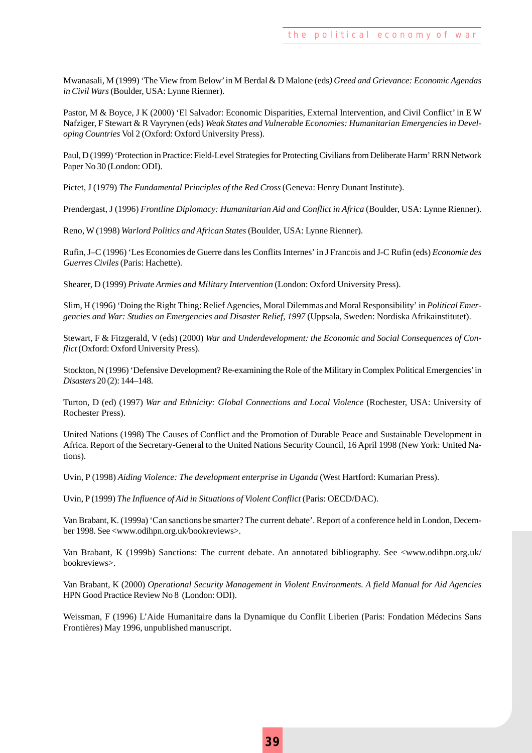Mwanasali, M (1999) 'The View from Below' in M Berdal & D Malone (eds*) Greed and Grievance: Economic Agendas in Civil Wars* (Boulder, USA: Lynne Rienner).

Pastor, M & Boyce, J K (2000) 'El Salvador: Economic Disparities, External Intervention, and Civil Conflict' in E W Nafziger, F Stewart & R Vayrynen (eds) *Weak States and Vulnerable Economies: Humanitarian Emergencies in Developing Countries* Vol 2 (Oxford: Oxford University Press).

Paul, D (1999) 'Protection in Practice: Field-Level Strategies for Protecting Civilians from Deliberate Harm' RRN Network Paper No 30 (London: ODI).

Pictet, J (1979) *The Fundamental Principles of the Red Cross* (Geneva: Henry Dunant Institute).

Prendergast, J (1996) *Frontline Diplomacy: Humanitarian Aid and Conflict in Africa* (Boulder, USA: Lynne Rienner).

Reno, W (1998) *Warlord Politics and African States* (Boulder, USA: Lynne Rienner).

Rufin, J–C (1996) 'Les Economies de Guerre dans les Conflits Internes' in J Francois and J-C Rufin (eds) *Economie des Guerres Civiles* (Paris: Hachette).

Shearer, D (1999) *Private Armies and Military Intervention* (London: Oxford University Press).

Slim, H (1996) 'Doing the Right Thing: Relief Agencies, Moral Dilemmas and Moral Responsibility' in *Political Emergencies and War: Studies on Emergencies and Disaster Relief, 1997* (Uppsala, Sweden: Nordiska Afrikainstitutet).

Stewart, F & Fitzgerald, V (eds) (2000) *War and Underdevelopment: the Economic and Social Consequences of Conflict* (Oxford: Oxford University Press).

Stockton, N (1996) 'Defensive Development? Re-examining the Role of the Military in Complex Political Emergencies' in *Disasters* 20 (2): 144–148.

Turton, D (ed) (1997) *War and Ethnicity: Global Connections and Local Violence* (Rochester, USA: University of Rochester Press).

United Nations (1998) The Causes of Conflict and the Promotion of Durable Peace and Sustainable Development in Africa. Report of the Secretary-General to the United Nations Security Council, 16 April 1998 (New York: United Nations).

Uvin, P (1998) *Aiding Violence: The development enterprise in Uganda* (West Hartford: Kumarian Press).

Uvin, P (1999) *The Influence of Aid in Situations of Violent Conflict* (Paris: OECD/DAC).

Van Brabant, K. (1999a) 'Can sanctions be smarter? The current debate'. Report of a conference held in London, December 1998. See <www.odihpn.org.uk/bookreviews>.

Van Brabant, K (1999b) Sanctions: The current debate. An annotated bibliography. See <www.odihpn.org.uk/bookreviews>.

Van Brabant, K (2000) *Operational Security Management in Violent Environments. A field Manual for Aid Agencies* HPN Good Practice Review No 8 (London: ODI).

Weissman, F (1996) L'Aide Humanitaire dans la Dynamique du Conflit Liberien (Paris: Fondation Médecins Sans Frontières) May 1996, unpublished manuscript.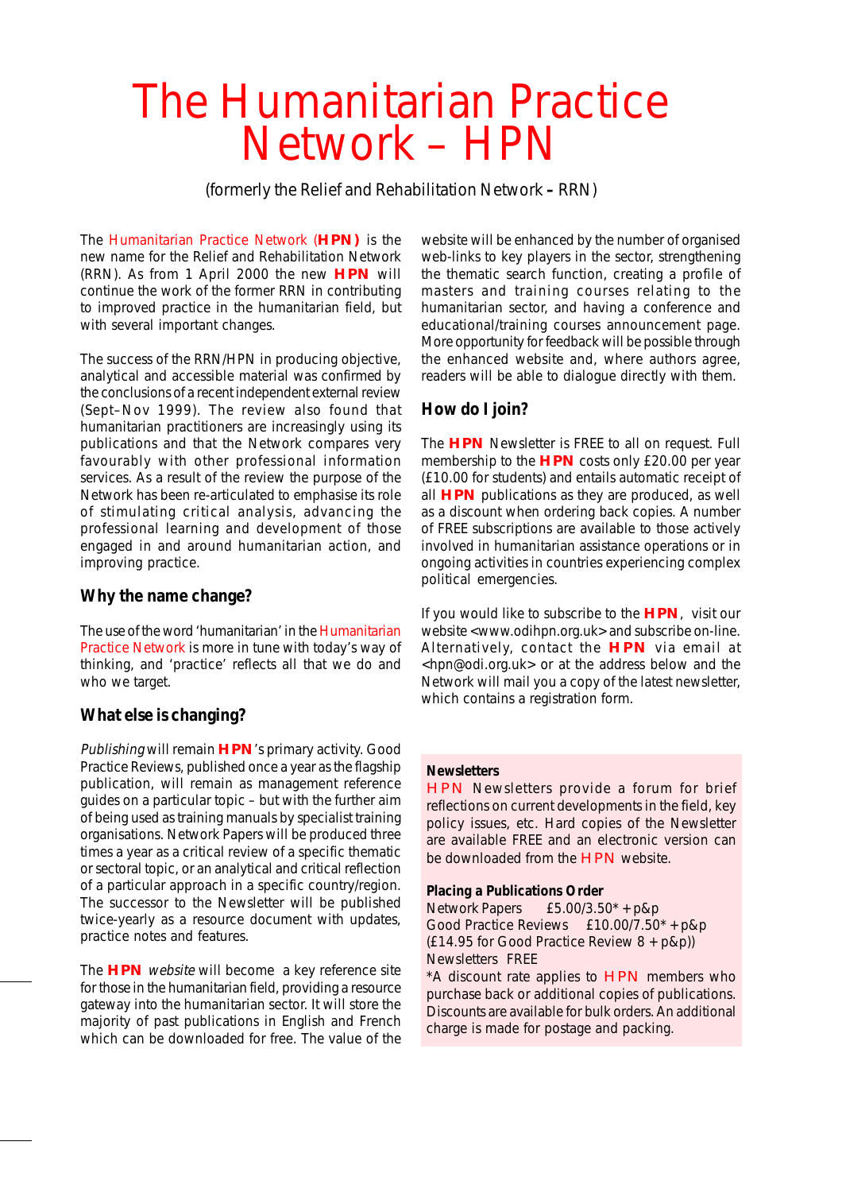# The Humanitarian Practice Network – HPN

(formerly the Relief and Rehabilitation Network – RRN)

The Humanitarian Practice Network (**HPN**) is the new name for the Relief and Rehabilitation Network (RRN). As from 1 April 2000 the new **HPN** will continue the work of the former RRN in contributing to improved practice in the humanitarian field, but with several important changes.

The success of the RRN/HPN in producing objective, analytical and accessible material was confirmed by the conclusions of a recent independent external review (Sept–Nov 1999). The review also found that humanitarian practitioners are increasingly using its publications and that the Network compares very favourably with other professional information services. As a result of the review the purpose of the Network has been re-articulated to emphasise its role of stimulating critical analysis, advancing the professional learning and development of those engaged in and around humanitarian action, and improving practice.

### Why the name change?

The use of the word 'humanitarian' in the Humanitarian Practice Network is more in tune with today's way of thinking, and 'practice' reflects all that we do and who we target.

### What else is changing?

*Publishing* will remain **HPN**'s primary activity. Good Practice Reviews, published once a year as the flagship publication, will remain as management reference guides on a particular topic – but with the further aim of being used as training manuals by specialist training organisations. Network Papers will be produced three times a year as a critical review of a specific thematic or sectoral topic, or an analytical and critical reflection of a particular approach in a specific country/region. The successor to the Newsletter will be published twice-yearly as a resource document with updates, practice notes and features.

The **HPN** *website* will become a key reference site for those in the humanitarian field, providing a resource gateway into the humanitarian sector. It will store the majority of past publications in English and French which can be downloaded for free. The value of the website will be enhanced by the number of organised web-links to key players in the sector, strengthening the thematic search function, creating a profile of masters and training courses relating to the humanitarian sector, and having a conference and educational/training courses announcement page. More opportunity for feedback will be possible through the enhanced website and, where authors agree, readers will be able to dialogue directly with them.

### How do I join?

The **HPN** Newsletter is FREE to all on request. Full membership to the **HPN** costs only £20.00 per year (£10.00 for students) and entails automatic receipt of all **HPN** publications as they are produced, as well as a discount when ordering back copies. A number of FREE subscriptions are available to those actively involved in humanitarian assistance operations or in ongoing activities in countries experiencing complex political emergencies.

If you would like to subscribe to the **HPN**, visit our website <www.odihpn.org.uk> and subscribe on-line. Alternatively, contact the **HPN** via email at <hpn@odi.org.uk> or at the address below and the Network will mail you a copy of the latest newsletter, which contains a registration form.

**Newsletters**
HPN Newsletters provide a forum for brief reflections on current developments in the field, key policy issues, etc. Hard copies of the Newsletter are available FREE and an electronic version can be downloaded from the HPN website.

**Placing a Publications Order**
Network Papers £5.00/3.50* + p&p
Good Practice Reviews £10.00/7.50* + p&p
(£14.95 for Good Practice Review 8 + p&p))
Newsletters FREE
*A discount rate applies to HPN members who purchase back or additional copies of publications. Discounts are available for bulk orders. An additional charge is made for postage and packing.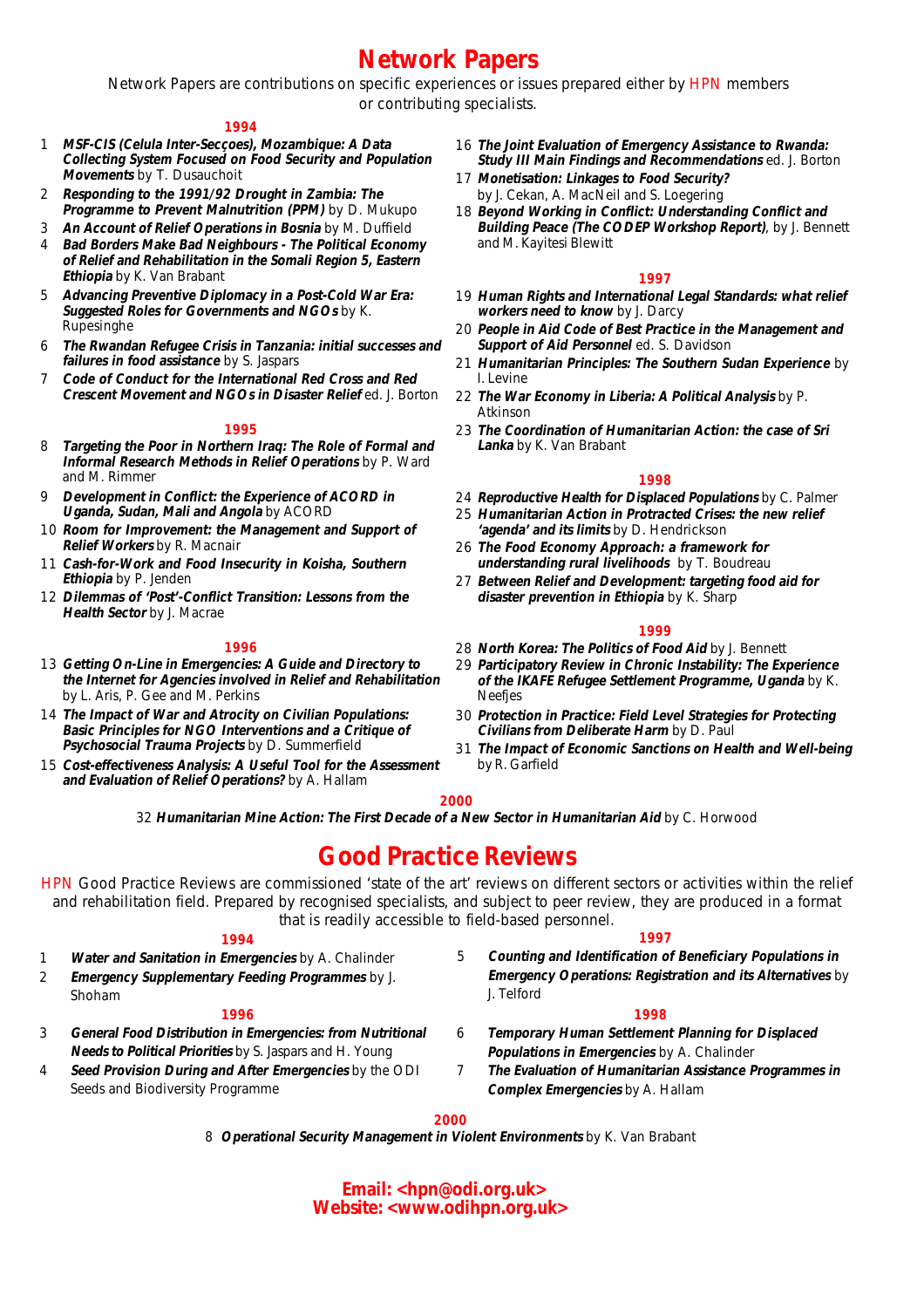# Network Papers

Network Papers are contributions on specific experiences or issues prepared either by HPN members or contributing specialists.

**1994**

1. ***MSF-CIS (Celula Inter-Secçoes), Mozambique: A Data Collecting System Focused on Food Security and Population Movements*** by T. Dusauchoit
2. ***Responding to the 1991/92 Drought in Zambia: The Programme to Prevent Malnutrition (PPM)*** by D. Mukupo
3. ***An Account of Relief Operations in Bosnia*** by M. Duffield
4. ***Bad Borders Make Bad Neighbours - The Political Economy of Relief and Rehabilitation in the Somali Region 5, Eastern Ethiopia*** by K. Van Brabant
5. ***Advancing Preventive Diplomacy in a Post-Cold War Era: Suggested Roles for Governments and NGOs*** by K. Rupesinghe
6. ***The Rwandan Refugee Crisis in Tanzania: initial successes and failures in food assistance*** by S. Jaspars
7. ***Code of Conduct for the International Red Cross and Red Crescent Movement and NGOs in Disaster Relief*** ed. J. Borton

**1995**

8. ***Targeting the Poor in Northern Iraq: The Role of Formal and Informal Research Methods in Relief Operations*** by P. Ward and M. Rimmer
9. ***Development in Conflict: the Experience of ACORD in Uganda, Sudan, Mali and Angola*** by ACORD
10. ***Room for Improvement: the Management and Support of Relief Workers*** by R. Macnair
11. ***Cash-for-Work and Food Insecurity in Koisha, Southern Ethiopia*** by P. Jenden
12. ***Dilemmas of 'Post'-Conflict Transition: Lessons from the Health Sector*** by J. Macrae

**1996**

13. ***Getting On-Line in Emergencies: A Guide and Directory to the Internet for Agencies involved in Relief and Rehabilitation*** by L. Aris, P. Gee and M. Perkins
14. ***The Impact of War and Atrocity on Civilian Populations: Basic Principles for NGO Interventions and a Critique of Psychosocial Trauma Projects*** by D. Summerfield
15. ***Cost-effectiveness Analysis: A Useful Tool for the Assessment and Evaluation of Relief Operations?*** by A. Hallam
16. ***The Joint Evaluation of Emergency Assistance to Rwanda: Study III Main Findings and Recommendations*** ed. J. Borton
17. ***Monetisation: Linkages to Food Security?*** by J. Cekan, A. MacNeil and S. Loegering
18. ***Beyond Working in Conflict: Understanding Conflict and Building Peace (The CODEP Workshop Report)***, by J. Bennett and M. Kayitesi Blewitt

**1997**

19. ***Human Rights and International Legal Standards: what relief workers need to know*** by J. Darcy
20. ***People in Aid Code of Best Practice in the Management and Support of Aid Personnel*** ed. S. Davidson
21. ***Humanitarian Principles: The Southern Sudan Experience*** by I. Levine
22. ***The War Economy in Liberia: A Political Analysis*** by P. Atkinson
23. ***The Coordination of Humanitarian Action: the case of Sri Lanka*** by K. Van Brabant

**1998**

24. ***Reproductive Health for Displaced Populations*** by C. Palmer
25. ***Humanitarian Action in Protracted Crises: the new relief 'agenda' and its limits*** by D. Hendrickson
26. ***The Food Economy Approach: a framework for understanding rural livelihoods*** by T. Boudreau
27. ***Between Relief and Development: targeting food aid for disaster prevention in Ethiopia*** by K. Sharp

**1999**

28. ***North Korea: The Politics of Food Aid*** by J. Bennett
29. ***Participatory Review in Chronic Instability: The Experience of the IKAFE Refugee Settlement Programme, Uganda*** by K. Neefjes
30. ***Protection in Practice: Field Level Strategies for Protecting Civilians from Deliberate Harm*** by D. Paul
31. ***The Impact of Economic Sanctions on Health and Well-being*** by R. Garfield

**2000**

32. ***Humanitarian Mine Action: The First Decade of a New Sector in Humanitarian Aid*** by C. Horwood

# Good Practice Reviews

HPN Good Practice Reviews are commissioned 'state of the art' reviews on different sectors or activities within the relief and rehabilitation field. Prepared by recognised specialists, and subject to peer review, they are produced in a format that is readily accessible to field-based personnel.

**1994**

1. ***Water and Sanitation in Emergencies*** by A. Chalinder
2. ***Emergency Supplementary Feeding Programmes*** by J. Shoham

**1996**

3. ***General Food Distribution in Emergencies: from Nutritional Needs to Political Priorities*** by S. Jaspars and H. Young
4. ***Seed Provision During and After Emergencies*** by the ODI Seeds and Biodiversity Programme

**1997**

5. ***Counting and Identification of Beneficiary Populations in Emergency Operations: Registration and its Alternatives*** by J. Telford

**1998**

6. ***Temporary Human Settlement Planning for Displaced Populations in Emergencies*** by A. Chalinder
7. ***The Evaluation of Humanitarian Assistance Programmes in Complex Emergencies*** by A. Hallam

**2000**

8. ***Operational Security Management in Violent Environments*** by K. Van Brabant

**Email: <hpn@odi.org.uk>**
**Website: <www.odihpn.org.uk>**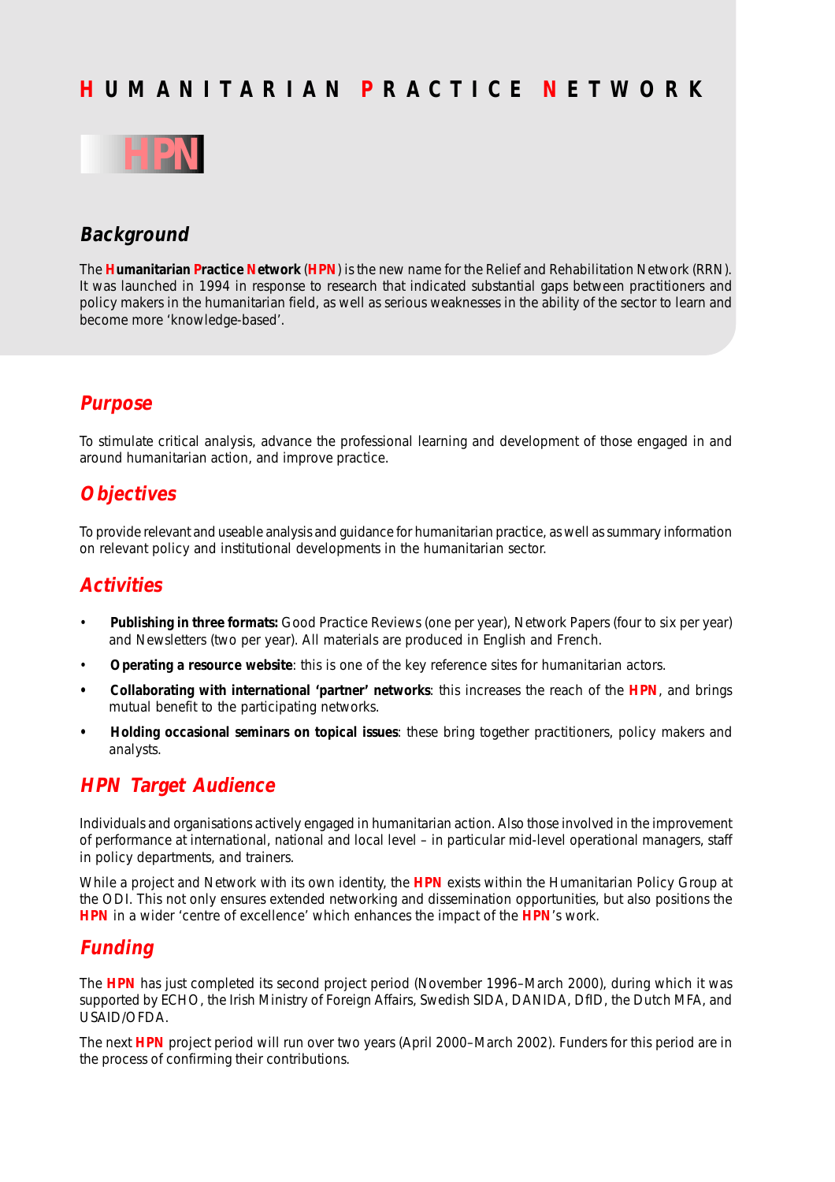# HUMANITARIAN PRACTICE NETWORK

**HPN**

## Background

The **Humanitarian Practice Network** (**HPN**) is the new name for the Relief and Rehabilitation Network (RRN). It was launched in 1994 in response to research that indicated substantial gaps between practitioners and policy makers in the humanitarian field, as well as serious weaknesses in the ability of the sector to learn and become more 'knowledge-based'.

## Purpose

To stimulate critical analysis, advance the professional learning and development of those engaged in and around humanitarian action, and improve practice.

## Objectives

To provide relevant and useable analysis and guidance for humanitarian practice, as well as summary information on relevant policy and institutional developments in the humanitarian sector.

## Activities

- **Publishing in three formats:** Good Practice Reviews (one per year), Network Papers (four to six per year) and Newsletters (two per year). All materials are produced in English and French.
- **Operating a resource website**: this is one of the key reference sites for humanitarian actors.
- **Collaborating with international 'partner' networks**: this increases the reach of the **HPN**, and brings mutual benefit to the participating networks.
- **Holding occasional seminars on topical issues**: these bring together practitioners, policy makers and analysts.

## HPN Target Audience

Individuals and organisations actively engaged in humanitarian action. Also those involved in the improvement of performance at international, national and local level – in particular mid-level operational managers, staff in policy departments, and trainers.

While a project and Network with its own identity, the **HPN** exists within the Humanitarian Policy Group at the ODI. This not only ensures extended networking and dissemination opportunities, but also positions the **HPN** in a wider 'centre of excellence' which enhances the impact of the **HPN**'s work.

## Funding

The **HPN** has just completed its second project period (November 1996–March 2000), during which it was supported by ECHO, the Irish Ministry of Foreign Affairs, Swedish SIDA, DANIDA, DfID, the Dutch MFA, and USAID/OFDA.

The next **HPN** project period will run over two years (April 2000–March 2002). Funders for this period are in the process of confirming their contributions.